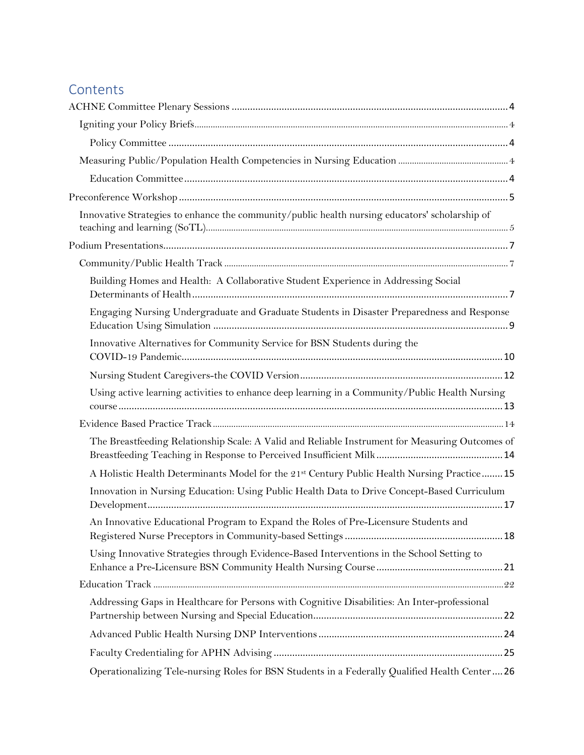# Contents

ACHNE Committee Plenary Sessions .......... 4

- Igniting your Policy Briefs .......... 4
  - Policy Committee .......... 4
- Measuring Public/Population Health Competencies in Nursing Education .......... 4
  - Education Committee .......... 4

Preconference Workshop .......... 5

- Innovative Strategies to enhance the community/public health nursing educators' scholarship of teaching and learning (SoTL) .......... 5

Podium Presentations .......... 7

- Community/Public Health Track .......... 7
  - Building Homes and Health: A Collaborative Student Experience in Addressing Social Determinants of Health .......... 7
  - Engaging Nursing Undergraduate and Graduate Students in Disaster Preparedness and Response Education Using Simulation .......... 9
  - Innovative Alternatives for Community Service for BSN Students during the COVID-19 Pandemic .......... 10
  - Nursing Student Caregivers-the COVID Version .......... 12
  - Using active learning activities to enhance deep learning in a Community/Public Health Nursing course .......... 13
- Evidence Based Practice Track .......... 14
  - The Breastfeeding Relationship Scale: A Valid and Reliable Instrument for Measuring Outcomes of Breastfeeding Teaching in Response to Perceived Insufficient Milk .......... 14
  - A Holistic Health Determinants Model for the 21st Century Public Health Nursing Practice .......... 15
  - Innovation in Nursing Education: Using Public Health Data to Drive Concept-Based Curriculum Development .......... 17
  - An Innovative Educational Program to Expand the Roles of Pre-Licensure Students and Registered Nurse Preceptors in Community-based Settings .......... 18
  - Using Innovative Strategies through Evidence-Based Interventions in the School Setting to Enhance a Pre-Licensure BSN Community Health Nursing Course .......... 21
- Education Track .......... 22
  - Addressing Gaps in Healthcare for Persons with Cognitive Disabilities: An Inter-professional Partnership between Nursing and Special Education .......... 22
  - Advanced Public Health Nursing DNP Interventions .......... 24
  - Faculty Credentialing for APHN Advising .......... 25
  - Operationalizing Tele-nursing Roles for BSN Students in a Federally Qualified Health Center .......... 26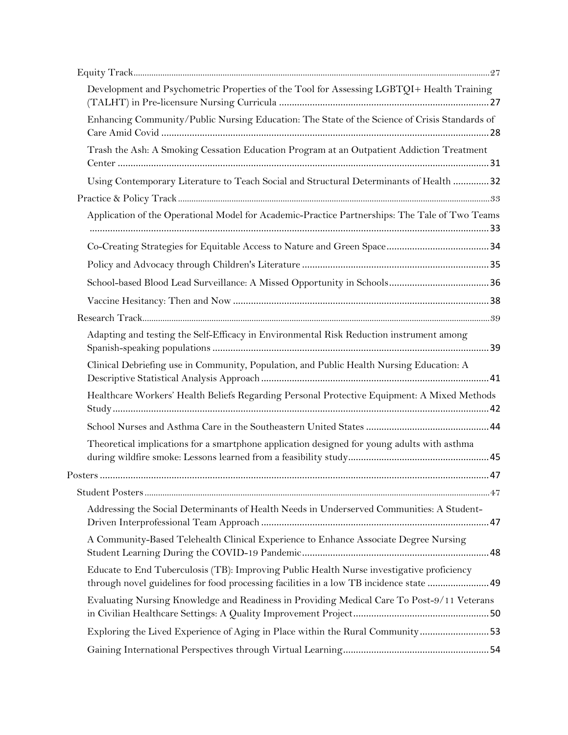Equity Track ........................................................................................................................................................ 27

Development and Psychometric Properties of the Tool for Assessing LGBTQI+ Health Training (TALHT) in Pre-licensure Nursing Curricula ........................................................................ 27

Enhancing Community/Public Nursing Education: The State of the Science of Crisis Standards of Care Amid Covid ........................................................................................................................ 28

Trash the Ash: A Smoking Cessation Education Program at an Outpatient Addiction Treatment Center ........................................................................................................................................... 31

Using Contemporary Literature to Teach Social and Structural Determinants of Health ............. 32

Practice & Policy Track ........................................................................................................................................ 33

Application of the Operational Model for Academic-Practice Partnerships: The Tale of Two Teams ........................................................................................................................................................ 33

Co-Creating Strategies for Equitable Access to Nature and Green Space ...................................... 34

Policy and Advocacy through Children's Literature ........................................................................ 35

School-based Blood Lead Surveillance: A Missed Opportunity in Schools ...................................... 36

Vaccine Hesitancy: Then and Now ................................................................................................. 38

Research Track ...................................................................................................................................................... 39

Adapting and testing the Self-Efficacy in Environmental Risk Reduction instrument among Spanish-speaking populations ........................................................................................................ 39

Clinical Debriefing use in Community, Population, and Public Health Nursing Education: A Descriptive Statistical Analysis Approach ...................................................................................... 41

Healthcare Workers' Health Beliefs Regarding Personal Protective Equipment: A Mixed Methods Study .............................................................................................................................................. 42

School Nurses and Asthma Care in the Southeastern United States ............................................... 44

Theoretical implications for a smartphone application designed for young adults with asthma during wildfire smoke: Lessons learned from a feasibility study ..................................................... 45

Posters ............................................................................................................................................................ 47

Student Posters .................................................................................................................................................... 47

Addressing the Social Determinants of Health Needs in Underserved Communities: A Student-Driven Interprofessional Team Approach ...................................................................................... 47

A Community-Based Telehealth Clinical Experience to Enhance Associate Degree Nursing Student Learning During the COVID-19 Pandemic ........................................................................ 48

Educate to End Tuberculosis (TB): Improving Public Health Nurse investigative proficiency through novel guidelines for food processing facilities in a low TB incidence state ....................... 49

Evaluating Nursing Knowledge and Readiness in Providing Medical Care To Post-9/11 Veterans in Civilian Healthcare Settings: A Quality Improvement Project .................................................... 50

Exploring the Lived Experience of Aging in Place within the Rural Community .......................... 53

Gaining International Perspectives through Virtual Learning ........................................................ 54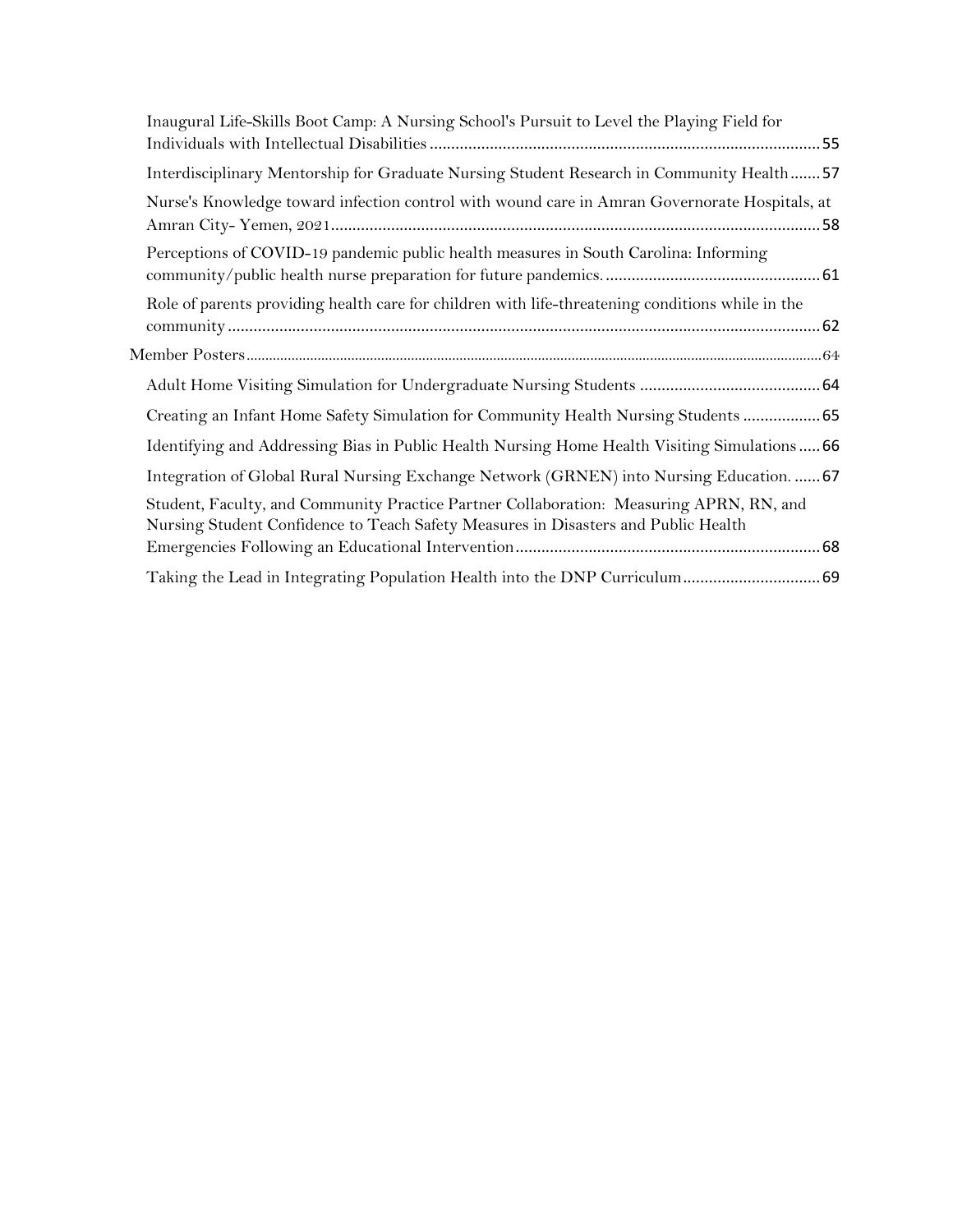Inaugural Life-Skills Boot Camp: A Nursing School's Pursuit to Level the Playing Field for Individuals with Intellectual Disabilities ........................................................................................ 55

Interdisciplinary Mentorship for Graduate Nursing Student Research in Community Health ....... 57

Nurse's Knowledge toward infection control with wound care in Amran Governorate Hospitals, at Amran City- Yemen, 2021 ................................................................................................................ 58

Perceptions of COVID-19 pandemic public health measures in South Carolina: Informing community/public health nurse preparation for future pandemics. ................................................. 61

Role of parents providing health care for children with life-threatening conditions while in the community ........................................................................................................................................ 62

Member Posters ................................................................................................................................ 64

Adult Home Visiting Simulation for Undergraduate Nursing Students .......................................... 64

Creating an Infant Home Safety Simulation for Community Health Nursing Students .................. 65

Identifying and Addressing Bias in Public Health Nursing Home Health Visiting Simulations ..... 66

Integration of Global Rural Nursing Exchange Network (GRNEN) into Nursing Education. ....... 67

Student, Faculty, and Community Practice Partner Collaboration: Measuring APRN, RN, and Nursing Student Confidence to Teach Safety Measures in Disasters and Public Health Emergencies Following an Educational Intervention ...................................................................... 68

Taking the Lead in Integrating Population Health into the DNP Curriculum ............................... 69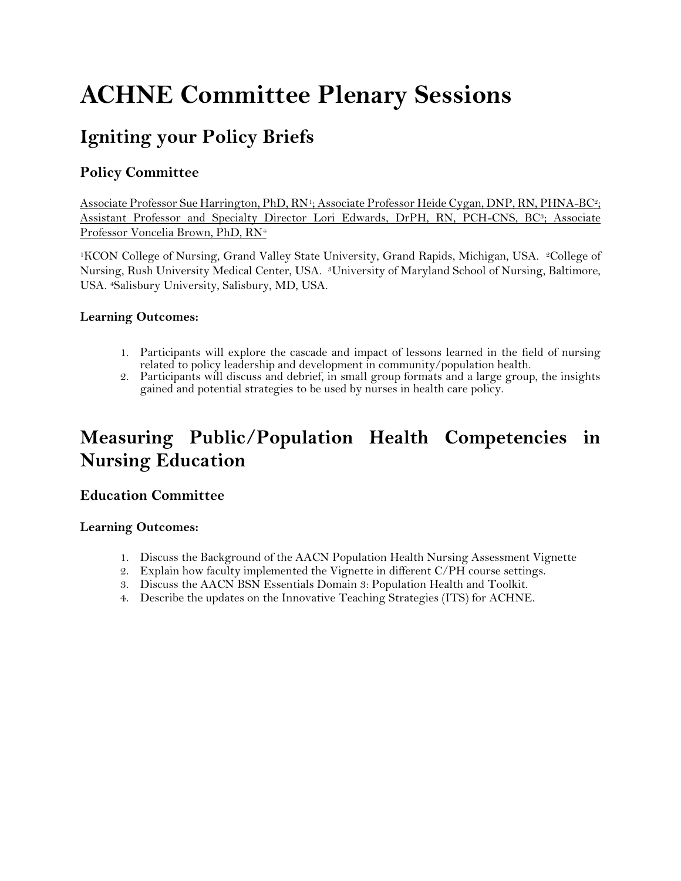# ACHNE Committee Plenary Sessions

## Igniting your Policy Briefs

### Policy Committee

Associate Professor Sue Harrington, PhD, RN[1]; Associate Professor Heide Cygan, DNP, RN, PHNA-BC[2]; Assistant Professor and Specialty Director Lori Edwards, DrPH, RN, PCH-CNS, BC[3]; Associate Professor Voncelia Brown, PhD, RN[4]

[1]KCON College of Nursing, Grand Valley State University, Grand Rapids, Michigan, USA. [2]College of Nursing, Rush University Medical Center, USA. [3]University of Maryland School of Nursing, Baltimore, USA. [4]Salisbury University, Salisbury, MD, USA.

**Learning Outcomes:**

1. Participants will explore the cascade and impact of lessons learned in the field of nursing related to policy leadership and development in community/population health.
2. Participants will discuss and debrief, in small group formats and a large group, the insights gained and potential strategies to be used by nurses in health care policy.

## Measuring Public/Population Health Competencies in Nursing Education

### Education Committee

**Learning Outcomes:**

1. Discuss the Background of the AACN Population Health Nursing Assessment Vignette
2. Explain how faculty implemented the Vignette in different C/PH course settings.
3. Discuss the AACN BSN Essentials Domain 3: Population Health and Toolkit.
4. Describe the updates on the Innovative Teaching Strategies (ITS) for ACHNE.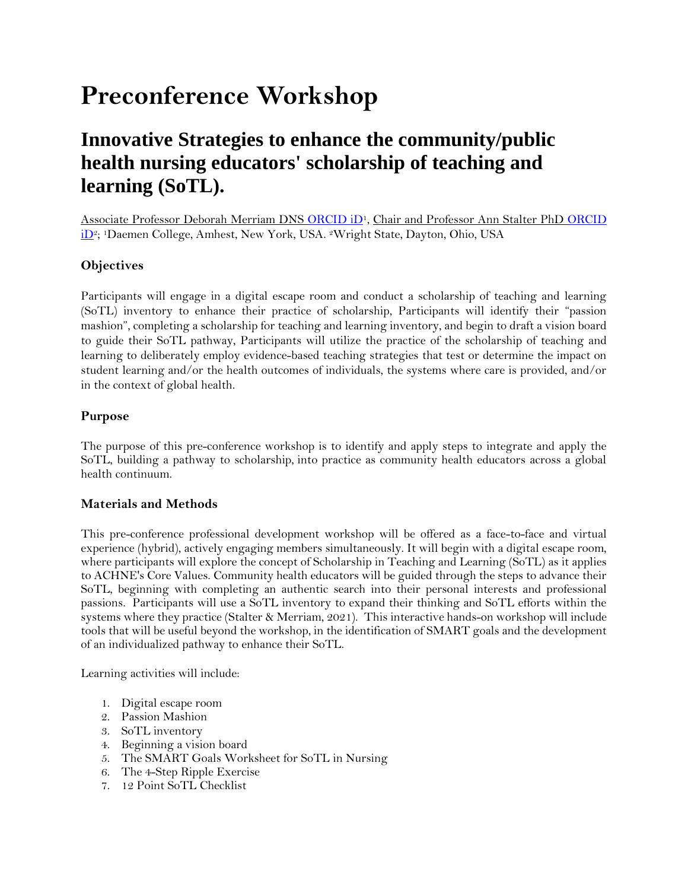# Preconference Workshop

## Innovative Strategies to enhance the community/public health nursing educators' scholarship of teaching and learning (SoTL).

Associate Professor Deborah Merriam DNS ORCID iD[1], Chair and Professor Ann Stalter PhD ORCID iD[2]; [1]Daemen College, Amhest, New York, USA. [2]Wright State, Dayton, Ohio, USA

### Objectives

Participants will engage in a digital escape room and conduct a scholarship of teaching and learning (SoTL) inventory to enhance their practice of scholarship, Participants will identify their "passion mashion", completing a scholarship for teaching and learning inventory, and begin to draft a vision board to guide their SoTL pathway, Participants will utilize the practice of the scholarship of teaching and learning to deliberately employ evidence-based teaching strategies that test or determine the impact on student learning and/or the health outcomes of individuals, the systems where care is provided, and/or in the context of global health.

### Purpose

The purpose of this pre-conference workshop is to identify and apply steps to integrate and apply the SoTL, building a pathway to scholarship, into practice as community health educators across a global health continuum.

### Materials and Methods

This pre-conference professional development workshop will be offered as a face-to-face and virtual experience (hybrid), actively engaging members simultaneously. It will begin with a digital escape room, where participants will explore the concept of Scholarship in Teaching and Learning (SoTL) as it applies to ACHNE's Core Values. Community health educators will be guided through the steps to advance their SoTL, beginning with completing an authentic search into their personal interests and professional passions. Participants will use a SoTL inventory to expand their thinking and SoTL efforts within the systems where they practice (Stalter & Merriam, 2021). This interactive hands-on workshop will include tools that will be useful beyond the workshop, in the identification of SMART goals and the development of an individualized pathway to enhance their SoTL.

Learning activities will include:

1. Digital escape room
2. Passion Mashion
3. SoTL inventory
4. Beginning a vision board
5. The SMART Goals Worksheet for SoTL in Nursing
6. The 4-Step Ripple Exercise
7. 12 Point SoTL Checklist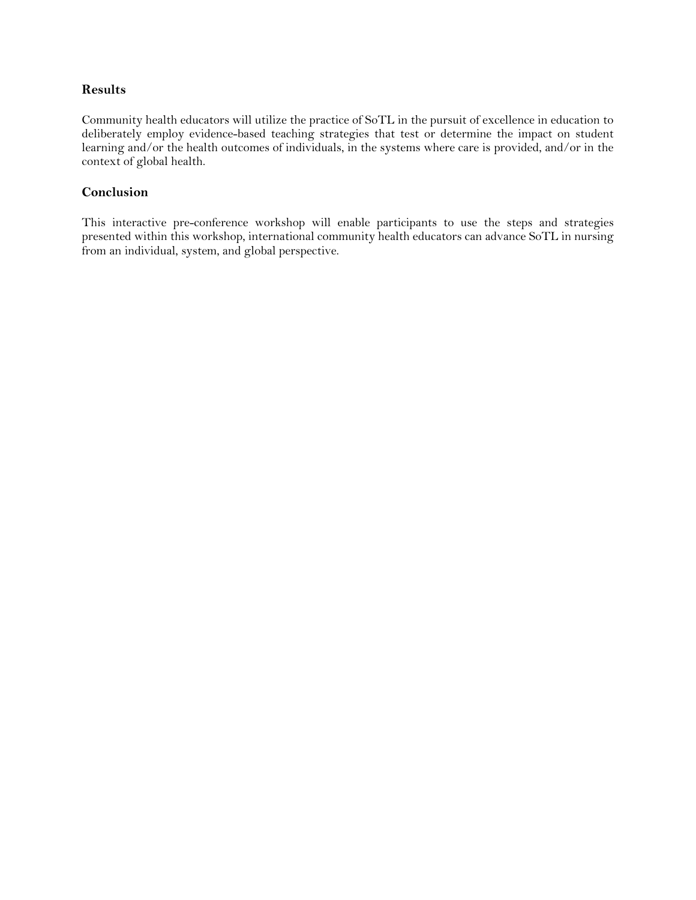## Results

Community health educators will utilize the practice of SoTL in the pursuit of excellence in education to deliberately employ evidence-based teaching strategies that test or determine the impact on student learning and/or the health outcomes of individuals, in the systems where care is provided, and/or in the context of global health.

## Conclusion

This interactive pre-conference workshop will enable participants to use the steps and strategies presented within this workshop, international community health educators can advance SoTL in nursing from an individual, system, and global perspective.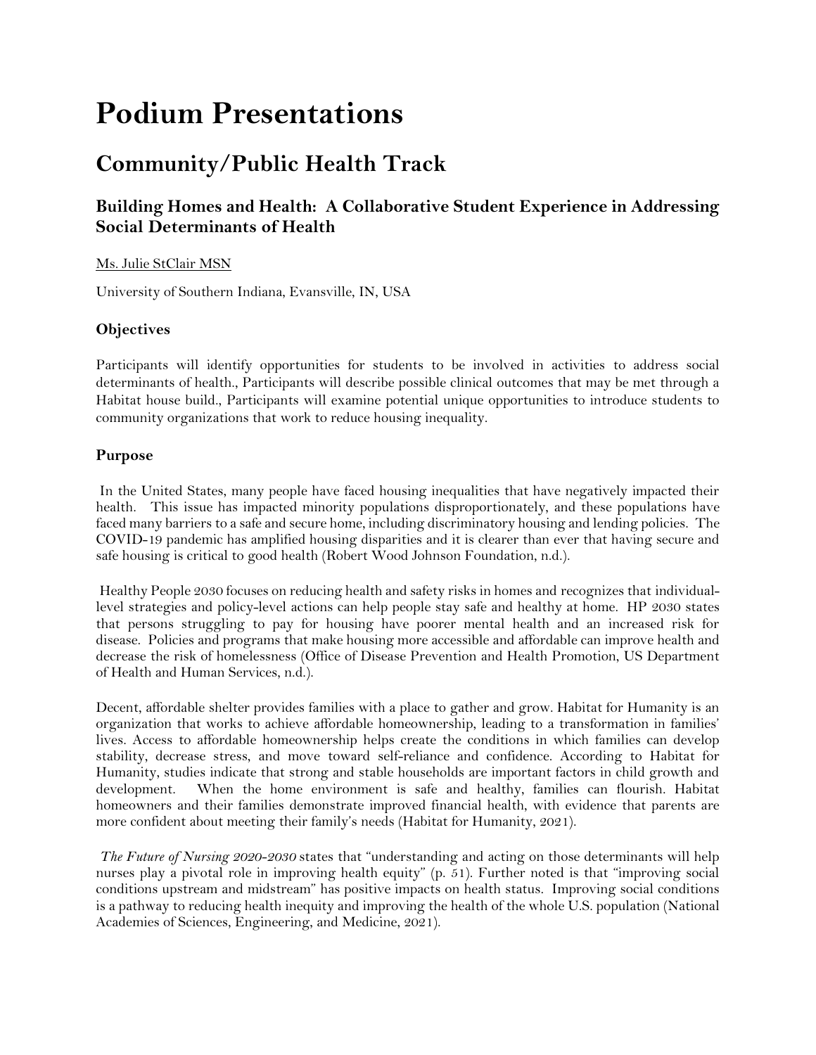# Podium Presentations

## Community/Public Health Track

### Building Homes and Health: A Collaborative Student Experience in Addressing Social Determinants of Health

Ms. Julie StClair MSN

University of Southern Indiana, Evansville, IN, USA

#### Objectives

Participants will identify opportunities for students to be involved in activities to address social determinants of health., Participants will describe possible clinical outcomes that may be met through a Habitat house build., Participants will examine potential unique opportunities to introduce students to community organizations that work to reduce housing inequality.

#### Purpose

In the United States, many people have faced housing inequalities that have negatively impacted their health. This issue has impacted minority populations disproportionately, and these populations have faced many barriers to a safe and secure home, including discriminatory housing and lending policies. The COVID-19 pandemic has amplified housing disparities and it is clearer than ever that having secure and safe housing is critical to good health (Robert Wood Johnson Foundation, n.d.).

Healthy People 2030 focuses on reducing health and safety risks in homes and recognizes that individual-level strategies and policy-level actions can help people stay safe and healthy at home. HP 2030 states that persons struggling to pay for housing have poorer mental health and an increased risk for disease. Policies and programs that make housing more accessible and affordable can improve health and decrease the risk of homelessness (Office of Disease Prevention and Health Promotion, US Department of Health and Human Services, n.d.).

Decent, affordable shelter provides families with a place to gather and grow. Habitat for Humanity is an organization that works to achieve affordable homeownership, leading to a transformation in families' lives. Access to affordable homeownership helps create the conditions in which families can develop stability, decrease stress, and move toward self-reliance and confidence. According to Habitat for Humanity, studies indicate that strong and stable households are important factors in child growth and development. When the home environment is safe and healthy, families can flourish. Habitat homeowners and their families demonstrate improved financial health, with evidence that parents are more confident about meeting their family's needs (Habitat for Humanity, 2021).

*The Future of Nursing 2020-2030* states that "understanding and acting on those determinants will help nurses play a pivotal role in improving health equity" (p. 51). Further noted is that "improving social conditions upstream and midstream" has positive impacts on health status. Improving social conditions is a pathway to reducing health inequity and improving the health of the whole U.S. population (National Academies of Sciences, Engineering, and Medicine, 2021).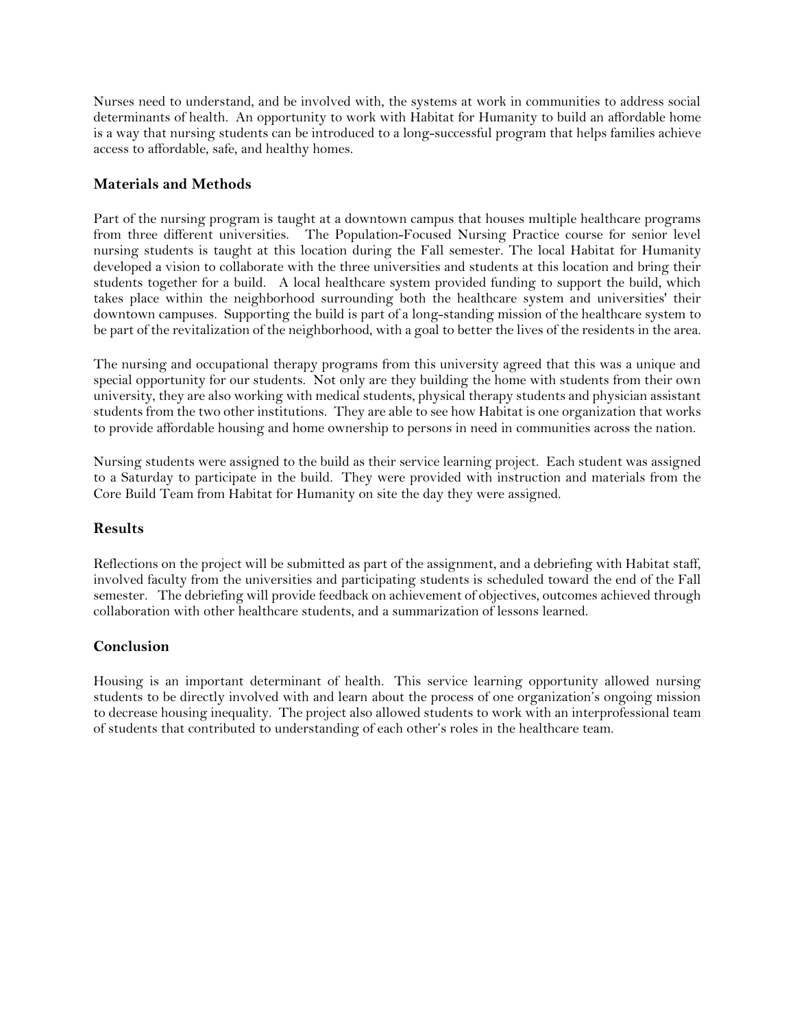Nurses need to understand, and be involved with, the systems at work in communities to address social determinants of health. An opportunity to work with Habitat for Humanity to build an affordable home is a way that nursing students can be introduced to a long-successful program that helps families achieve access to affordable, safe, and healthy homes.

## Materials and Methods

Part of the nursing program is taught at a downtown campus that houses multiple healthcare programs from three different universities. The Population-Focused Nursing Practice course for senior level nursing students is taught at this location during the Fall semester. The local Habitat for Humanity developed a vision to collaborate with the three universities and students at this location and bring their students together for a build. A local healthcare system provided funding to support the build, which takes place within the neighborhood surrounding both the healthcare system and universities' their downtown campuses. Supporting the build is part of a long-standing mission of the healthcare system to be part of the revitalization of the neighborhood, with a goal to better the lives of the residents in the area.

The nursing and occupational therapy programs from this university agreed that this was a unique and special opportunity for our students. Not only are they building the home with students from their own university, they are also working with medical students, physical therapy students and physician assistant students from the two other institutions. They are able to see how Habitat is one organization that works to provide affordable housing and home ownership to persons in need in communities across the nation.

Nursing students were assigned to the build as their service learning project. Each student was assigned to a Saturday to participate in the build. They were provided with instruction and materials from the Core Build Team from Habitat for Humanity on site the day they were assigned.

## Results

Reflections on the project will be submitted as part of the assignment, and a debriefing with Habitat staff, involved faculty from the universities and participating students is scheduled toward the end of the Fall semester. The debriefing will provide feedback on achievement of objectives, outcomes achieved through collaboration with other healthcare students, and a summarization of lessons learned.

## Conclusion

Housing is an important determinant of health. This service learning opportunity allowed nursing students to be directly involved with and learn about the process of one organization's ongoing mission to decrease housing inequality. The project also allowed students to work with an interprofessional team of students that contributed to understanding of each other's roles in the healthcare team.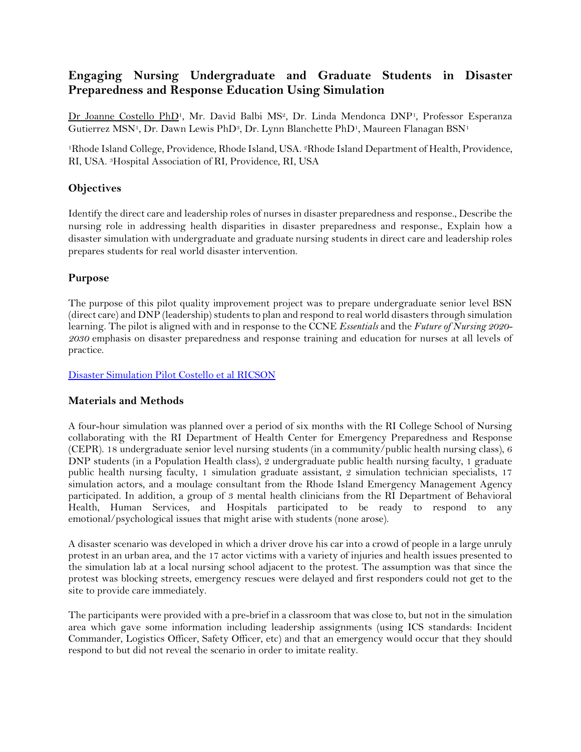# Engaging Nursing Undergraduate and Graduate Students in Disaster Preparedness and Response Education Using Simulation

Dr Joanne Costello PhD[1], Mr. David Balbi MS[2], Dr. Linda Mendonca DNP[1], Professor Esperanza Gutierrez MSN[1], Dr. Dawn Lewis PhD[3], Dr. Lynn Blanchette PhD[1], Maureen Flanagan BSN[1]

[1]Rhode Island College, Providence, Rhode Island, USA. [2]Rhode Island Department of Health, Providence, RI, USA. [3]Hospital Association of RI, Providence, RI, USA

## Objectives

Identify the direct care and leadership roles of nurses in disaster preparedness and response., Describe the nursing role in addressing health disparities in disaster preparedness and response., Explain how a disaster simulation with undergraduate and graduate nursing students in direct care and leadership roles prepares students for real world disaster intervention.

## Purpose

The purpose of this pilot quality improvement project was to prepare undergraduate senior level BSN (direct care) and DNP (leadership) students to plan and respond to real world disasters through simulation learning. The pilot is aligned with and in response to the CCNE *Essentials* and the *Future of Nursing 2020-2030* emphasis on disaster preparedness and response training and education for nurses at all levels of practice.

[Disaster Simulation Pilot Costello et al RICSON]

## Materials and Methods

A four-hour simulation was planned over a period of six months with the RI College School of Nursing collaborating with the RI Department of Health Center for Emergency Preparedness and Response (CEPR). 18 undergraduate senior level nursing students (in a community/public health nursing class), 6 DNP students (in a Population Health class), 2 undergraduate public health nursing faculty, 1 graduate public health nursing faculty, 1 simulation graduate assistant, 2 simulation technician specialists, 17 simulation actors, and a moulage consultant from the Rhode Island Emergency Management Agency participated. In addition, a group of 3 mental health clinicians from the RI Department of Behavioral Health, Human Services, and Hospitals participated to be ready to respond to any emotional/psychological issues that might arise with students (none arose).

A disaster scenario was developed in which a driver drove his car into a crowd of people in a large unruly protest in an urban area, and the 17 actor victims with a variety of injuries and health issues presented to the simulation lab at a local nursing school adjacent to the protest. The assumption was that since the protest was blocking streets, emergency rescues were delayed and first responders could not get to the site to provide care immediately.

The participants were provided with a pre-brief in a classroom that was close to, but not in the simulation area which gave some information including leadership assignments (using ICS standards: Incident Commander, Logistics Officer, Safety Officer, etc) and that an emergency would occur that they should respond to but did not reveal the scenario in order to imitate reality.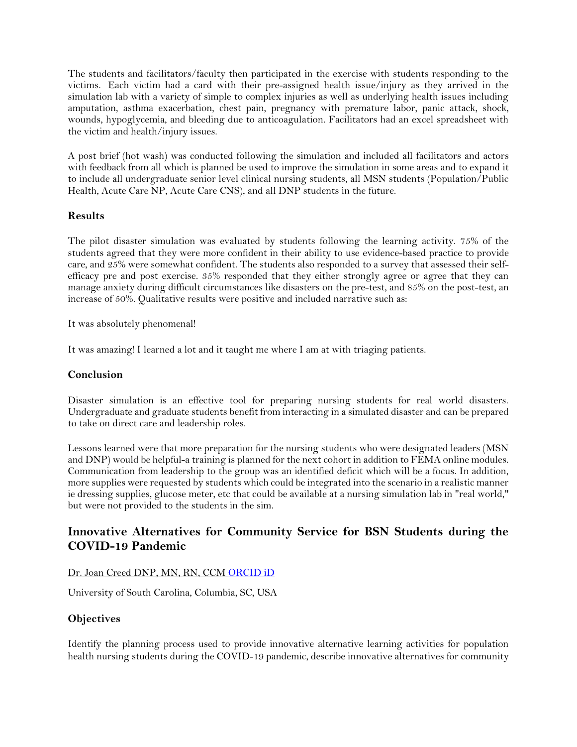The students and facilitators/faculty then participated in the exercise with students responding to the victims. Each victim had a card with their pre-assigned health issue/injury as they arrived in the simulation lab with a variety of simple to complex injuries as well as underlying health issues including amputation, asthma exacerbation, chest pain, pregnancy with premature labor, panic attack, shock, wounds, hypoglycemia, and bleeding due to anticoagulation. Facilitators had an excel spreadsheet with the victim and health/injury issues.

A post brief (hot wash) was conducted following the simulation and included all facilitators and actors with feedback from all which is planned be used to improve the simulation in some areas and to expand it to include all undergraduate senior level clinical nursing students, all MSN students (Population/Public Health, Acute Care NP, Acute Care CNS), and all DNP students in the future.

### Results

The pilot disaster simulation was evaluated by students following the learning activity. 75% of the students agreed that they were more confident in their ability to use evidence-based practice to provide care, and 25% were somewhat confident. The students also responded to a survey that assessed their self-efficacy pre and post exercise. 35% responded that they either strongly agree or agree that they can manage anxiety during difficult circumstances like disasters on the pre-test, and 85% on the post-test, an increase of 50%. Qualitative results were positive and included narrative such as:

It was absolutely phenomenal!

It was amazing! I learned a lot and it taught me where I am at with triaging patients.

### Conclusion

Disaster simulation is an effective tool for preparing nursing students for real world disasters. Undergraduate and graduate students benefit from interacting in a simulated disaster and can be prepared to take on direct care and leadership roles.

Lessons learned were that more preparation for the nursing students who were designated leaders (MSN and DNP) would be helpful-a training is planned for the next cohort in addition to FEMA online modules. Communication from leadership to the group was an identified deficit which will be a focus. In addition, more supplies were requested by students which could be integrated into the scenario in a realistic manner ie dressing supplies, glucose meter, etc that could be available at a nursing simulation lab in "real world," but were not provided to the students in the sim.

## Innovative Alternatives for Community Service for BSN Students during the COVID-19 Pandemic

Dr. Joan Creed DNP, MN, RN, CCM ORCID iD

University of South Carolina, Columbia, SC, USA

### Objectives

Identify the planning process used to provide innovative alternative learning activities for population health nursing students during the COVID-19 pandemic, describe innovative alternatives for community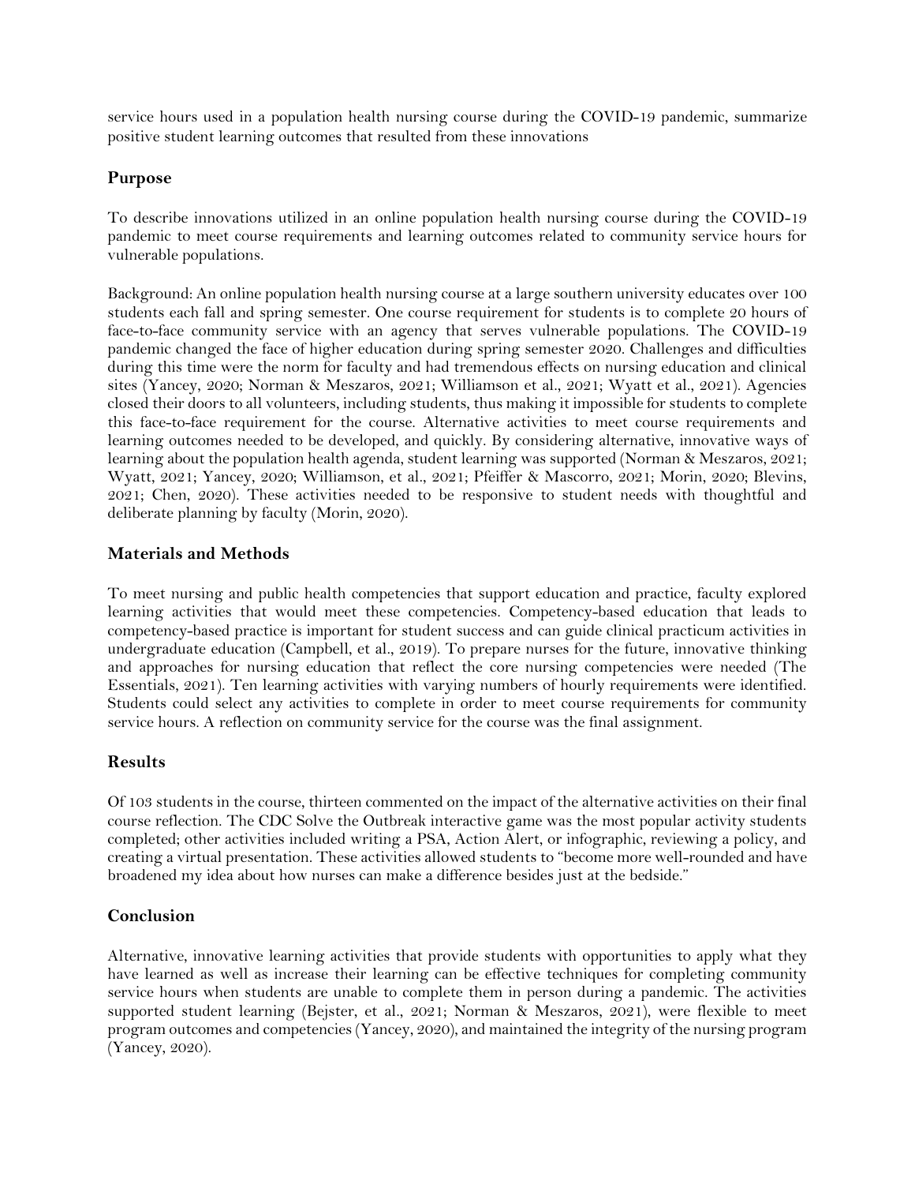service hours used in a population health nursing course during the COVID-19 pandemic, summarize positive student learning outcomes that resulted from these innovations

## Purpose

To describe innovations utilized in an online population health nursing course during the COVID-19 pandemic to meet course requirements and learning outcomes related to community service hours for vulnerable populations.

Background: An online population health nursing course at a large southern university educates over 100 students each fall and spring semester. One course requirement for students is to complete 20 hours of face-to-face community service with an agency that serves vulnerable populations. The COVID-19 pandemic changed the face of higher education during spring semester 2020. Challenges and difficulties during this time were the norm for faculty and had tremendous effects on nursing education and clinical sites (Yancey, 2020; Norman & Meszaros, 2021; Williamson et al., 2021; Wyatt et al., 2021). Agencies closed their doors to all volunteers, including students, thus making it impossible for students to complete this face-to-face requirement for the course. Alternative activities to meet course requirements and learning outcomes needed to be developed, and quickly. By considering alternative, innovative ways of learning about the population health agenda, student learning was supported (Norman & Meszaros, 2021; Wyatt, 2021; Yancey, 2020; Williamson, et al., 2021; Pfeiffer & Mascorro, 2021; Morin, 2020; Blevins, 2021; Chen, 2020). These activities needed to be responsive to student needs with thoughtful and deliberate planning by faculty (Morin, 2020).

## Materials and Methods

To meet nursing and public health competencies that support education and practice, faculty explored learning activities that would meet these competencies. Competency-based education that leads to competency-based practice is important for student success and can guide clinical practicum activities in undergraduate education (Campbell, et al., 2019). To prepare nurses for the future, innovative thinking and approaches for nursing education that reflect the core nursing competencies were needed (The Essentials, 2021). Ten learning activities with varying numbers of hourly requirements were identified. Students could select any activities to complete in order to meet course requirements for community service hours. A reflection on community service for the course was the final assignment.

## Results

Of 103 students in the course, thirteen commented on the impact of the alternative activities on their final course reflection. The CDC Solve the Outbreak interactive game was the most popular activity students completed; other activities included writing a PSA, Action Alert, or infographic, reviewing a policy, and creating a virtual presentation. These activities allowed students to "become more well-rounded and have broadened my idea about how nurses can make a difference besides just at the bedside."

## Conclusion

Alternative, innovative learning activities that provide students with opportunities to apply what they have learned as well as increase their learning can be effective techniques for completing community service hours when students are unable to complete them in person during a pandemic. The activities supported student learning (Bejster, et al., 2021; Norman & Meszaros, 2021), were flexible to meet program outcomes and competencies (Yancey, 2020), and maintained the integrity of the nursing program (Yancey, 2020).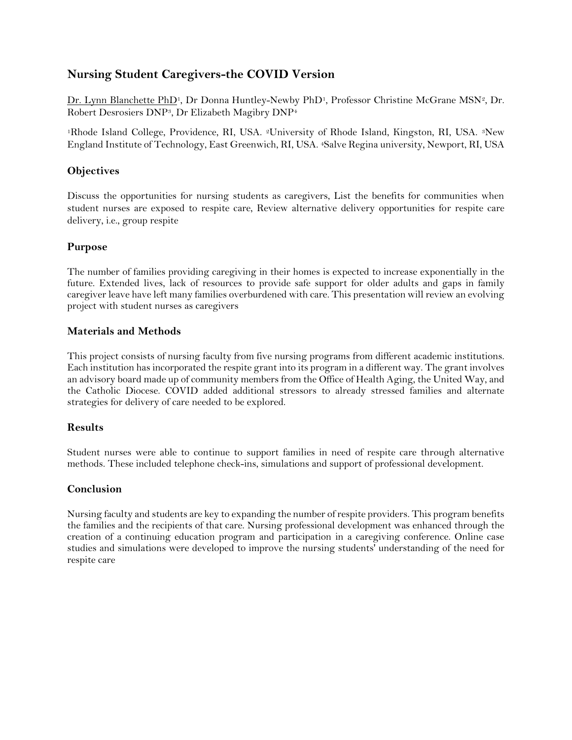# Nursing Student Caregivers-the COVID Version

Dr. Lynn Blanchette PhD[1], Dr Donna Huntley-Newby PhD[1], Professor Christine McGrane MSN[2], Dr. Robert Desrosiers DNP[3], Dr Elizabeth Magibry DNP[4]

[1]Rhode Island College, Providence, RI, USA. [2]University of Rhode Island, Kingston, RI, USA. [3]New England Institute of Technology, East Greenwich, RI, USA. [4]Salve Regina university, Newport, RI, USA

## Objectives

Discuss the opportunities for nursing students as caregivers, List the benefits for communities when student nurses are exposed to respite care, Review alternative delivery opportunities for respite care delivery, i.e., group respite

## Purpose

The number of families providing caregiving in their homes is expected to increase exponentially in the future. Extended lives, lack of resources to provide safe support for older adults and gaps in family caregiver leave have left many families overburdened with care. This presentation will review an evolving project with student nurses as caregivers

## Materials and Methods

This project consists of nursing faculty from five nursing programs from different academic institutions. Each institution has incorporated the respite grant into its program in a different way. The grant involves an advisory board made up of community members from the Office of Health Aging, the United Way, and the Catholic Diocese. COVID added additional stressors to already stressed families and alternate strategies for delivery of care needed to be explored.

## Results

Student nurses were able to continue to support families in need of respite care through alternative methods. These included telephone check-ins, simulations and support of professional development.

## Conclusion

Nursing faculty and students are key to expanding the number of respite providers. This program benefits the families and the recipients of that care. Nursing professional development was enhanced through the creation of a continuing education program and participation in a caregiving conference. Online case studies and simulations were developed to improve the nursing students' understanding of the need for respite care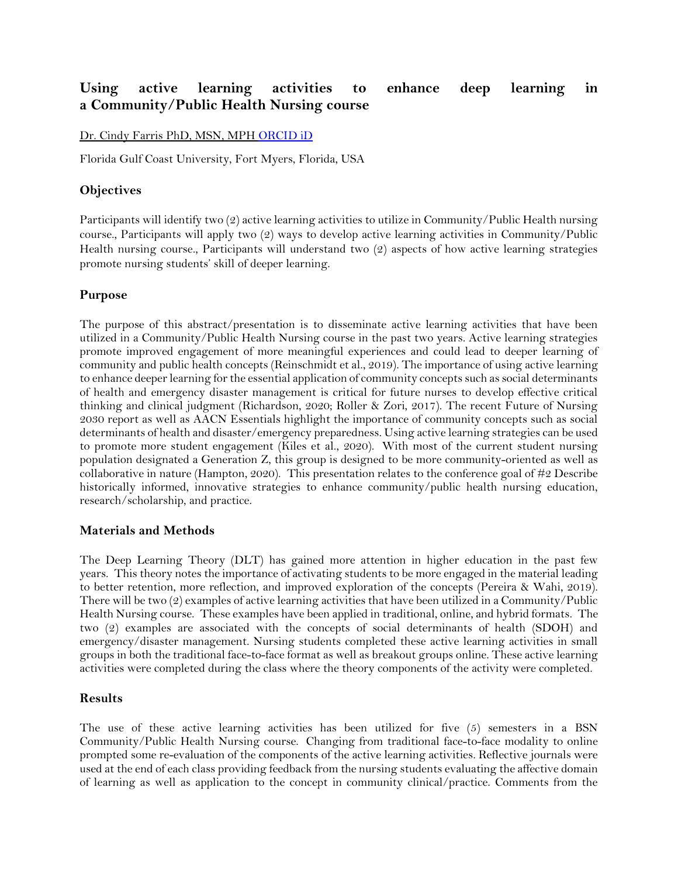## Using active learning activities to enhance deep learning in a Community/Public Health Nursing course

Dr. Cindy Farris PhD, MSN, MPH ORCID iD

Florida Gulf Coast University, Fort Myers, Florida, USA

### Objectives

Participants will identify two (2) active learning activities to utilize in Community/Public Health nursing course., Participants will apply two (2) ways to develop active learning activities in Community/Public Health nursing course., Participants will understand two (2) aspects of how active learning strategies promote nursing students' skill of deeper learning.

### Purpose

The purpose of this abstract/presentation is to disseminate active learning activities that have been utilized in a Community/Public Health Nursing course in the past two years. Active learning strategies promote improved engagement of more meaningful experiences and could lead to deeper learning of community and public health concepts (Reinschmidt et al., 2019). The importance of using active learning to enhance deeper learning for the essential application of community concepts such as social determinants of health and emergency disaster management is critical for future nurses to develop effective critical thinking and clinical judgment (Richardson, 2020; Roller & Zori, 2017). The recent Future of Nursing 2030 report as well as AACN Essentials highlight the importance of community concepts such as social determinants of health and disaster/emergency preparedness. Using active learning strategies can be used to promote more student engagement (Kiles et al., 2020). With most of the current student nursing population designated a Generation Z, this group is designed to be more community-oriented as well as collaborative in nature (Hampton, 2020). This presentation relates to the conference goal of #2 Describe historically informed, innovative strategies to enhance community/public health nursing education, research/scholarship, and practice.

### Materials and Methods

The Deep Learning Theory (DLT) has gained more attention in higher education in the past few years. This theory notes the importance of activating students to be more engaged in the material leading to better retention, more reflection, and improved exploration of the concepts (Pereira & Wahi, 2019). There will be two (2) examples of active learning activities that have been utilized in a Community/Public Health Nursing course. These examples have been applied in traditional, online, and hybrid formats. The two (2) examples are associated with the concepts of social determinants of health (SDOH) and emergency/disaster management. Nursing students completed these active learning activities in small groups in both the traditional face-to-face format as well as breakout groups online. These active learning activities were completed during the class where the theory components of the activity were completed.

### Results

The use of these active learning activities has been utilized for five (5) semesters in a BSN Community/Public Health Nursing course. Changing from traditional face-to-face modality to online prompted some re-evaluation of the components of the active learning activities. Reflective journals were used at the end of each class providing feedback from the nursing students evaluating the affective domain of learning as well as application to the concept in community clinical/practice. Comments from the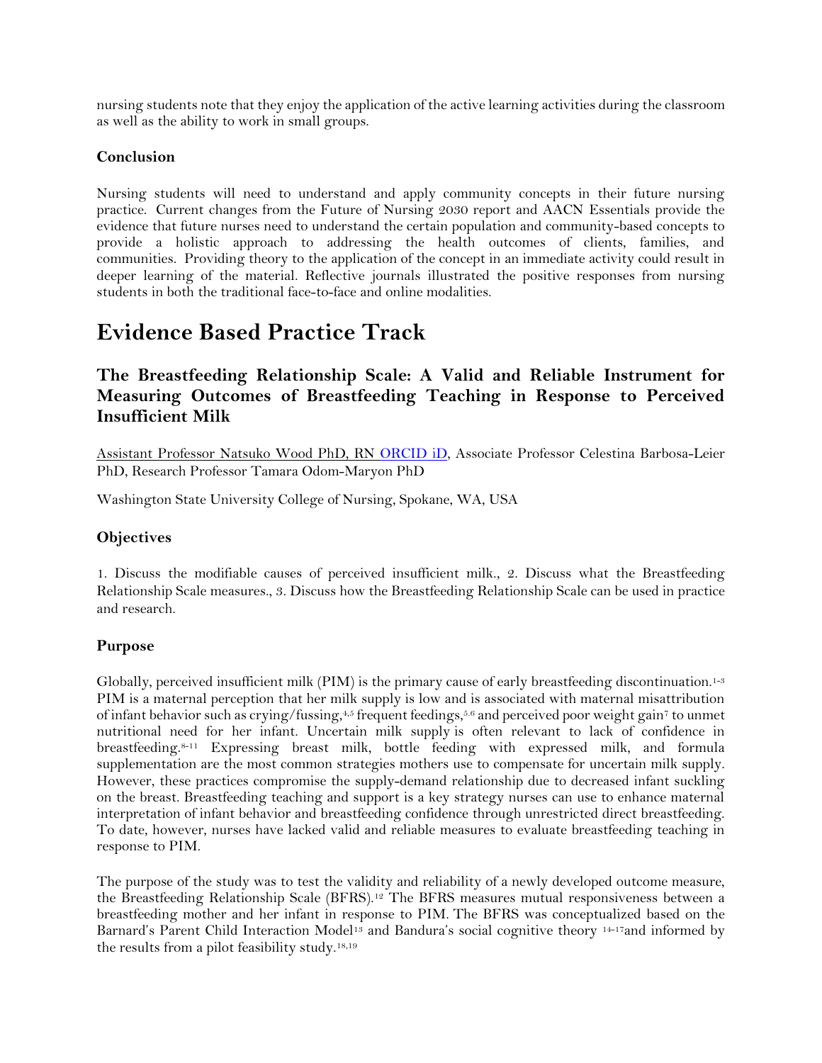nursing students note that they enjoy the application of the active learning activities during the classroom as well as the ability to work in small groups.

### Conclusion

Nursing students will need to understand and apply community concepts in their future nursing practice. Current changes from the Future of Nursing 2030 report and AACN Essentials provide the evidence that future nurses need to understand the certain population and community-based concepts to provide a holistic approach to addressing the health outcomes of clients, families, and communities. Providing theory to the application of the concept in an immediate activity could result in deeper learning of the material. Reflective journals illustrated the positive responses from nursing students in both the traditional face-to-face and online modalities.

# Evidence Based Practice Track

## The Breastfeeding Relationship Scale: A Valid and Reliable Instrument for Measuring Outcomes of Breastfeeding Teaching in Response to Perceived Insufficient Milk

Assistant Professor Natsuko Wood PhD, RN ORCID iD, Associate Professor Celestina Barbosa-Leier PhD, Research Professor Tamara Odom-Maryon PhD

Washington State University College of Nursing, Spokane, WA, USA

### Objectives

1. Discuss the modifiable causes of perceived insufficient milk., 2. Discuss what the Breastfeeding Relationship Scale measures., 3. Discuss how the Breastfeeding Relationship Scale can be used in practice and research.

### Purpose

Globally, perceived insufficient milk (PIM) is the primary cause of early breastfeeding discontinuation.[1-3] PIM is a maternal perception that her milk supply is low and is associated with maternal misattribution of infant behavior such as crying/fussing,[4,5] frequent feedings,[5,6] and perceived poor weight gain[7] to unmet nutritional need for her infant. Uncertain milk supply is often relevant to lack of confidence in breastfeeding.[8-11] Expressing breast milk, bottle feeding with expressed milk, and formula supplementation are the most common strategies mothers use to compensate for uncertain milk supply. However, these practices compromise the supply-demand relationship due to decreased infant suckling on the breast. Breastfeeding teaching and support is a key strategy nurses can use to enhance maternal interpretation of infant behavior and breastfeeding confidence through unrestricted direct breastfeeding. To date, however, nurses have lacked valid and reliable measures to evaluate breastfeeding teaching in response to PIM.

The purpose of the study was to test the validity and reliability of a newly developed outcome measure, the Breastfeeding Relationship Scale (BFRS).[12] The BFRS measures mutual responsiveness between a breastfeeding mother and her infant in response to PIM. The BFRS was conceptualized based on the Barnard's Parent Child Interaction Model[13] and Bandura's social cognitive theory [14-17]and informed by the results from a pilot feasibility study.[18,19]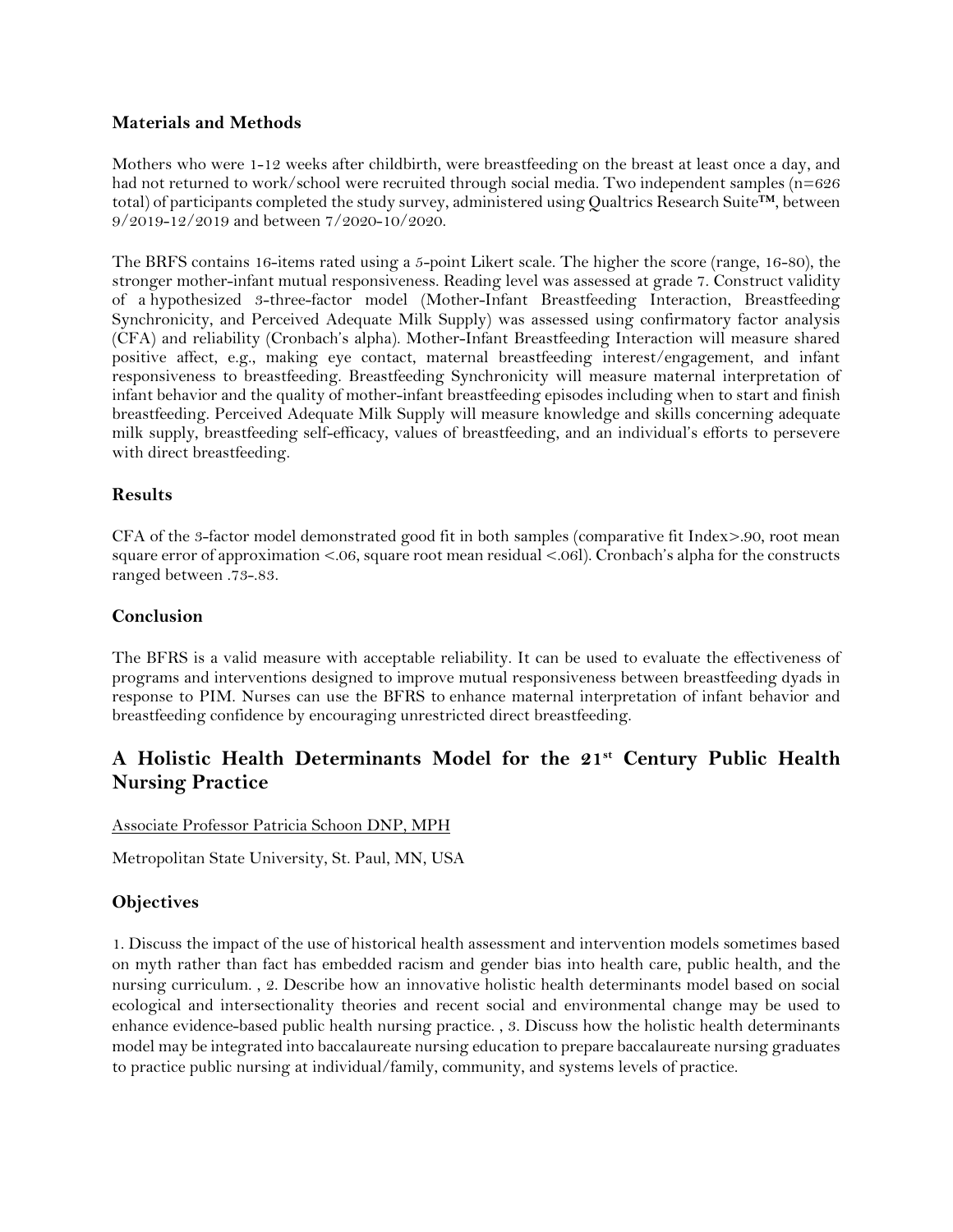### Materials and Methods

Mothers who were 1-12 weeks after childbirth, were breastfeeding on the breast at least once a day, and had not returned to work/school were recruited through social media. Two independent samples (n=626 total) of participants completed the study survey, administered using Qualtrics Research Suite™, between 9/2019-12/2019 and between 7/2020-10/2020.

The BRFS contains 16-items rated using a 5-point Likert scale. The higher the score (range, 16-80), the stronger mother-infant mutual responsiveness. Reading level was assessed at grade 7. Construct validity of a hypothesized 3-three-factor model (Mother-Infant Breastfeeding Interaction, Breastfeeding Synchronicity, and Perceived Adequate Milk Supply) was assessed using confirmatory factor analysis (CFA) and reliability (Cronbach's alpha). Mother-Infant Breastfeeding Interaction will measure shared positive affect, e.g., making eye contact, maternal breastfeeding interest/engagement, and infant responsiveness to breastfeeding. Breastfeeding Synchronicity will measure maternal interpretation of infant behavior and the quality of mother-infant breastfeeding episodes including when to start and finish breastfeeding. Perceived Adequate Milk Supply will measure knowledge and skills concerning adequate milk supply, breastfeeding self-efficacy, values of breastfeeding, and an individual's efforts to persevere with direct breastfeeding.

### Results

CFA of the 3-factor model demonstrated good fit in both samples (comparative fit Index>.90, root mean square error of approximation <.06, square root mean residual <.06l). Cronbach's alpha for the constructs ranged between .73-.83.

### Conclusion

The BFRS is a valid measure with acceptable reliability. It can be used to evaluate the effectiveness of programs and interventions designed to improve mutual responsiveness between breastfeeding dyads in response to PIM. Nurses can use the BFRS to enhance maternal interpretation of infant behavior and breastfeeding confidence by encouraging unrestricted direct breastfeeding.

## A Holistic Health Determinants Model for the 21st Century Public Health Nursing Practice

Associate Professor Patricia Schoon DNP, MPH

Metropolitan State University, St. Paul, MN, USA

### Objectives

1. Discuss the impact of the use of historical health assessment and intervention models sometimes based on myth rather than fact has embedded racism and gender bias into health care, public health, and the nursing curriculum. , 2. Describe how an innovative holistic health determinants model based on social ecological and intersectionality theories and recent social and environmental change may be used to enhance evidence-based public health nursing practice. , 3. Discuss how the holistic health determinants model may be integrated into baccalaureate nursing education to prepare baccalaureate nursing graduates to practice public nursing at individual/family, community, and systems levels of practice.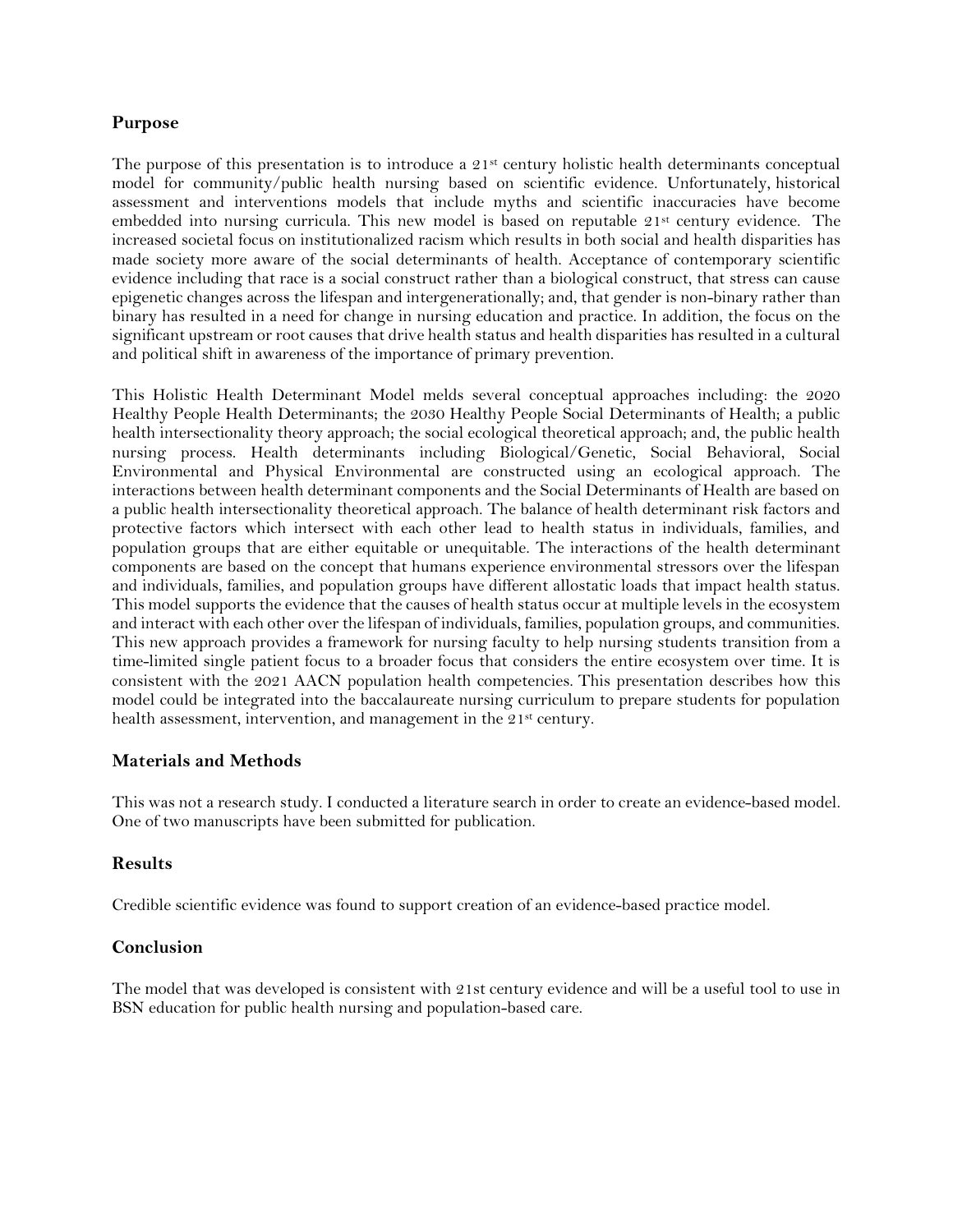## Purpose

The purpose of this presentation is to introduce a 21st century holistic health determinants conceptual model for community/public health nursing based on scientific evidence. Unfortunately, historical assessment and interventions models that include myths and scientific inaccuracies have become embedded into nursing curricula. This new model is based on reputable 21st century evidence. The increased societal focus on institutionalized racism which results in both social and health disparities has made society more aware of the social determinants of health. Acceptance of contemporary scientific evidence including that race is a social construct rather than a biological construct, that stress can cause epigenetic changes across the lifespan and intergenerationally; and, that gender is non-binary rather than binary has resulted in a need for change in nursing education and practice. In addition, the focus on the significant upstream or root causes that drive health status and health disparities has resulted in a cultural and political shift in awareness of the importance of primary prevention.

This Holistic Health Determinant Model melds several conceptual approaches including: the 2020 Healthy People Health Determinants; the 2030 Healthy People Social Determinants of Health; a public health intersectionality theory approach; the social ecological theoretical approach; and, the public health nursing process. Health determinants including Biological/Genetic, Social Behavioral, Social Environmental and Physical Environmental are constructed using an ecological approach. The interactions between health determinant components and the Social Determinants of Health are based on a public health intersectionality theoretical approach. The balance of health determinant risk factors and protective factors which intersect with each other lead to health status in individuals, families, and population groups that are either equitable or unequitable. The interactions of the health determinant components are based on the concept that humans experience environmental stressors over the lifespan and individuals, families, and population groups have different allostatic loads that impact health status. This model supports the evidence that the causes of health status occur at multiple levels in the ecosystem and interact with each other over the lifespan of individuals, families, population groups, and communities. This new approach provides a framework for nursing faculty to help nursing students transition from a time-limited single patient focus to a broader focus that considers the entire ecosystem over time. It is consistent with the 2021 AACN population health competencies. This presentation describes how this model could be integrated into the baccalaureate nursing curriculum to prepare students for population health assessment, intervention, and management in the 21st century.

## Materials and Methods

This was not a research study. I conducted a literature search in order to create an evidence-based model. One of two manuscripts have been submitted for publication.

## Results

Credible scientific evidence was found to support creation of an evidence-based practice model.

## Conclusion

The model that was developed is consistent with 21st century evidence and will be a useful tool to use in BSN education for public health nursing and population-based care.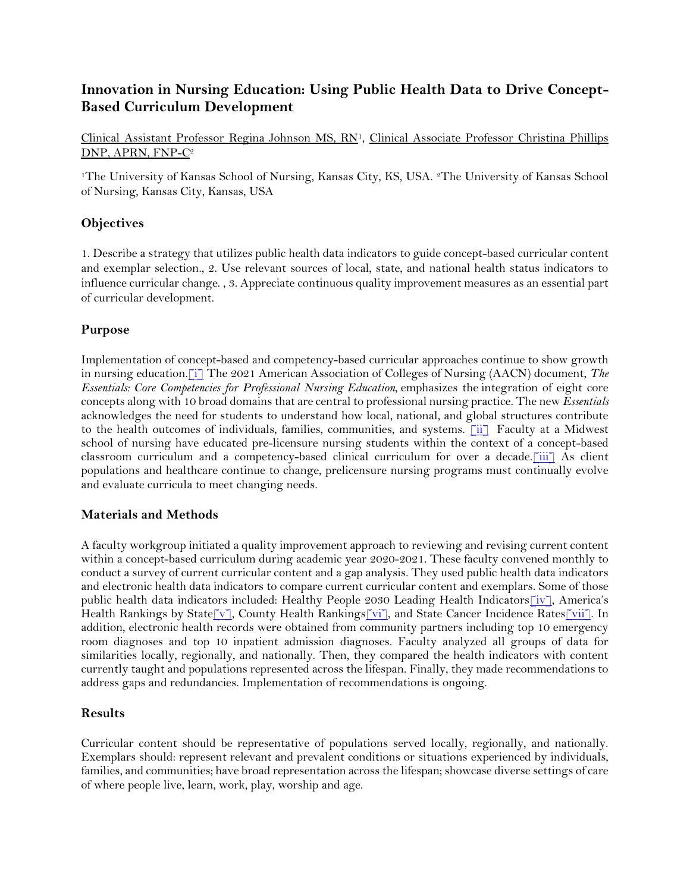# Innovation in Nursing Education: Using Public Health Data to Drive Concept-Based Curriculum Development

Clinical Assistant Professor Regina Johnson MS, RN[1], Clinical Associate Professor Christina Phillips DNP, APRN, FNP-C[2]

[1]The University of Kansas School of Nursing, Kansas City, KS, USA. [2]The University of Kansas School of Nursing, Kansas City, Kansas, USA

## Objectives

1. Describe a strategy that utilizes public health data indicators to guide concept-based curricular content and exemplar selection., 2. Use relevant sources of local, state, and national health status indicators to influence curricular change. , 3. Appreciate continuous quality improvement measures as an essential part of curricular development.

## Purpose

Implementation of concept-based and competency-based curricular approaches continue to show growth in nursing education.[i] The 2021 American Association of Colleges of Nursing (AACN) document, *The Essentials: Core Competencies for Professional Nursing Education*, emphasizes the integration of eight core concepts along with 10 broad domains that are central to professional nursing practice. The new *Essentials* acknowledges the need for students to understand how local, national, and global structures contribute to the health outcomes of individuals, families, communities, and systems. [ii] Faculty at a Midwest school of nursing have educated pre-licensure nursing students within the context of a concept-based classroom curriculum and a competency-based clinical curriculum for over a decade.[iii] As client populations and healthcare continue to change, prelicensure nursing programs must continually evolve and evaluate curricula to meet changing needs.

## Materials and Methods

A faculty workgroup initiated a quality improvement approach to reviewing and revising current content within a concept-based curriculum during academic year 2020-2021. These faculty convened monthly to conduct a survey of current curricular content and a gap analysis. They used public health data indicators and electronic health data indicators to compare current curricular content and exemplars. Some of those public health data indicators included: Healthy People 2030 Leading Health Indicators[iv], America's Health Rankings by State[v], County Health Rankings[vi], and State Cancer Incidence Rates[vii]. In addition, electronic health records were obtained from community partners including top 10 emergency room diagnoses and top 10 inpatient admission diagnoses. Faculty analyzed all groups of data for similarities locally, regionally, and nationally. Then, they compared the health indicators with content currently taught and populations represented across the lifespan. Finally, they made recommendations to address gaps and redundancies. Implementation of recommendations is ongoing.

## Results

Curricular content should be representative of populations served locally, regionally, and nationally. Exemplars should: represent relevant and prevalent conditions or situations experienced by individuals, families, and communities; have broad representation across the lifespan; showcase diverse settings of care of where people live, learn, work, play, worship and age.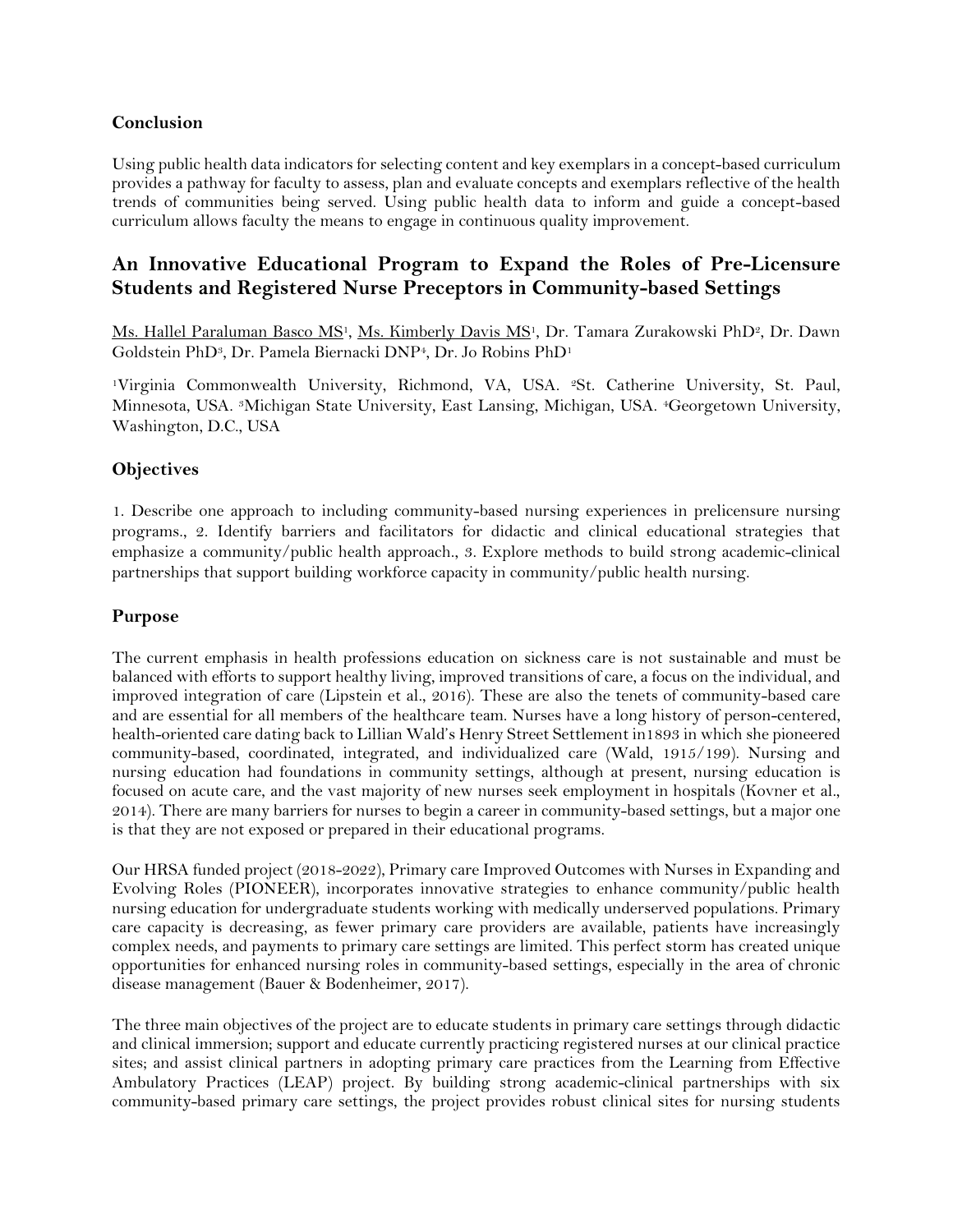### Conclusion

Using public health data indicators for selecting content and key exemplars in a concept-based curriculum provides a pathway for faculty to assess, plan and evaluate concepts and exemplars reflective of the health trends of communities being served. Using public health data to inform and guide a concept-based curriculum allows faculty the means to engage in continuous quality improvement.

## An Innovative Educational Program to Expand the Roles of Pre-Licensure Students and Registered Nurse Preceptors in Community-based Settings

<u>Ms. Hallel Paraluman Basco MS</u>[1], <u>Ms. Kimberly Davis MS</u>[1], Dr. Tamara Zurakowski PhD[2], Dr. Dawn Goldstein PhD[3], Dr. Pamela Biernacki DNP[4], Dr. Jo Robins PhD[1]

[1]Virginia Commonwealth University, Richmond, VA, USA. [2]St. Catherine University, St. Paul, Minnesota, USA. [3]Michigan State University, East Lansing, Michigan, USA. [4]Georgetown University, Washington, D.C., USA

### Objectives

1. Describe one approach to including community-based nursing experiences in prelicensure nursing programs., 2. Identify barriers and facilitators for didactic and clinical educational strategies that emphasize a community/public health approach., 3. Explore methods to build strong academic-clinical partnerships that support building workforce capacity in community/public health nursing.

### Purpose

The current emphasis in health professions education on sickness care is not sustainable and must be balanced with efforts to support healthy living, improved transitions of care, a focus on the individual, and improved integration of care (Lipstein et al., 2016). These are also the tenets of community-based care and are essential for all members of the healthcare team. Nurses have a long history of person-centered, health-oriented care dating back to Lillian Wald's Henry Street Settlement in1893 in which she pioneered community-based, coordinated, integrated, and individualized care (Wald, 1915/199). Nursing and nursing education had foundations in community settings, although at present, nursing education is focused on acute care, and the vast majority of new nurses seek employment in hospitals (Kovner et al., 2014). There are many barriers for nurses to begin a career in community-based settings, but a major one is that they are not exposed or prepared in their educational programs.

Our HRSA funded project (2018-2022), Primary care Improved Outcomes with Nurses in Expanding and Evolving Roles (PIONEER), incorporates innovative strategies to enhance community/public health nursing education for undergraduate students working with medically underserved populations. Primary care capacity is decreasing, as fewer primary care providers are available, patients have increasingly complex needs, and payments to primary care settings are limited. This perfect storm has created unique opportunities for enhanced nursing roles in community-based settings, especially in the area of chronic disease management (Bauer & Bodenheimer, 2017).

The three main objectives of the project are to educate students in primary care settings through didactic and clinical immersion; support and educate currently practicing registered nurses at our clinical practice sites; and assist clinical partners in adopting primary care practices from the Learning from Effective Ambulatory Practices (LEAP) project. By building strong academic-clinical partnerships with six community-based primary care settings, the project provides robust clinical sites for nursing students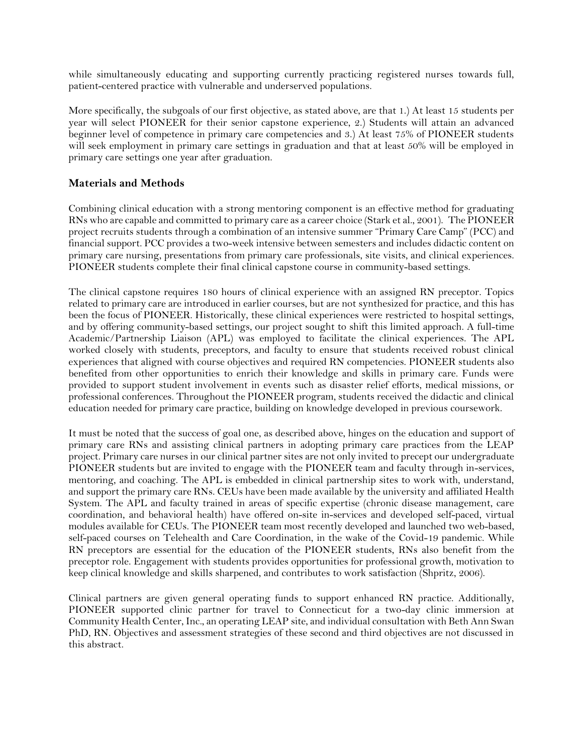while simultaneously educating and supporting currently practicing registered nurses towards full, patient-centered practice with vulnerable and underserved populations.

More specifically, the subgoals of our first objective, as stated above, are that 1.) At least 15 students per year will select PIONEER for their senior capstone experience, 2.) Students will attain an advanced beginner level of competence in primary care competencies and 3.) At least 75% of PIONEER students will seek employment in primary care settings in graduation and that at least 50% will be employed in primary care settings one year after graduation.

### Materials and Methods

Combining clinical education with a strong mentoring component is an effective method for graduating RNs who are capable and committed to primary care as a career choice (Stark et al., 2001). The PIONEER project recruits students through a combination of an intensive summer "Primary Care Camp" (PCC) and financial support. PCC provides a two-week intensive between semesters and includes didactic content on primary care nursing, presentations from primary care professionals, site visits, and clinical experiences. PIONEER students complete their final clinical capstone course in community-based settings.

The clinical capstone requires 180 hours of clinical experience with an assigned RN preceptor. Topics related to primary care are introduced in earlier courses, but are not synthesized for practice, and this has been the focus of PIONEER. Historically, these clinical experiences were restricted to hospital settings, and by offering community-based settings, our project sought to shift this limited approach. A full-time Academic/Partnership Liaison (APL) was employed to facilitate the clinical experiences. The APL worked closely with students, preceptors, and faculty to ensure that students received robust clinical experiences that aligned with course objectives and required RN competencies. PIONEER students also benefited from other opportunities to enrich their knowledge and skills in primary care. Funds were provided to support student involvement in events such as disaster relief efforts, medical missions, or professional conferences. Throughout the PIONEER program, students received the didactic and clinical education needed for primary care practice, building on knowledge developed in previous coursework.

It must be noted that the success of goal one, as described above, hinges on the education and support of primary care RNs and assisting clinical partners in adopting primary care practices from the LEAP project. Primary care nurses in our clinical partner sites are not only invited to precept our undergraduate PIONEER students but are invited to engage with the PIONEER team and faculty through in-services, mentoring, and coaching. The APL is embedded in clinical partnership sites to work with, understand, and support the primary care RNs. CEUs have been made available by the university and affiliated Health System. The APL and faculty trained in areas of specific expertise (chronic disease management, care coordination, and behavioral health) have offered on-site in-services and developed self-paced, virtual modules available for CEUs. The PIONEER team most recently developed and launched two web-based, self-paced courses on Telehealth and Care Coordination, in the wake of the Covid-19 pandemic. While RN preceptors are essential for the education of the PIONEER students, RNs also benefit from the preceptor role. Engagement with students provides opportunities for professional growth, motivation to keep clinical knowledge and skills sharpened, and contributes to work satisfaction (Shpritz, 2006).

Clinical partners are given general operating funds to support enhanced RN practice. Additionally, PIONEER supported clinic partner for travel to Connecticut for a two-day clinic immersion at Community Health Center, Inc., an operating LEAP site, and individual consultation with Beth Ann Swan PhD, RN. Objectives and assessment strategies of these second and third objectives are not discussed in this abstract.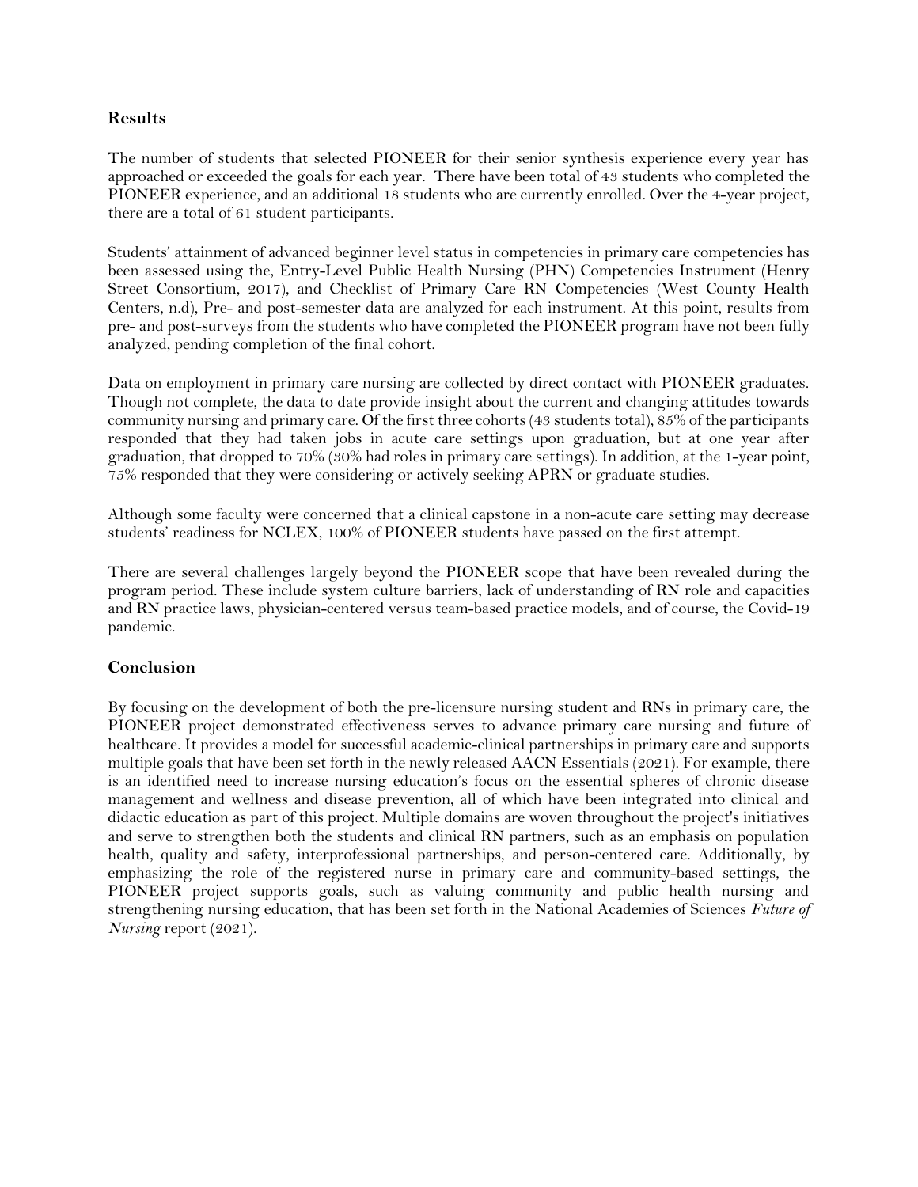## Results

The number of students that selected PIONEER for their senior synthesis experience every year has approached or exceeded the goals for each year. There have been total of 43 students who completed the PIONEER experience, and an additional 18 students who are currently enrolled. Over the 4-year project, there are a total of 61 student participants.

Students' attainment of advanced beginner level status in competencies in primary care competencies has been assessed using the, Entry-Level Public Health Nursing (PHN) Competencies Instrument (Henry Street Consortium, 2017), and Checklist of Primary Care RN Competencies (West County Health Centers, n.d), Pre- and post-semester data are analyzed for each instrument. At this point, results from pre- and post-surveys from the students who have completed the PIONEER program have not been fully analyzed, pending completion of the final cohort.

Data on employment in primary care nursing are collected by direct contact with PIONEER graduates. Though not complete, the data to date provide insight about the current and changing attitudes towards community nursing and primary care. Of the first three cohorts (43 students total), 85% of the participants responded that they had taken jobs in acute care settings upon graduation, but at one year after graduation, that dropped to 70% (30% had roles in primary care settings). In addition, at the 1-year point, 75% responded that they were considering or actively seeking APRN or graduate studies.

Although some faculty were concerned that a clinical capstone in a non-acute care setting may decrease students' readiness for NCLEX, 100% of PIONEER students have passed on the first attempt.

There are several challenges largely beyond the PIONEER scope that have been revealed during the program period. These include system culture barriers, lack of understanding of RN role and capacities and RN practice laws, physician-centered versus team-based practice models, and of course, the Covid-19 pandemic.

## Conclusion

By focusing on the development of both the pre-licensure nursing student and RNs in primary care, the PIONEER project demonstrated effectiveness serves to advance primary care nursing and future of healthcare. It provides a model for successful academic-clinical partnerships in primary care and supports multiple goals that have been set forth in the newly released AACN Essentials (2021). For example, there is an identified need to increase nursing education's focus on the essential spheres of chronic disease management and wellness and disease prevention, all of which have been integrated into clinical and didactic education as part of this project. Multiple domains are woven throughout the project's initiatives and serve to strengthen both the students and clinical RN partners, such as an emphasis on population health, quality and safety, interprofessional partnerships, and person-centered care. Additionally, by emphasizing the role of the registered nurse in primary care and community-based settings, the PIONEER project supports goals, such as valuing community and public health nursing and strengthening nursing education, that has been set forth in the National Academies of Sciences *Future of Nursing* report (2021).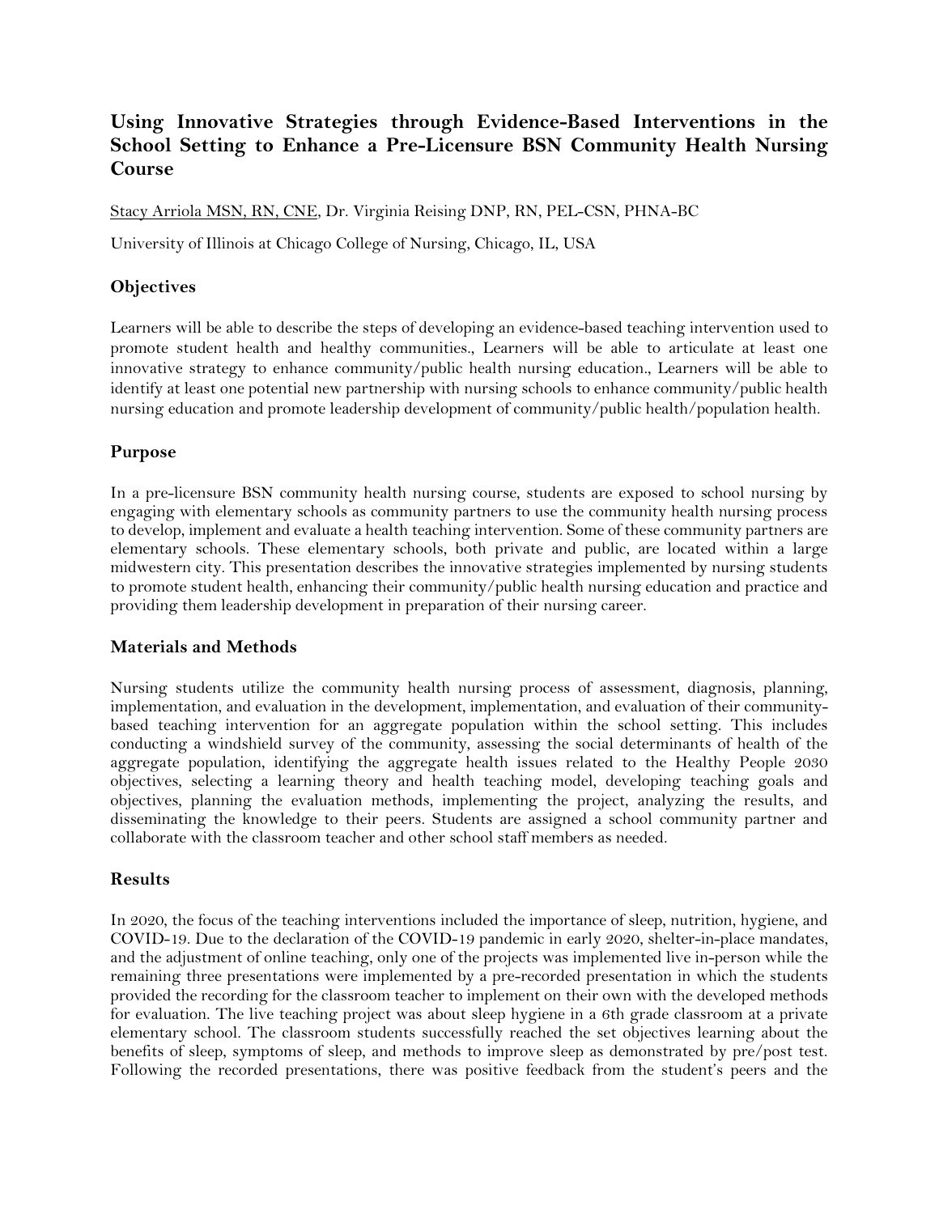## Using Innovative Strategies through Evidence-Based Interventions in the School Setting to Enhance a Pre-Licensure BSN Community Health Nursing Course

Stacy Arriola MSN, RN, CNE, Dr. Virginia Reising DNP, RN, PEL-CSN, PHNA-BC

University of Illinois at Chicago College of Nursing, Chicago, IL, USA

### Objectives

Learners will be able to describe the steps of developing an evidence-based teaching intervention used to promote student health and healthy communities., Learners will be able to articulate at least one innovative strategy to enhance community/public health nursing education., Learners will be able to identify at least one potential new partnership with nursing schools to enhance community/public health nursing education and promote leadership development of community/public health/population health.

### Purpose

In a pre-licensure BSN community health nursing course, students are exposed to school nursing by engaging with elementary schools as community partners to use the community health nursing process to develop, implement and evaluate a health teaching intervention. Some of these community partners are elementary schools. These elementary schools, both private and public, are located within a large midwestern city. This presentation describes the innovative strategies implemented by nursing students to promote student health, enhancing their community/public health nursing education and practice and providing them leadership development in preparation of their nursing career.

### Materials and Methods

Nursing students utilize the community health nursing process of assessment, diagnosis, planning, implementation, and evaluation in the development, implementation, and evaluation of their community-based teaching intervention for an aggregate population within the school setting. This includes conducting a windshield survey of the community, assessing the social determinants of health of the aggregate population, identifying the aggregate health issues related to the Healthy People 2030 objectives, selecting a learning theory and health teaching model, developing teaching goals and objectives, planning the evaluation methods, implementing the project, analyzing the results, and disseminating the knowledge to their peers. Students are assigned a school community partner and collaborate with the classroom teacher and other school staff members as needed.

### Results

In 2020, the focus of the teaching interventions included the importance of sleep, nutrition, hygiene, and COVID-19. Due to the declaration of the COVID-19 pandemic in early 2020, shelter-in-place mandates, and the adjustment of online teaching, only one of the projects was implemented live in-person while the remaining three presentations were implemented by a pre-recorded presentation in which the students provided the recording for the classroom teacher to implement on their own with the developed methods for evaluation. The live teaching project was about sleep hygiene in a 6th grade classroom at a private elementary school. The classroom students successfully reached the set objectives learning about the benefits of sleep, symptoms of sleep, and methods to improve sleep as demonstrated by pre/post test. Following the recorded presentations, there was positive feedback from the student's peers and the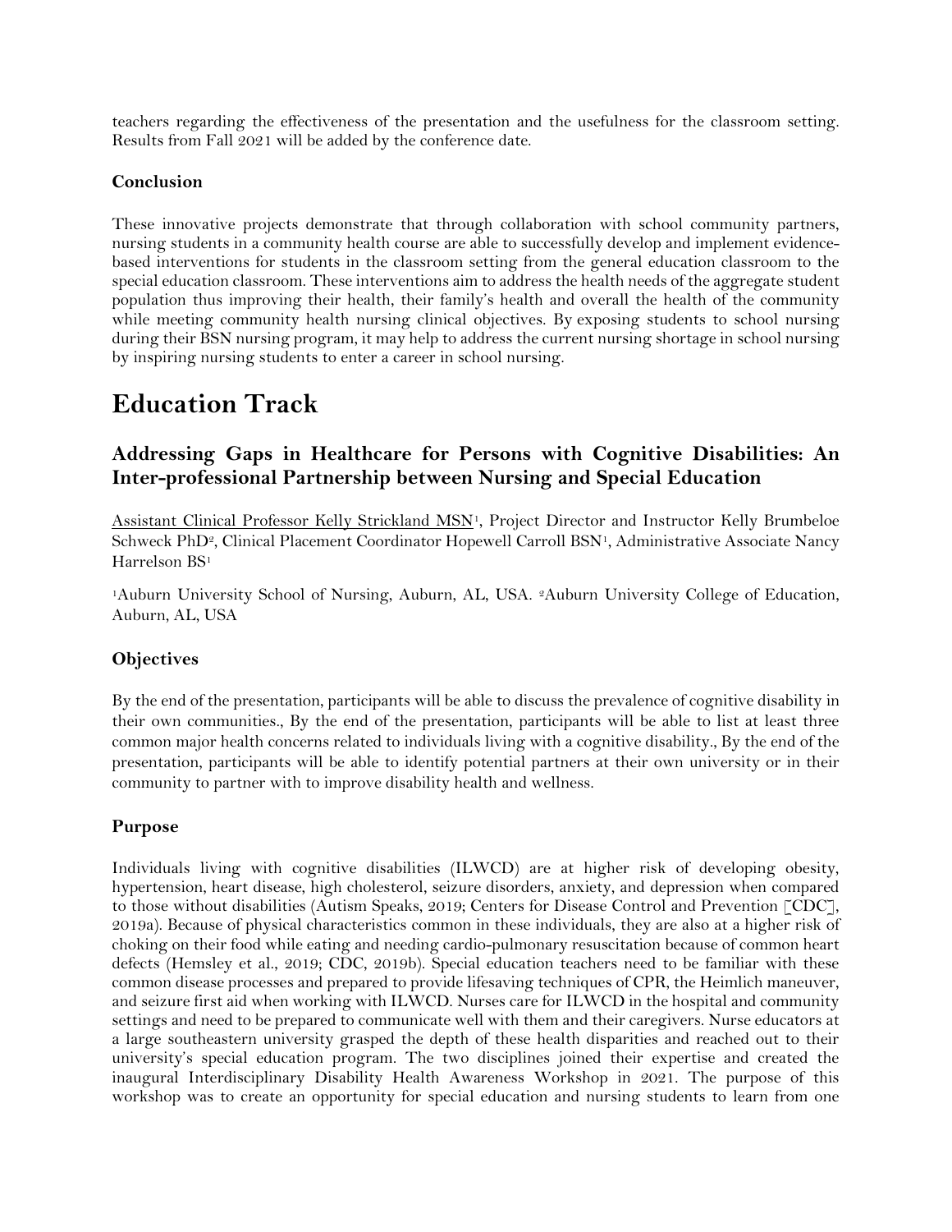teachers regarding the effectiveness of the presentation and the usefulness for the classroom setting. Results from Fall 2021 will be added by the conference date.

### Conclusion

These innovative projects demonstrate that through collaboration with school community partners, nursing students in a community health course are able to successfully develop and implement evidence-based interventions for students in the classroom setting from the general education classroom to the special education classroom. These interventions aim to address the health needs of the aggregate student population thus improving their health, their family's health and overall the health of the community while meeting community health nursing clinical objectives. By exposing students to school nursing during their BSN nursing program, it may help to address the current nursing shortage in school nursing by inspiring nursing students to enter a career in school nursing.

# Education Track

## Addressing Gaps in Healthcare for Persons with Cognitive Disabilities: An Inter-professional Partnership between Nursing and Special Education

Assistant Clinical Professor Kelly Strickland MSN[1], Project Director and Instructor Kelly Brumbeloe Schweck PhD[2], Clinical Placement Coordinator Hopewell Carroll BSN[1], Administrative Associate Nancy Harrelson BS[1]

[1]Auburn University School of Nursing, Auburn, AL, USA. [2]Auburn University College of Education, Auburn, AL, USA

### Objectives

By the end of the presentation, participants will be able to discuss the prevalence of cognitive disability in their own communities., By the end of the presentation, participants will be able to list at least three common major health concerns related to individuals living with a cognitive disability., By the end of the presentation, participants will be able to identify potential partners at their own university or in their community to partner with to improve disability health and wellness.

### Purpose

Individuals living with cognitive disabilities (ILWCD) are at higher risk of developing obesity, hypertension, heart disease, high cholesterol, seizure disorders, anxiety, and depression when compared to those without disabilities (Autism Speaks, 2019; Centers for Disease Control and Prevention [CDC], 2019a). Because of physical characteristics common in these individuals, they are also at a higher risk of choking on their food while eating and needing cardio-pulmonary resuscitation because of common heart defects (Hemsley et al., 2019; CDC, 2019b). Special education teachers need to be familiar with these common disease processes and prepared to provide lifesaving techniques of CPR, the Heimlich maneuver, and seizure first aid when working with ILWCD. Nurses care for ILWCD in the hospital and community settings and need to be prepared to communicate well with them and their caregivers. Nurse educators at a large southeastern university grasped the depth of these health disparities and reached out to their university's special education program. The two disciplines joined their expertise and created the inaugural Interdisciplinary Disability Health Awareness Workshop in 2021. The purpose of this workshop was to create an opportunity for special education and nursing students to learn from one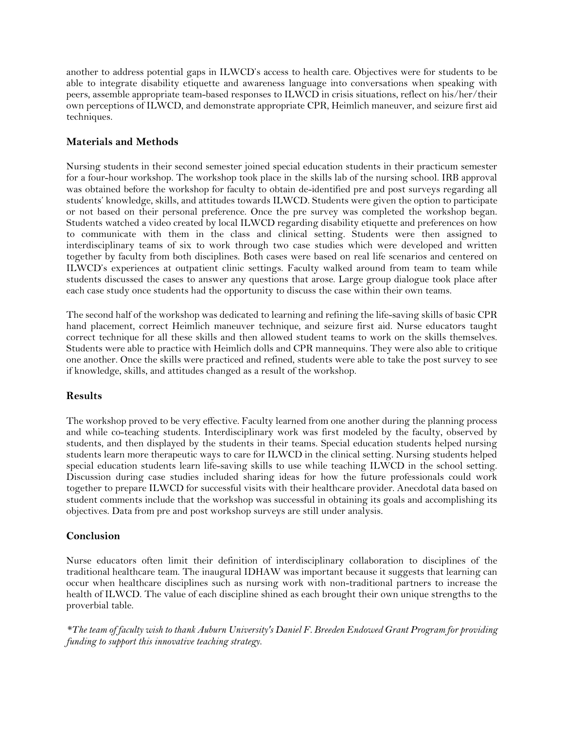another to address potential gaps in ILWCD's access to health care. Objectives were for students to be able to integrate disability etiquette and awareness language into conversations when speaking with peers, assemble appropriate team-based responses to ILWCD in crisis situations, reflect on his/her/their own perceptions of ILWCD, and demonstrate appropriate CPR, Heimlich maneuver, and seizure first aid techniques.

## Materials and Methods

Nursing students in their second semester joined special education students in their practicum semester for a four-hour workshop. The workshop took place in the skills lab of the nursing school. IRB approval was obtained before the workshop for faculty to obtain de-identified pre and post surveys regarding all students' knowledge, skills, and attitudes towards ILWCD. Students were given the option to participate or not based on their personal preference. Once the pre survey was completed the workshop began. Students watched a video created by local ILWCD regarding disability etiquette and preferences on how to communicate with them in the class and clinical setting. Students were then assigned to interdisciplinary teams of six to work through two case studies which were developed and written together by faculty from both disciplines. Both cases were based on real life scenarios and centered on ILWCD's experiences at outpatient clinic settings. Faculty walked around from team to team while students discussed the cases to answer any questions that arose. Large group dialogue took place after each case study once students had the opportunity to discuss the case within their own teams.

The second half of the workshop was dedicated to learning and refining the life-saving skills of basic CPR hand placement, correct Heimlich maneuver technique, and seizure first aid. Nurse educators taught correct technique for all these skills and then allowed student teams to work on the skills themselves. Students were able to practice with Heimlich dolls and CPR mannequins. They were also able to critique one another. Once the skills were practiced and refined, students were able to take the post survey to see if knowledge, skills, and attitudes changed as a result of the workshop.

## Results

The workshop proved to be very effective. Faculty learned from one another during the planning process and while co-teaching students. Interdisciplinary work was first modeled by the faculty, observed by students, and then displayed by the students in their teams. Special education students helped nursing students learn more therapeutic ways to care for ILWCD in the clinical setting. Nursing students helped special education students learn life-saving skills to use while teaching ILWCD in the school setting. Discussion during case studies included sharing ideas for how the future professionals could work together to prepare ILWCD for successful visits with their healthcare provider. Anecdotal data based on student comments include that the workshop was successful in obtaining its goals and accomplishing its objectives. Data from pre and post workshop surveys are still under analysis.

## Conclusion

Nurse educators often limit their definition of interdisciplinary collaboration to disciplines of the traditional healthcare team. The inaugural IDHAW was important because it suggests that learning can occur when healthcare disciplines such as nursing work with non-traditional partners to increase the health of ILWCD. The value of each discipline shined as each brought their own unique strengths to the proverbial table.

*\*The team of faculty wish to thank Auburn University's Daniel F. Breeden Endowed Grant Program for providing funding to support this innovative teaching strategy.*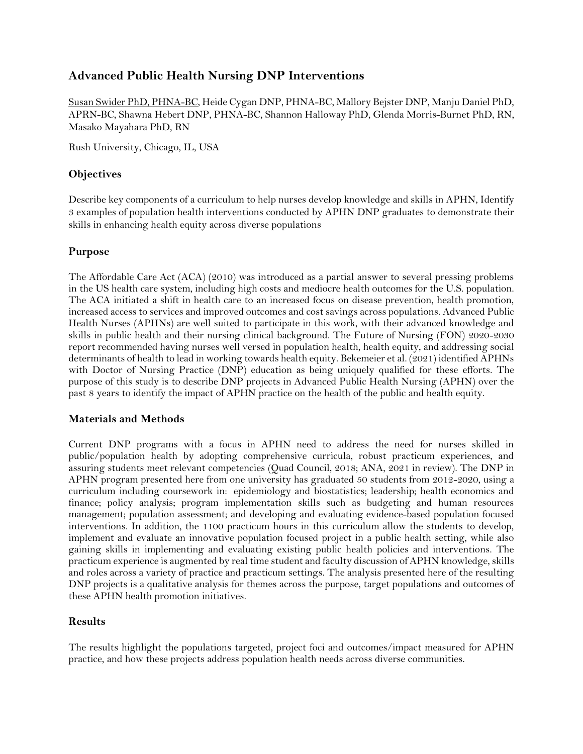## Advanced Public Health Nursing DNP Interventions

Susan Swider PhD, PHNA-BC, Heide Cygan DNP, PHNA-BC, Mallory Bejster DNP, Manju Daniel PhD, APRN-BC, Shawna Hebert DNP, PHNA-BC, Shannon Halloway PhD, Glenda Morris-Burnet PhD, RN, Masako Mayahara PhD, RN

Rush University, Chicago, IL, USA

### Objectives

Describe key components of a curriculum to help nurses develop knowledge and skills in APHN, Identify 3 examples of population health interventions conducted by APHN DNP graduates to demonstrate their skills in enhancing health equity across diverse populations

### Purpose

The Affordable Care Act (ACA) (2010) was introduced as a partial answer to several pressing problems in the US health care system, including high costs and mediocre health outcomes for the U.S. population. The ACA initiated a shift in health care to an increased focus on disease prevention, health promotion, increased access to services and improved outcomes and cost savings across populations. Advanced Public Health Nurses (APHNs) are well suited to participate in this work, with their advanced knowledge and skills in public health and their nursing clinical background. The Future of Nursing (FON) 2020-2030 report recommended having nurses well versed in population health, health equity, and addressing social determinants of health to lead in working towards health equity. Bekemeier et al. (2021) identified APHNs with Doctor of Nursing Practice (DNP) education as being uniquely qualified for these efforts. The purpose of this study is to describe DNP projects in Advanced Public Health Nursing (APHN) over the past 8 years to identify the impact of APHN practice on the health of the public and health equity.

### Materials and Methods

Current DNP programs with a focus in APHN need to address the need for nurses skilled in public/population health by adopting comprehensive curricula, robust practicum experiences, and assuring students meet relevant competencies (Quad Council, 2018; ANA, 2021 in review). The DNP in APHN program presented here from one university has graduated 50 students from 2012-2020, using a curriculum including coursework in: epidemiology and biostatistics; leadership; health economics and finance; policy analysis; program implementation skills such as budgeting and human resources management; population assessment; and developing and evaluating evidence-based population focused interventions. In addition, the 1100 practicum hours in this curriculum allow the students to develop, implement and evaluate an innovative population focused project in a public health setting, while also gaining skills in implementing and evaluating existing public health policies and interventions. The practicum experience is augmented by real time student and faculty discussion of APHN knowledge, skills and roles across a variety of practice and practicum settings. The analysis presented here of the resulting DNP projects is a qualitative analysis for themes across the purpose, target populations and outcomes of these APHN health promotion initiatives.

### Results

The results highlight the populations targeted, project foci and outcomes/impact measured for APHN practice, and how these projects address population health needs across diverse communities.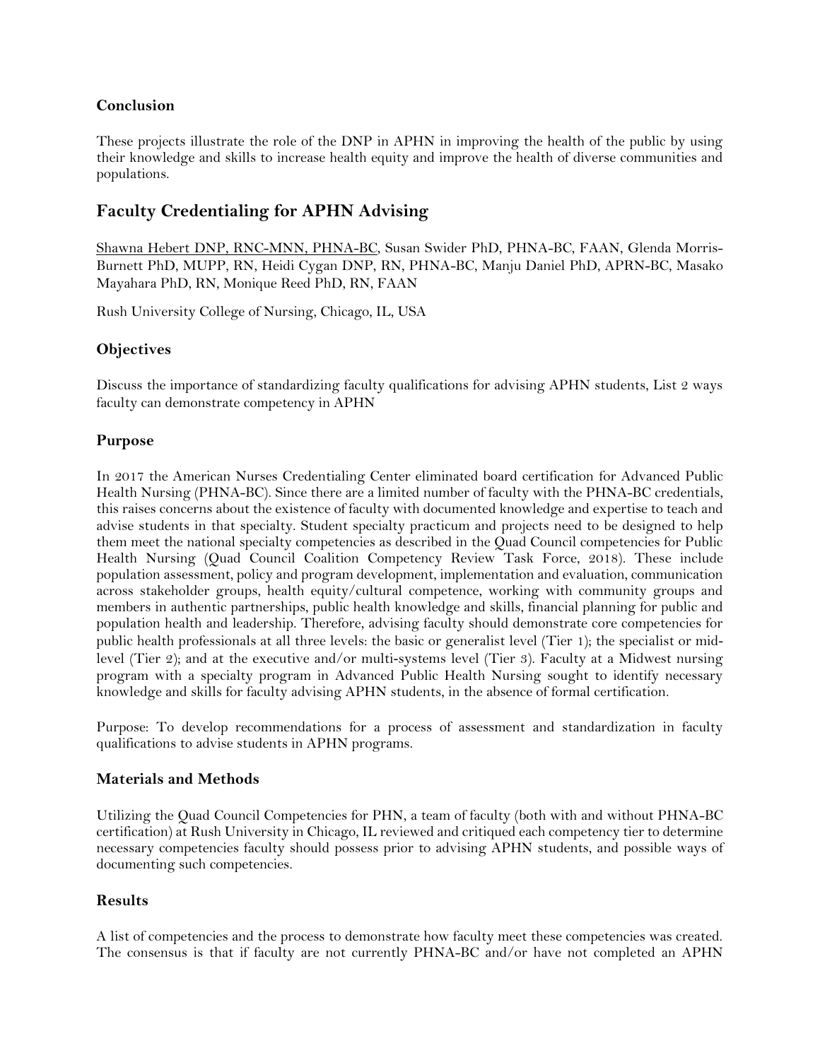### Conclusion

These projects illustrate the role of the DNP in APHN in improving the health of the public by using their knowledge and skills to increase health equity and improve the health of diverse communities and populations.

## Faculty Credentialing for APHN Advising

Shawna Hebert DNP, RNC-MNN, PHNA-BC, Susan Swider PhD, PHNA-BC, FAAN, Glenda Morris-Burnett PhD, MUPP, RN, Heidi Cygan DNP, RN, PHNA-BC, Manju Daniel PhD, APRN-BC, Masako Mayahara PhD, RN, Monique Reed PhD, RN, FAAN

Rush University College of Nursing, Chicago, IL, USA

### Objectives

Discuss the importance of standardizing faculty qualifications for advising APHN students, List 2 ways faculty can demonstrate competency in APHN

### Purpose

In 2017 the American Nurses Credentialing Center eliminated board certification for Advanced Public Health Nursing (PHNA-BC). Since there are a limited number of faculty with the PHNA-BC credentials, this raises concerns about the existence of faculty with documented knowledge and expertise to teach and advise students in that specialty. Student specialty practicum and projects need to be designed to help them meet the national specialty competencies as described in the Quad Council competencies for Public Health Nursing (Quad Council Coalition Competency Review Task Force, 2018). These include population assessment, policy and program development, implementation and evaluation, communication across stakeholder groups, health equity/cultural competence, working with community groups and members in authentic partnerships, public health knowledge and skills, financial planning for public and population health and leadership. Therefore, advising faculty should demonstrate core competencies for public health professionals at all three levels: the basic or generalist level (Tier 1); the specialist or mid-level (Tier 2); and at the executive and/or multi-systems level (Tier 3). Faculty at a Midwest nursing program with a specialty program in Advanced Public Health Nursing sought to identify necessary knowledge and skills for faculty advising APHN students, in the absence of formal certification.

Purpose: To develop recommendations for a process of assessment and standardization in faculty qualifications to advise students in APHN programs.

### Materials and Methods

Utilizing the Quad Council Competencies for PHN, a team of faculty (both with and without PHNA-BC certification) at Rush University in Chicago, IL reviewed and critiqued each competency tier to determine necessary competencies faculty should possess prior to advising APHN students, and possible ways of documenting such competencies.

### Results

A list of competencies and the process to demonstrate how faculty meet these competencies was created. The consensus is that if faculty are not currently PHNA-BC and/or have not completed an APHN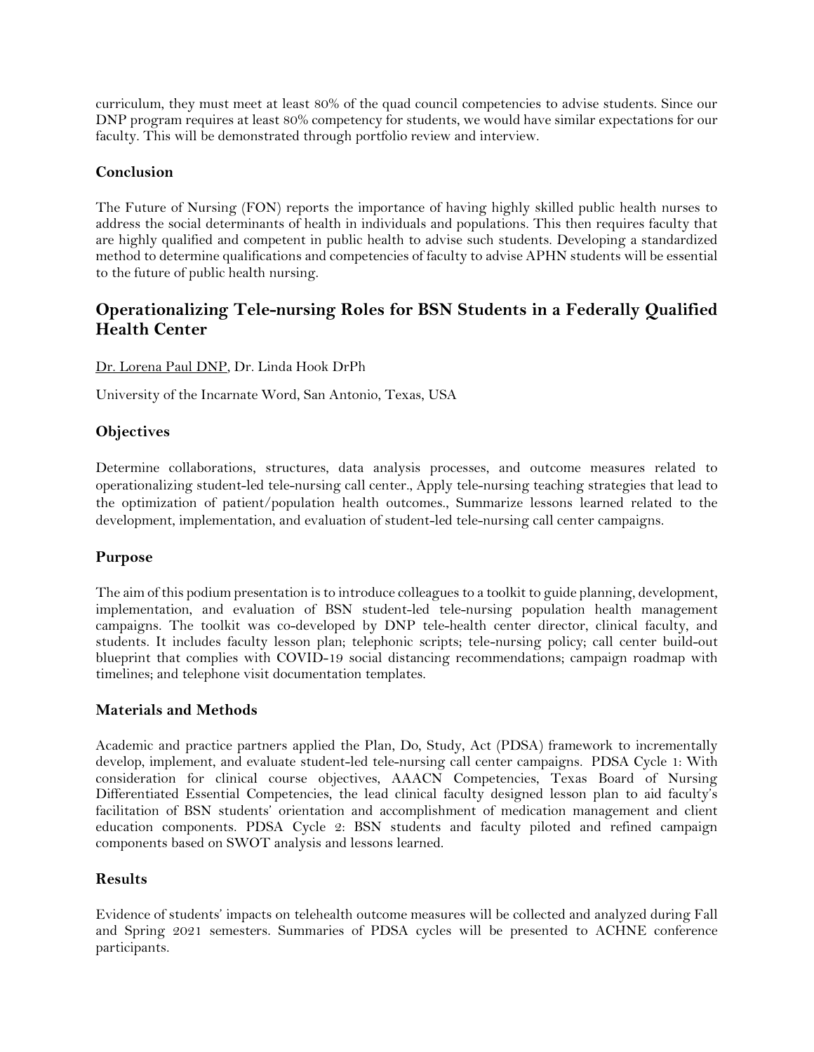curriculum, they must meet at least 80% of the quad council competencies to advise students. Since our DNP program requires at least 80% competency for students, we would have similar expectations for our faculty. This will be demonstrated through portfolio review and interview.

### Conclusion

The Future of Nursing (FON) reports the importance of having highly skilled public health nurses to address the social determinants of health in individuals and populations. This then requires faculty that are highly qualified and competent in public health to advise such students. Developing a standardized method to determine qualifications and competencies of faculty to advise APHN students will be essential to the future of public health nursing.

## Operationalizing Tele-nursing Roles for BSN Students in a Federally Qualified Health Center

Dr. Lorena Paul DNP, Dr. Linda Hook DrPh

University of the Incarnate Word, San Antonio, Texas, USA

### Objectives

Determine collaborations, structures, data analysis processes, and outcome measures related to operationalizing student-led tele-nursing call center., Apply tele-nursing teaching strategies that lead to the optimization of patient/population health outcomes., Summarize lessons learned related to the development, implementation, and evaluation of student-led tele-nursing call center campaigns.

### Purpose

The aim of this podium presentation is to introduce colleagues to a toolkit to guide planning, development, implementation, and evaluation of BSN student-led tele-nursing population health management campaigns. The toolkit was co-developed by DNP tele-health center director, clinical faculty, and students. It includes faculty lesson plan; telephonic scripts; tele-nursing policy; call center build-out blueprint that complies with COVID-19 social distancing recommendations; campaign roadmap with timelines; and telephone visit documentation templates.

### Materials and Methods

Academic and practice partners applied the Plan, Do, Study, Act (PDSA) framework to incrementally develop, implement, and evaluate student-led tele-nursing call center campaigns. PDSA Cycle 1: With consideration for clinical course objectives, AAACN Competencies, Texas Board of Nursing Differentiated Essential Competencies, the lead clinical faculty designed lesson plan to aid faculty's facilitation of BSN students' orientation and accomplishment of medication management and client education components. PDSA Cycle 2: BSN students and faculty piloted and refined campaign components based on SWOT analysis and lessons learned.

### Results

Evidence of students' impacts on telehealth outcome measures will be collected and analyzed during Fall and Spring 2021 semesters. Summaries of PDSA cycles will be presented to ACHNE conference participants.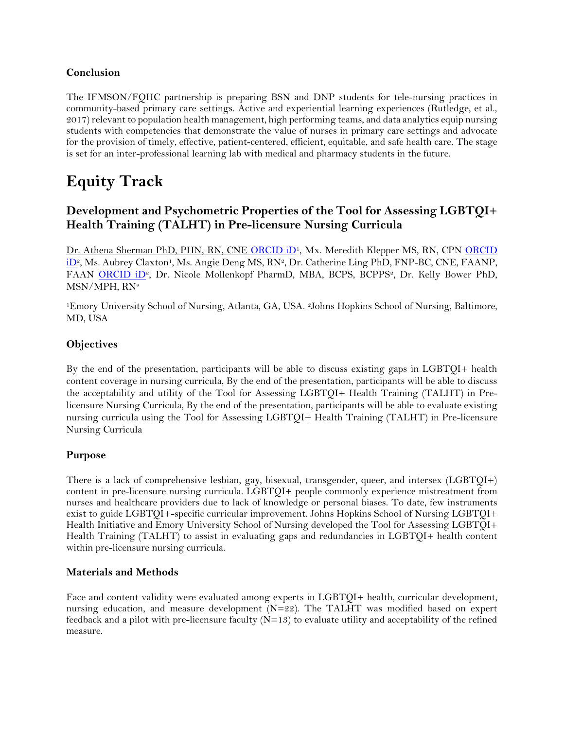### Conclusion

The IFMSON/FQHC partnership is preparing BSN and DNP students for tele-nursing practices in community-based primary care settings. Active and experiential learning experiences (Rutledge, et al., 2017) relevant to population health management, high performing teams, and data analytics equip nursing students with competencies that demonstrate the value of nurses in primary care settings and advocate for the provision of timely, effective, patient-centered, efficient, equitable, and safe health care. The stage is set for an inter-professional learning lab with medical and pharmacy students in the future.

# Equity Track

## Development and Psychometric Properties of the Tool for Assessing LGBTQI+ Health Training (TALHT) in Pre-licensure Nursing Curricula

Dr. Athena Sherman PhD, PHN, RN, CNE ORCID iD[1], Mx. Meredith Klepper MS, RN, CPN ORCID iD[2], Ms. Aubrey Claxton[1], Ms. Angie Deng MS, RN[2], Dr. Catherine Ling PhD, FNP-BC, CNE, FAANP, FAAN ORCID iD[2], Dr. Nicole Mollenkopf PharmD, MBA, BCPS, BCPPS[2], Dr. Kelly Bower PhD, MSN/MPH, RN[2]

[1]Emory University School of Nursing, Atlanta, GA, USA. [2]Johns Hopkins School of Nursing, Baltimore, MD, USA

### Objectives

By the end of the presentation, participants will be able to discuss existing gaps in LGBTQI+ health content coverage in nursing curricula, By the end of the presentation, participants will be able to discuss the acceptability and utility of the Tool for Assessing LGBTQI+ Health Training (TALHT) in Pre-licensure Nursing Curricula, By the end of the presentation, participants will be able to evaluate existing nursing curricula using the Tool for Assessing LGBTQI+ Health Training (TALHT) in Pre-licensure Nursing Curricula

### Purpose

There is a lack of comprehensive lesbian, gay, bisexual, transgender, queer, and intersex (LGBTQI+) content in pre-licensure nursing curricula. LGBTQI+ people commonly experience mistreatment from nurses and healthcare providers due to lack of knowledge or personal biases. To date, few instruments exist to guide LGBTQI+-specific curricular improvement. Johns Hopkins School of Nursing LGBTQI+ Health Initiative and Emory University School of Nursing developed the Tool for Assessing LGBTQI+ Health Training (TALHT) to assist in evaluating gaps and redundancies in LGBTQI+ health content within pre-licensure nursing curricula.

### Materials and Methods

Face and content validity were evaluated among experts in LGBTQI+ health, curricular development, nursing education, and measure development (N=22). The TALHT was modified based on expert feedback and a pilot with pre-licensure faculty (N=13) to evaluate utility and acceptability of the refined measure.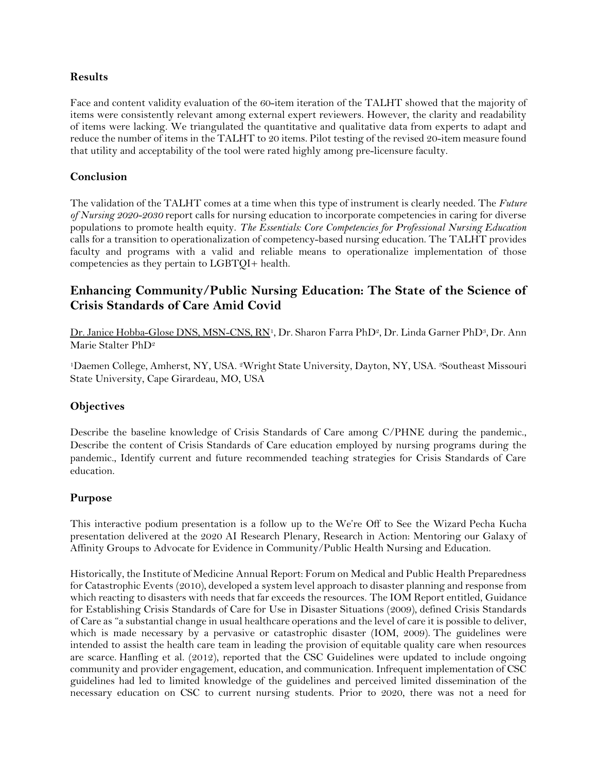### Results

Face and content validity evaluation of the 60-item iteration of the TALHT showed that the majority of items were consistently relevant among external expert reviewers. However, the clarity and readability of items were lacking. We triangulated the quantitative and qualitative data from experts to adapt and reduce the number of items in the TALHT to 20 items. Pilot testing of the revised 20-item measure found that utility and acceptability of the tool were rated highly among pre-licensure faculty.

### Conclusion

The validation of the TALHT comes at a time when this type of instrument is clearly needed. The *Future of Nursing 2020-2030* report calls for nursing education to incorporate competencies in caring for diverse populations to promote health equity. *The Essentials: Core Competencies for Professional Nursing Education* calls for a transition to operationalization of competency-based nursing education. The TALHT provides faculty and programs with a valid and reliable means to operationalize implementation of those competencies as they pertain to LGBTQI+ health.

## Enhancing Community/Public Nursing Education: The State of the Science of Crisis Standards of Care Amid Covid

Dr. Janice Hobba-Glose DNS, MSN-CNS, RN[1], Dr. Sharon Farra PhD[2], Dr. Linda Garner PhD[3], Dr. Ann Marie Stalter PhD[2]

[1]Daemen College, Amherst, NY, USA. [2]Wright State University, Dayton, NY, USA. [3]Southeast Missouri State University, Cape Girardeau, MO, USA

### Objectives

Describe the baseline knowledge of Crisis Standards of Care among C/PHNE during the pandemic., Describe the content of Crisis Standards of Care education employed by nursing programs during the pandemic., Identify current and future recommended teaching strategies for Crisis Standards of Care education.

### Purpose

This interactive podium presentation is a follow up to the We're Off to See the Wizard Pecha Kucha presentation delivered at the 2020 AI Research Plenary, Research in Action: Mentoring our Galaxy of Affinity Groups to Advocate for Evidence in Community/Public Health Nursing and Education.

Historically, the Institute of Medicine Annual Report: Forum on Medical and Public Health Preparedness for Catastrophic Events (2010), developed a system level approach to disaster planning and response from which reacting to disasters with needs that far exceeds the resources. The IOM Report entitled, Guidance for Establishing Crisis Standards of Care for Use in Disaster Situations (2009), defined Crisis Standards of Care as "a substantial change in usual healthcare operations and the level of care it is possible to deliver, which is made necessary by a pervasive or catastrophic disaster (IOM, 2009). The guidelines were intended to assist the health care team in leading the provision of equitable quality care when resources are scarce. Hanfling et al. (2012), reported that the CSC Guidelines were updated to include ongoing community and provider engagement, education, and communication. Infrequent implementation of CSC guidelines had led to limited knowledge of the guidelines and perceived limited dissemination of the necessary education on CSC to current nursing students. Prior to 2020, there was not a need for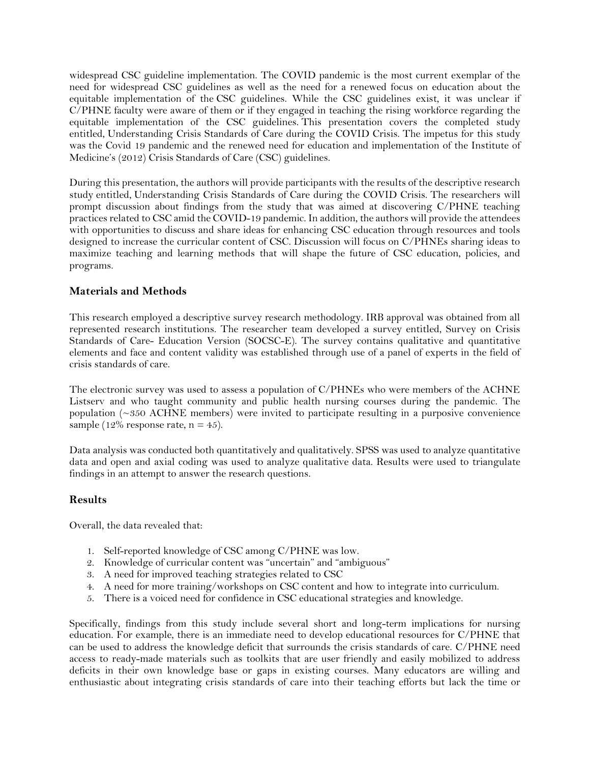widespread CSC guideline implementation. The COVID pandemic is the most current exemplar of the need for widespread CSC guidelines as well as the need for a renewed focus on education about the equitable implementation of the CSC guidelines. While the CSC guidelines exist, it was unclear if C/PHNE faculty were aware of them or if they engaged in teaching the rising workforce regarding the equitable implementation of the CSC guidelines. This presentation covers the completed study entitled, Understanding Crisis Standards of Care during the COVID Crisis. The impetus for this study was the Covid 19 pandemic and the renewed need for education and implementation of the Institute of Medicine's (2012) Crisis Standards of Care (CSC) guidelines.

During this presentation, the authors will provide participants with the results of the descriptive research study entitled, Understanding Crisis Standards of Care during the COVID Crisis. The researchers will prompt discussion about findings from the study that was aimed at discovering C/PHNE teaching practices related to CSC amid the COVID-19 pandemic. In addition, the authors will provide the attendees with opportunities to discuss and share ideas for enhancing CSC education through resources and tools designed to increase the curricular content of CSC. Discussion will focus on C/PHNEs sharing ideas to maximize teaching and learning methods that will shape the future of CSC education, policies, and programs.

### Materials and Methods

This research employed a descriptive survey research methodology. IRB approval was obtained from all represented research institutions. The researcher team developed a survey entitled, Survey on Crisis Standards of Care- Education Version (SOCSC-E). The survey contains qualitative and quantitative elements and face and content validity was established through use of a panel of experts in the field of crisis standards of care.

The electronic survey was used to assess a population of C/PHNEs who were members of the ACHNE Listserv and who taught community and public health nursing courses during the pandemic. The population (~350 ACHNE members) were invited to participate resulting in a purposive convenience sample (12% response rate, n = 45).

Data analysis was conducted both quantitatively and qualitatively. SPSS was used to analyze quantitative data and open and axial coding was used to analyze qualitative data. Results were used to triangulate findings in an attempt to answer the research questions.

### Results

Overall, the data revealed that:

1. Self-reported knowledge of CSC among C/PHNE was low.
2. Knowledge of curricular content was "uncertain" and "ambiguous"
3. A need for improved teaching strategies related to CSC
4. A need for more training/workshops on CSC content and how to integrate into curriculum.
5. There is a voiced need for confidence in CSC educational strategies and knowledge.

Specifically, findings from this study include several short and long-term implications for nursing education. For example, there is an immediate need to develop educational resources for C/PHNE that can be used to address the knowledge deficit that surrounds the crisis standards of care. C/PHNE need access to ready-made materials such as toolkits that are user friendly and easily mobilized to address deficits in their own knowledge base or gaps in existing courses. Many educators are willing and enthusiastic about integrating crisis standards of care into their teaching efforts but lack the time or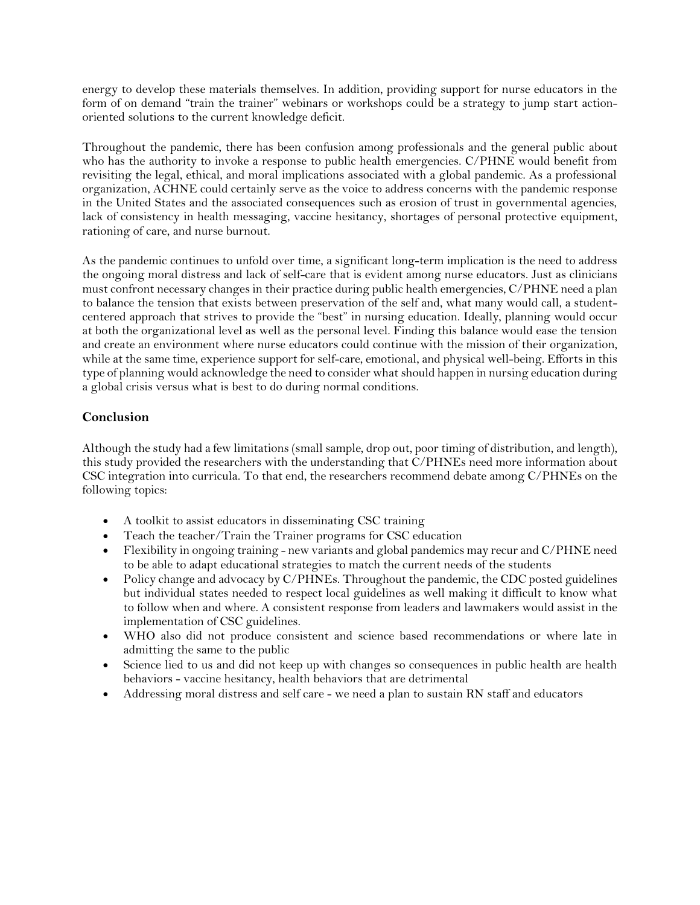energy to develop these materials themselves. In addition, providing support for nurse educators in the form of on demand "train the trainer" webinars or workshops could be a strategy to jump start action-oriented solutions to the current knowledge deficit.

Throughout the pandemic, there has been confusion among professionals and the general public about who has the authority to invoke a response to public health emergencies. C/PHNE would benefit from revisiting the legal, ethical, and moral implications associated with a global pandemic. As a professional organization, ACHNE could certainly serve as the voice to address concerns with the pandemic response in the United States and the associated consequences such as erosion of trust in governmental agencies, lack of consistency in health messaging, vaccine hesitancy, shortages of personal protective equipment, rationing of care, and nurse burnout.

As the pandemic continues to unfold over time, a significant long-term implication is the need to address the ongoing moral distress and lack of self-care that is evident among nurse educators. Just as clinicians must confront necessary changes in their practice during public health emergencies, C/PHNE need a plan to balance the tension that exists between preservation of the self and, what many would call, a student-centered approach that strives to provide the "best" in nursing education. Ideally, planning would occur at both the organizational level as well as the personal level. Finding this balance would ease the tension and create an environment where nurse educators could continue with the mission of their organization, while at the same time, experience support for self-care, emotional, and physical well-being. Efforts in this type of planning would acknowledge the need to consider what should happen in nursing education during a global crisis versus what is best to do during normal conditions.

## Conclusion

Although the study had a few limitations (small sample, drop out, poor timing of distribution, and length), this study provided the researchers with the understanding that C/PHNEs need more information about CSC integration into curricula. To that end, the researchers recommend debate among C/PHNEs on the following topics:

- A toolkit to assist educators in disseminating CSC training
- Teach the teacher/Train the Trainer programs for CSC education
- Flexibility in ongoing training - new variants and global pandemics may recur and C/PHNE need to be able to adapt educational strategies to match the current needs of the students
- Policy change and advocacy by C/PHNEs. Throughout the pandemic, the CDC posted guidelines but individual states needed to respect local guidelines as well making it difficult to know what to follow when and where. A consistent response from leaders and lawmakers would assist in the implementation of CSC guidelines.
- WHO also did not produce consistent and science based recommendations or where late in admitting the same to the public
- Science lied to us and did not keep up with changes so consequences in public health are health behaviors - vaccine hesitancy, health behaviors that are detrimental
- Addressing moral distress and self care - we need a plan to sustain RN staff and educators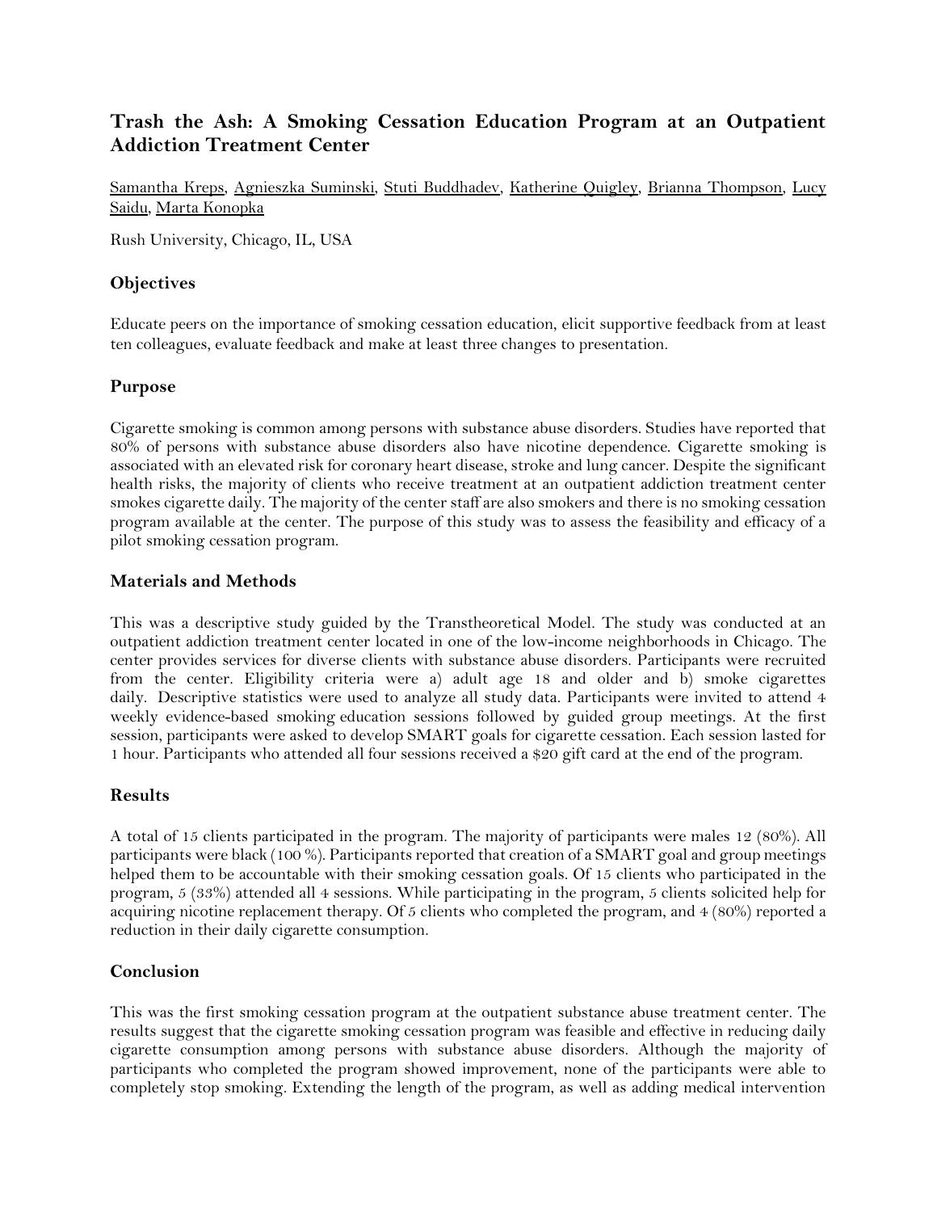## Trash the Ash: A Smoking Cessation Education Program at an Outpatient Addiction Treatment Center

Samantha Kreps, Agnieszka Suminski, Stuti Buddhadev, Katherine Quigley, Brianna Thompson, Lucy Saidu, Marta Konopka

Rush University, Chicago, IL, USA

### Objectives

Educate peers on the importance of smoking cessation education, elicit supportive feedback from at least ten colleagues, evaluate feedback and make at least three changes to presentation.

### Purpose

Cigarette smoking is common among persons with substance abuse disorders. Studies have reported that 80% of persons with substance abuse disorders also have nicotine dependence. Cigarette smoking is associated with an elevated risk for coronary heart disease, stroke and lung cancer. Despite the significant health risks, the majority of clients who receive treatment at an outpatient addiction treatment center smokes cigarette daily. The majority of the center staff are also smokers and there is no smoking cessation program available at the center. The purpose of this study was to assess the feasibility and efficacy of a pilot smoking cessation program.

### Materials and Methods

This was a descriptive study guided by the Transtheoretical Model. The study was conducted at an outpatient addiction treatment center located in one of the low-income neighborhoods in Chicago. The center provides services for diverse clients with substance abuse disorders. Participants were recruited from the center. Eligibility criteria were a) adult age 18 and older and b) smoke cigarettes daily. Descriptive statistics were used to analyze all study data. Participants were invited to attend 4 weekly evidence-based smoking education sessions followed by guided group meetings. At the first session, participants were asked to develop SMART goals for cigarette cessation. Each session lasted for 1 hour. Participants who attended all four sessions received a $20 gift card at the end of the program.

### Results

A total of 15 clients participated in the program. The majority of participants were males 12 (80%). All participants were black (100 %). Participants reported that creation of a SMART goal and group meetings helped them to be accountable with their smoking cessation goals. Of 15 clients who participated in the program, 5 (33%) attended all 4 sessions. While participating in the program, 5 clients solicited help for acquiring nicotine replacement therapy. Of 5 clients who completed the program, and 4 (80%) reported a reduction in their daily cigarette consumption.

### Conclusion

This was the first smoking cessation program at the outpatient substance abuse treatment center. The results suggest that the cigarette smoking cessation program was feasible and effective in reducing daily cigarette consumption among persons with substance abuse disorders. Although the majority of participants who completed the program showed improvement, none of the participants were able to completely stop smoking. Extending the length of the program, as well as adding medical intervention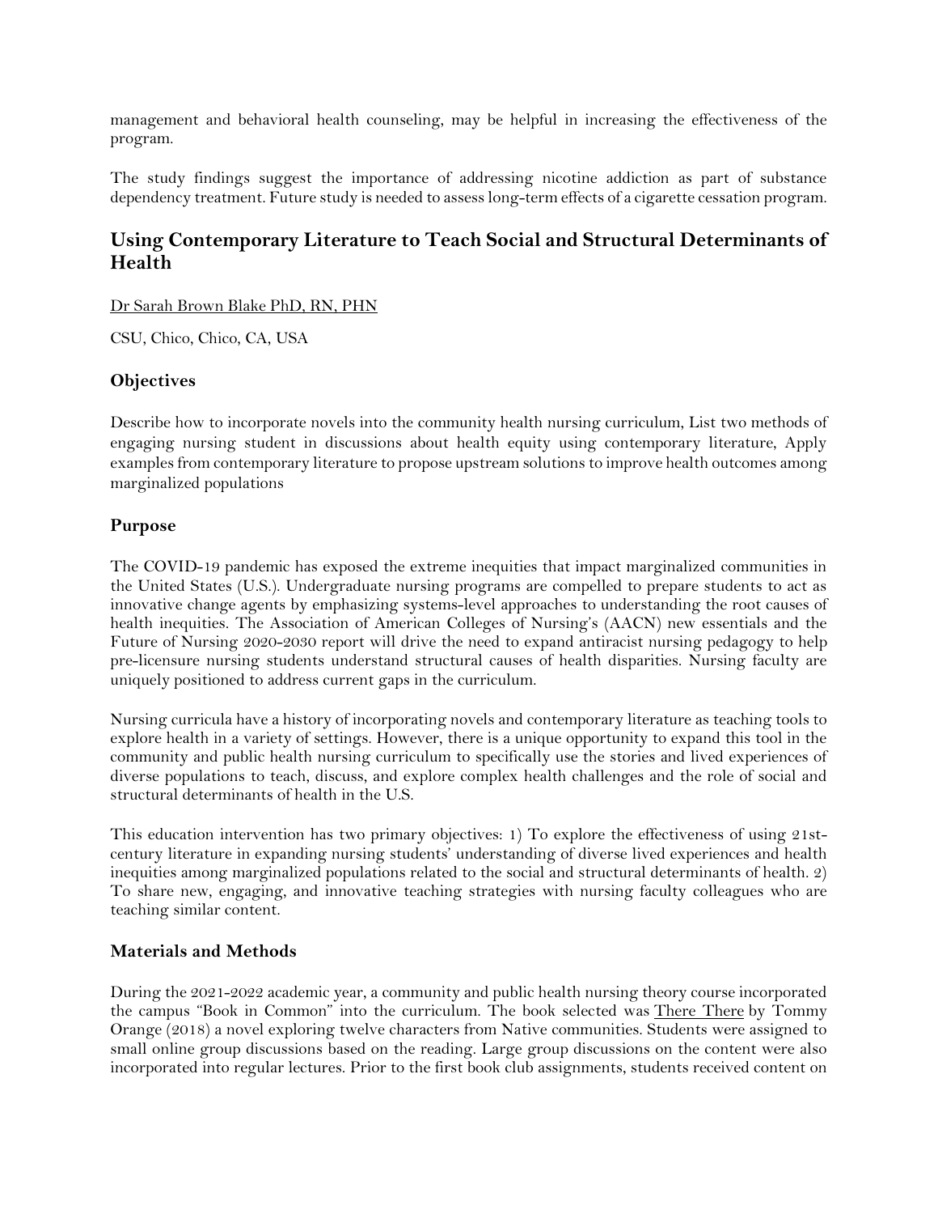management and behavioral health counseling, may be helpful in increasing the effectiveness of the program.

The study findings suggest the importance of addressing nicotine addiction as part of substance dependency treatment. Future study is needed to assess long-term effects of a cigarette cessation program.

## Using Contemporary Literature to Teach Social and Structural Determinants of Health

Dr Sarah Brown Blake PhD, RN, PHN

CSU, Chico, Chico, CA, USA

### Objectives

Describe how to incorporate novels into the community health nursing curriculum, List two methods of engaging nursing student in discussions about health equity using contemporary literature, Apply examples from contemporary literature to propose upstream solutions to improve health outcomes among marginalized populations

### Purpose

The COVID-19 pandemic has exposed the extreme inequities that impact marginalized communities in the United States (U.S.). Undergraduate nursing programs are compelled to prepare students to act as innovative change agents by emphasizing systems-level approaches to understanding the root causes of health inequities. The Association of American Colleges of Nursing's (AACN) new essentials and the Future of Nursing 2020-2030 report will drive the need to expand antiracist nursing pedagogy to help pre-licensure nursing students understand structural causes of health disparities. Nursing faculty are uniquely positioned to address current gaps in the curriculum.

Nursing curricula have a history of incorporating novels and contemporary literature as teaching tools to explore health in a variety of settings. However, there is a unique opportunity to expand this tool in the community and public health nursing curriculum to specifically use the stories and lived experiences of diverse populations to teach, discuss, and explore complex health challenges and the role of social and structural determinants of health in the U.S.

This education intervention has two primary objectives: 1) To explore the effectiveness of using 21st-century literature in expanding nursing students' understanding of diverse lived experiences and health inequities among marginalized populations related to the social and structural determinants of health. 2) To share new, engaging, and innovative teaching strategies with nursing faculty colleagues who are teaching similar content.

### Materials and Methods

During the 2021-2022 academic year, a community and public health nursing theory course incorporated the campus "Book in Common" into the curriculum. The book selected was There There by Tommy Orange (2018) a novel exploring twelve characters from Native communities. Students were assigned to small online group discussions based on the reading. Large group discussions on the content were also incorporated into regular lectures. Prior to the first book club assignments, students received content on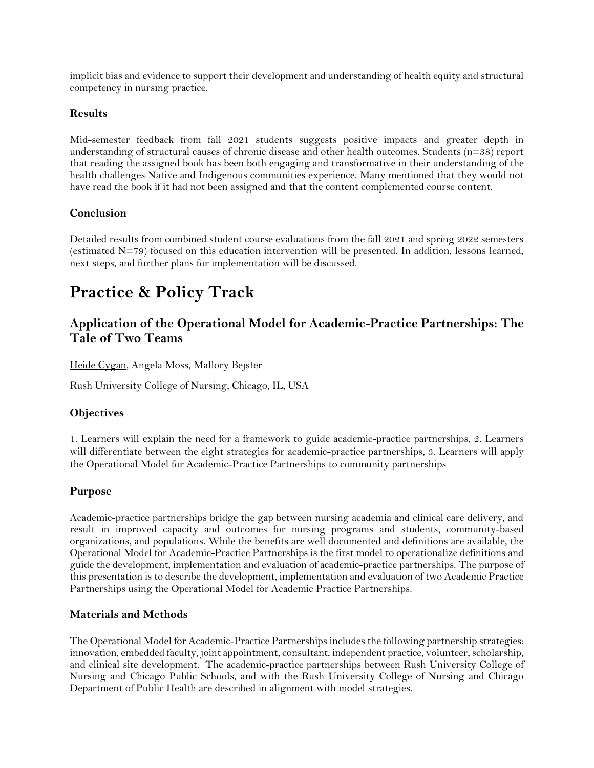implicit bias and evidence to support their development and understanding of health equity and structural competency in nursing practice.

### Results

Mid-semester feedback from fall 2021 students suggests positive impacts and greater depth in understanding of structural causes of chronic disease and other health outcomes. Students (n=38) report that reading the assigned book has been both engaging and transformative in their understanding of the health challenges Native and Indigenous communities experience. Many mentioned that they would not have read the book if it had not been assigned and that the content complemented course content.

### Conclusion

Detailed results from combined student course evaluations from the fall 2021 and spring 2022 semesters (estimated N=79) focused on this education intervention will be presented. In addition, lessons learned, next steps, and further plans for implementation will be discussed.

# Practice & Policy Track

## Application of the Operational Model for Academic-Practice Partnerships: The Tale of Two Teams

Heide Cygan, Angela Moss, Mallory Bejster

Rush University College of Nursing, Chicago, IL, USA

### Objectives

1. Learners will explain the need for a framework to guide academic-practice partnerships, 2. Learners will differentiate between the eight strategies for academic-practice partnerships, 3. Learners will apply the Operational Model for Academic-Practice Partnerships to community partnerships

### Purpose

Academic-practice partnerships bridge the gap between nursing academia and clinical care delivery, and result in improved capacity and outcomes for nursing programs and students, community-based organizations, and populations. While the benefits are well documented and definitions are available, the Operational Model for Academic-Practice Partnerships is the first model to operationalize definitions and guide the development, implementation and evaluation of academic-practice partnerships. The purpose of this presentation is to describe the development, implementation and evaluation of two Academic Practice Partnerships using the Operational Model for Academic Practice Partnerships.

### Materials and Methods

The Operational Model for Academic-Practice Partnerships includes the following partnership strategies: innovation, embedded faculty, joint appointment, consultant, independent practice, volunteer, scholarship, and clinical site development. The academic-practice partnerships between Rush University College of Nursing and Chicago Public Schools, and with the Rush University College of Nursing and Chicago Department of Public Health are described in alignment with model strategies.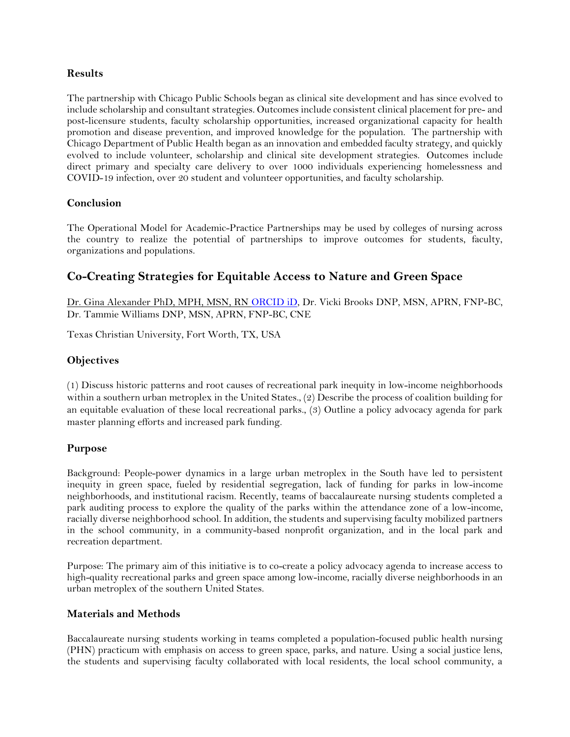### Results

The partnership with Chicago Public Schools began as clinical site development and has since evolved to include scholarship and consultant strategies. Outcomes include consistent clinical placement for pre- and post-licensure students, faculty scholarship opportunities, increased organizational capacity for health promotion and disease prevention, and improved knowledge for the population. The partnership with Chicago Department of Public Health began as an innovation and embedded faculty strategy, and quickly evolved to include volunteer, scholarship and clinical site development strategies. Outcomes include direct primary and specialty care delivery to over 1000 individuals experiencing homelessness and COVID-19 infection, over 20 student and volunteer opportunities, and faculty scholarship.

### Conclusion

The Operational Model for Academic-Practice Partnerships may be used by colleges of nursing across the country to realize the potential of partnerships to improve outcomes for students, faculty, organizations and populations.

## Co-Creating Strategies for Equitable Access to Nature and Green Space

Dr. Gina Alexander PhD, MPH, MSN, RN ORCID iD, Dr. Vicki Brooks DNP, MSN, APRN, FNP-BC, Dr. Tammie Williams DNP, MSN, APRN, FNP-BC, CNE

Texas Christian University, Fort Worth, TX, USA

### Objectives

(1) Discuss historic patterns and root causes of recreational park inequity in low-income neighborhoods within a southern urban metroplex in the United States., (2) Describe the process of coalition building for an equitable evaluation of these local recreational parks., (3) Outline a policy advocacy agenda for park master planning efforts and increased park funding.

### Purpose

Background: People-power dynamics in a large urban metroplex in the South have led to persistent inequity in green space, fueled by residential segregation, lack of funding for parks in low-income neighborhoods, and institutional racism. Recently, teams of baccalaureate nursing students completed a park auditing process to explore the quality of the parks within the attendance zone of a low-income, racially diverse neighborhood school. In addition, the students and supervising faculty mobilized partners in the school community, in a community-based nonprofit organization, and in the local park and recreation department.

Purpose: The primary aim of this initiative is to co-create a policy advocacy agenda to increase access to high-quality recreational parks and green space among low-income, racially diverse neighborhoods in an urban metroplex of the southern United States.

### Materials and Methods

Baccalaureate nursing students working in teams completed a population-focused public health nursing (PHN) practicum with emphasis on access to green space, parks, and nature. Using a social justice lens, the students and supervising faculty collaborated with local residents, the local school community, a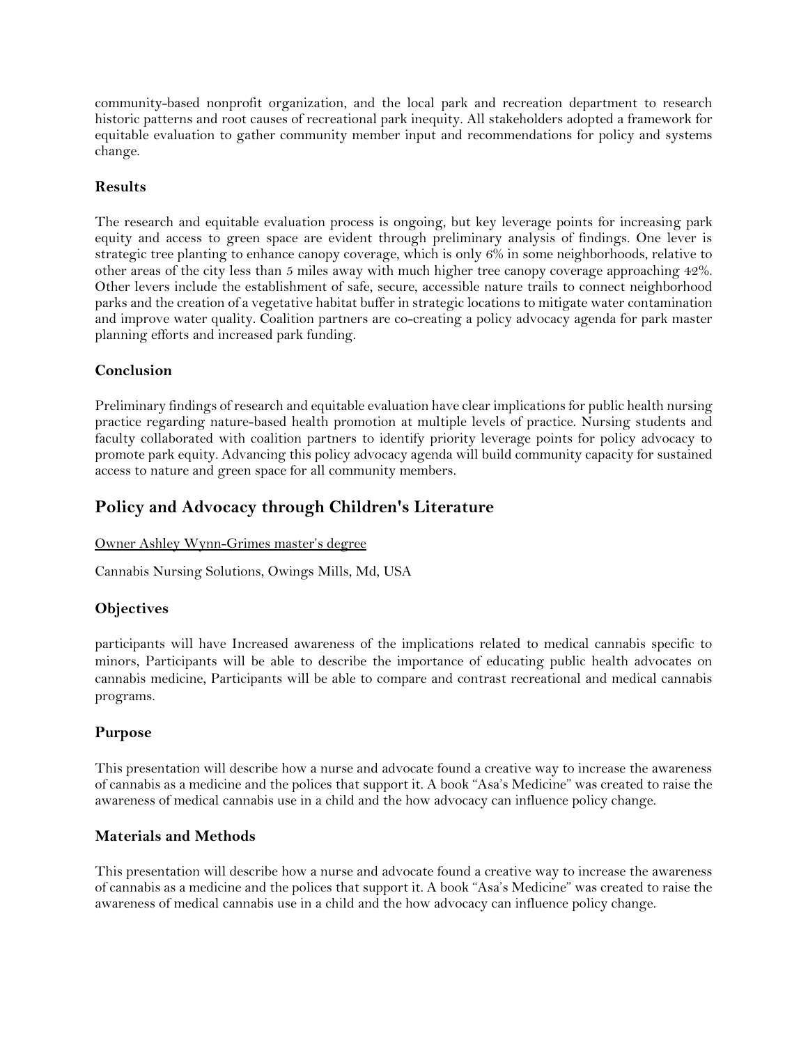community-based nonprofit organization, and the local park and recreation department to research historic patterns and root causes of recreational park inequity. All stakeholders adopted a framework for equitable evaluation to gather community member input and recommendations for policy and systems change.

### Results

The research and equitable evaluation process is ongoing, but key leverage points for increasing park equity and access to green space are evident through preliminary analysis of findings. One lever is strategic tree planting to enhance canopy coverage, which is only 6% in some neighborhoods, relative to other areas of the city less than 5 miles away with much higher tree canopy coverage approaching 42%. Other levers include the establishment of safe, secure, accessible nature trails to connect neighborhood parks and the creation of a vegetative habitat buffer in strategic locations to mitigate water contamination and improve water quality. Coalition partners are co-creating a policy advocacy agenda for park master planning efforts and increased park funding.

### Conclusion

Preliminary findings of research and equitable evaluation have clear implications for public health nursing practice regarding nature-based health promotion at multiple levels of practice. Nursing students and faculty collaborated with coalition partners to identify priority leverage points for policy advocacy to promote park equity. Advancing this policy advocacy agenda will build community capacity for sustained access to nature and green space for all community members.

## Policy and Advocacy through Children's Literature

Owner Ashley Wynn-Grimes master's degree

Cannabis Nursing Solutions, Owings Mills, Md, USA

### Objectives

participants will have Increased awareness of the implications related to medical cannabis specific to minors, Participants will be able to describe the importance of educating public health advocates on cannabis medicine, Participants will be able to compare and contrast recreational and medical cannabis programs.

### Purpose

This presentation will describe how a nurse and advocate found a creative way to increase the awareness of cannabis as a medicine and the polices that support it. A book "Asa's Medicine" was created to raise the awareness of medical cannabis use in a child and the how advocacy can influence policy change.

### Materials and Methods

This presentation will describe how a nurse and advocate found a creative way to increase the awareness of cannabis as a medicine and the polices that support it. A book "Asa's Medicine" was created to raise the awareness of medical cannabis use in a child and the how advocacy can influence policy change.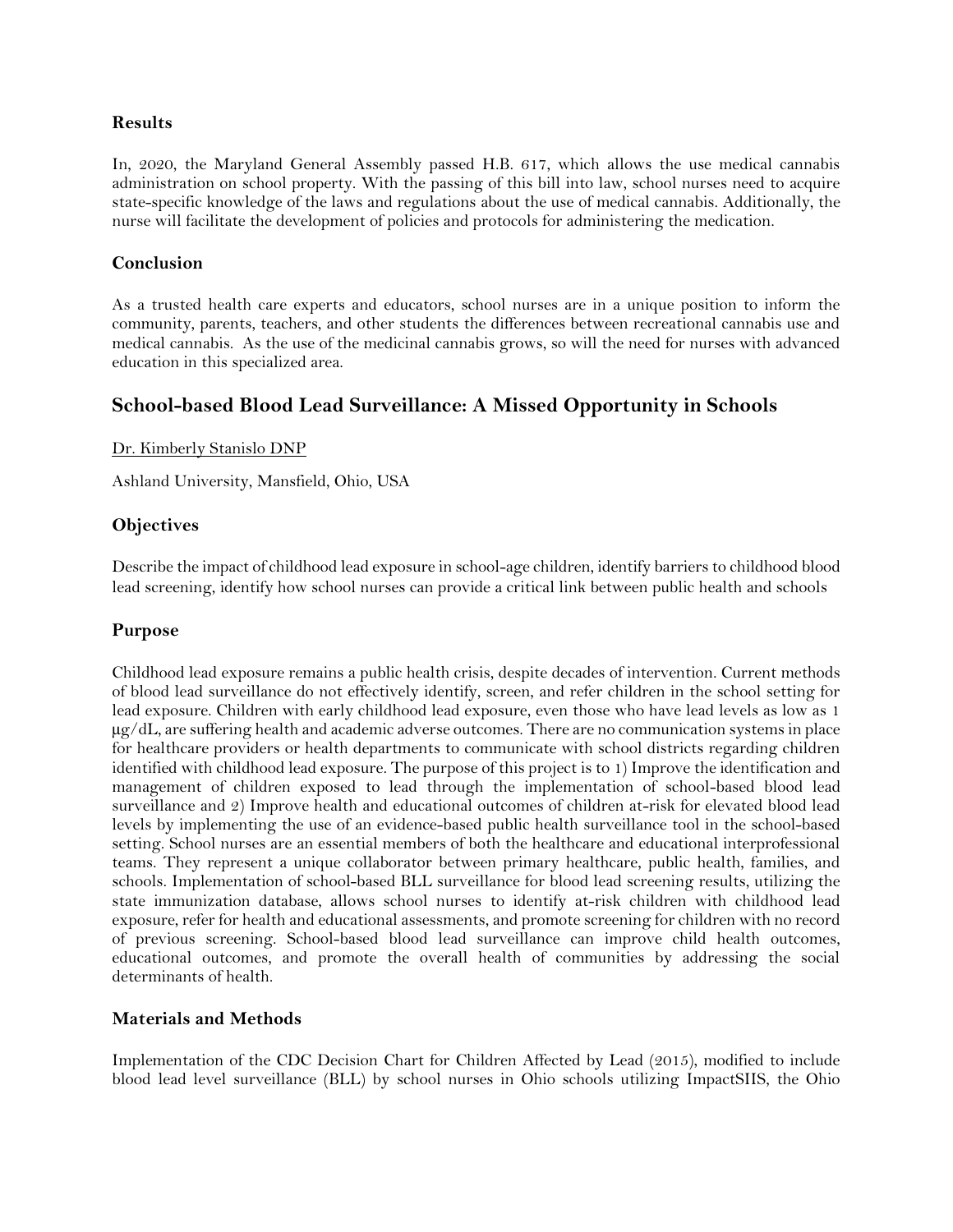### Results

In, 2020, the Maryland General Assembly passed H.B. 617, which allows the use medical cannabis administration on school property. With the passing of this bill into law, school nurses need to acquire state-specific knowledge of the laws and regulations about the use of medical cannabis. Additionally, the nurse will facilitate the development of policies and protocols for administering the medication.

### Conclusion

As a trusted health care experts and educators, school nurses are in a unique position to inform the community, parents, teachers, and other students the differences between recreational cannabis use and medical cannabis. As the use of the medicinal cannabis grows, so will the need for nurses with advanced education in this specialized area.

## School-based Blood Lead Surveillance: A Missed Opportunity in Schools

Dr. Kimberly Stanislo DNP

Ashland University, Mansfield, Ohio, USA

### Objectives

Describe the impact of childhood lead exposure in school-age children, identify barriers to childhood blood lead screening, identify how school nurses can provide a critical link between public health and schools

### Purpose

Childhood lead exposure remains a public health crisis, despite decades of intervention. Current methods of blood lead surveillance do not effectively identify, screen, and refer children in the school setting for lead exposure. Children with early childhood lead exposure, even those who have lead levels as low as 1 μg/dL, are suffering health and academic adverse outcomes. There are no communication systems in place for healthcare providers or health departments to communicate with school districts regarding children identified with childhood lead exposure. The purpose of this project is to 1) Improve the identification and management of children exposed to lead through the implementation of school-based blood lead surveillance and 2) Improve health and educational outcomes of children at-risk for elevated blood lead levels by implementing the use of an evidence-based public health surveillance tool in the school-based setting. School nurses are an essential members of both the healthcare and educational interprofessional teams. They represent a unique collaborator between primary healthcare, public health, families, and schools. Implementation of school-based BLL surveillance for blood lead screening results, utilizing the state immunization database, allows school nurses to identify at-risk children with childhood lead exposure, refer for health and educational assessments, and promote screening for children with no record of previous screening. School-based blood lead surveillance can improve child health outcomes, educational outcomes, and promote the overall health of communities by addressing the social determinants of health.

### Materials and Methods

Implementation of the CDC Decision Chart for Children Affected by Lead (2015), modified to include blood lead level surveillance (BLL) by school nurses in Ohio schools utilizing ImpactSIIS, the Ohio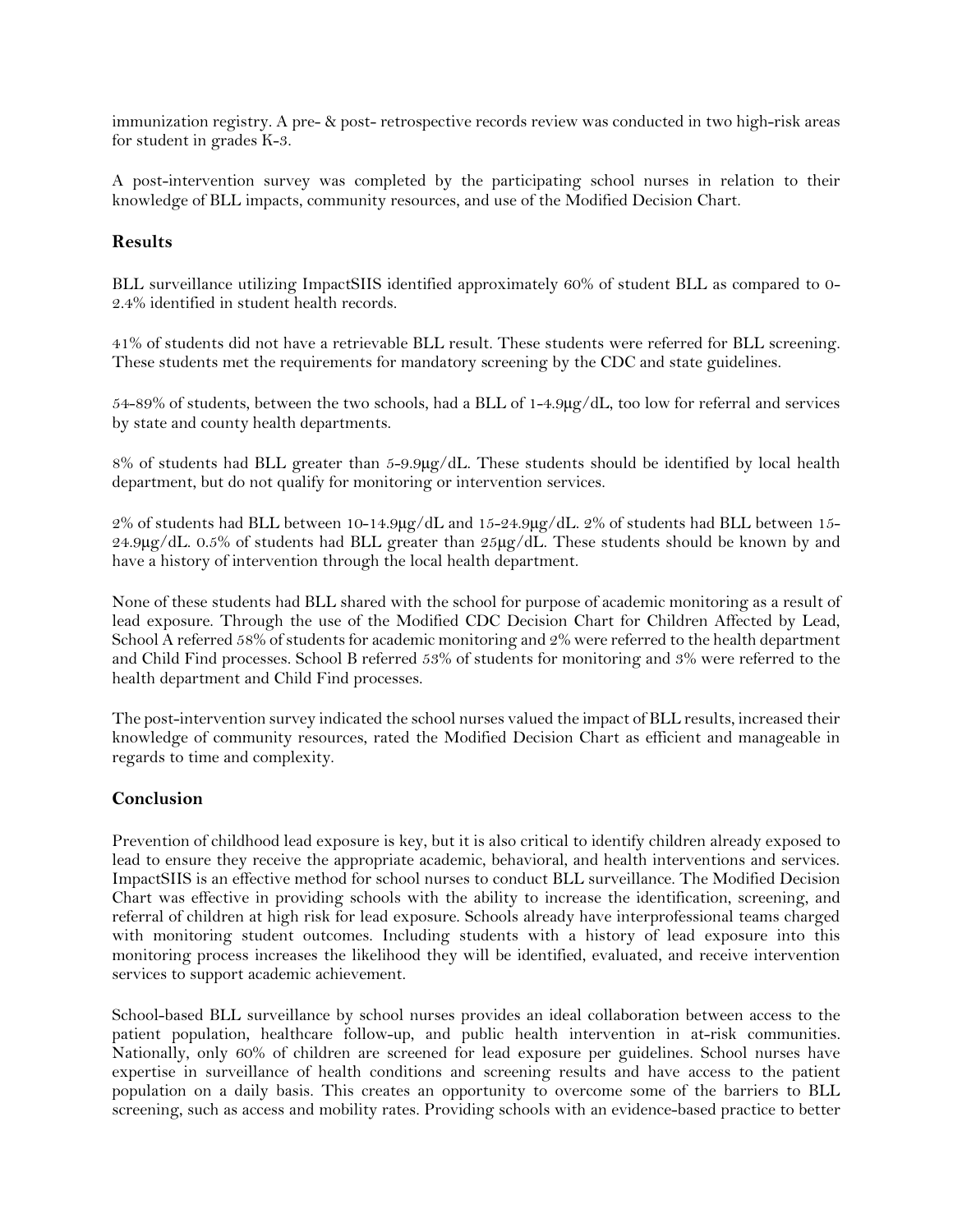immunization registry. A pre- & post- retrospective records review was conducted in two high-risk areas for student in grades K-3.

A post-intervention survey was completed by the participating school nurses in relation to their knowledge of BLL impacts, community resources, and use of the Modified Decision Chart.

## Results

BLL surveillance utilizing ImpactSIIS identified approximately 60% of student BLL as compared to 0-2.4% identified in student health records.

41% of students did not have a retrievable BLL result. These students were referred for BLL screening. These students met the requirements for mandatory screening by the CDC and state guidelines.

54-89% of students, between the two schools, had a BLL of 1-4.9µg/dL, too low for referral and services by state and county health departments.

8% of students had BLL greater than 5-9.9µg/dL. These students should be identified by local health department, but do not qualify for monitoring or intervention services.

2% of students had BLL between 10-14.9µg/dL and 15-24.9µg/dL. 2% of students had BLL between 15-24.9µg/dL. 0.5% of students had BLL greater than 25µg/dL. These students should be known by and have a history of intervention through the local health department.

None of these students had BLL shared with the school for purpose of academic monitoring as a result of lead exposure. Through the use of the Modified CDC Decision Chart for Children Affected by Lead, School A referred 58% of students for academic monitoring and 2% were referred to the health department and Child Find processes. School B referred 53% of students for monitoring and 3% were referred to the health department and Child Find processes.

The post-intervention survey indicated the school nurses valued the impact of BLL results, increased their knowledge of community resources, rated the Modified Decision Chart as efficient and manageable in regards to time and complexity.

## Conclusion

Prevention of childhood lead exposure is key, but it is also critical to identify children already exposed to lead to ensure they receive the appropriate academic, behavioral, and health interventions and services. ImpactSIIS is an effective method for school nurses to conduct BLL surveillance. The Modified Decision Chart was effective in providing schools with the ability to increase the identification, screening, and referral of children at high risk for lead exposure. Schools already have interprofessional teams charged with monitoring student outcomes. Including students with a history of lead exposure into this monitoring process increases the likelihood they will be identified, evaluated, and receive intervention services to support academic achievement.

School-based BLL surveillance by school nurses provides an ideal collaboration between access to the patient population, healthcare follow-up, and public health intervention in at-risk communities. Nationally, only 60% of children are screened for lead exposure per guidelines. School nurses have expertise in surveillance of health conditions and screening results and have access to the patient population on a daily basis. This creates an opportunity to overcome some of the barriers to BLL screening, such as access and mobility rates. Providing schools with an evidence-based practice to better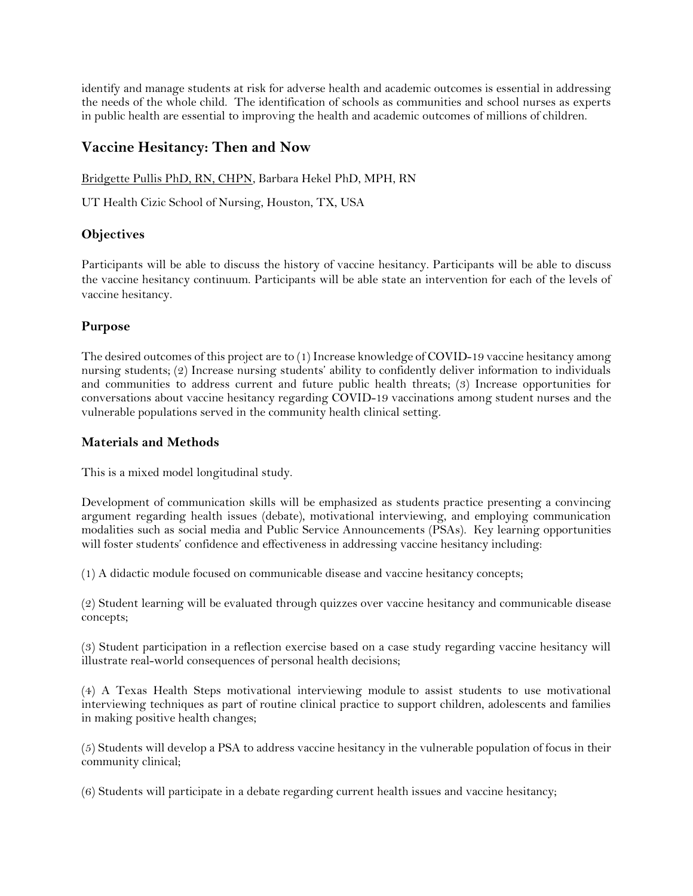identify and manage students at risk for adverse health and academic outcomes is essential in addressing the needs of the whole child. The identification of schools as communities and school nurses as experts in public health are essential to improving the health and academic outcomes of millions of children.

## Vaccine Hesitancy: Then and Now

<u>Bridgette Pullis PhD, RN, CHPN</u>, Barbara Hekel PhD, MPH, RN

UT Health Cizic School of Nursing, Houston, TX, USA

### Objectives

Participants will be able to discuss the history of vaccine hesitancy. Participants will be able to discuss the vaccine hesitancy continuum. Participants will be able state an intervention for each of the levels of vaccine hesitancy.

### Purpose

The desired outcomes of this project are to (1) Increase knowledge of COVID-19 vaccine hesitancy among nursing students; (2) Increase nursing students' ability to confidently deliver information to individuals and communities to address current and future public health threats; (3) Increase opportunities for conversations about vaccine hesitancy regarding COVID-19 vaccinations among student nurses and the vulnerable populations served in the community health clinical setting.

### Materials and Methods

This is a mixed model longitudinal study.

Development of communication skills will be emphasized as students practice presenting a convincing argument regarding health issues (debate), motivational interviewing, and employing communication modalities such as social media and Public Service Announcements (PSAs). Key learning opportunities will foster students' confidence and effectiveness in addressing vaccine hesitancy including:

(1) A didactic module focused on communicable disease and vaccine hesitancy concepts;

(2) Student learning will be evaluated through quizzes over vaccine hesitancy and communicable disease concepts;

(3) Student participation in a reflection exercise based on a case study regarding vaccine hesitancy will illustrate real-world consequences of personal health decisions;

(4) A Texas Health Steps motivational interviewing module to assist students to use motivational interviewing techniques as part of routine clinical practice to support children, adolescents and families in making positive health changes;

(5) Students will develop a PSA to address vaccine hesitancy in the vulnerable population of focus in their community clinical;

(6) Students will participate in a debate regarding current health issues and vaccine hesitancy;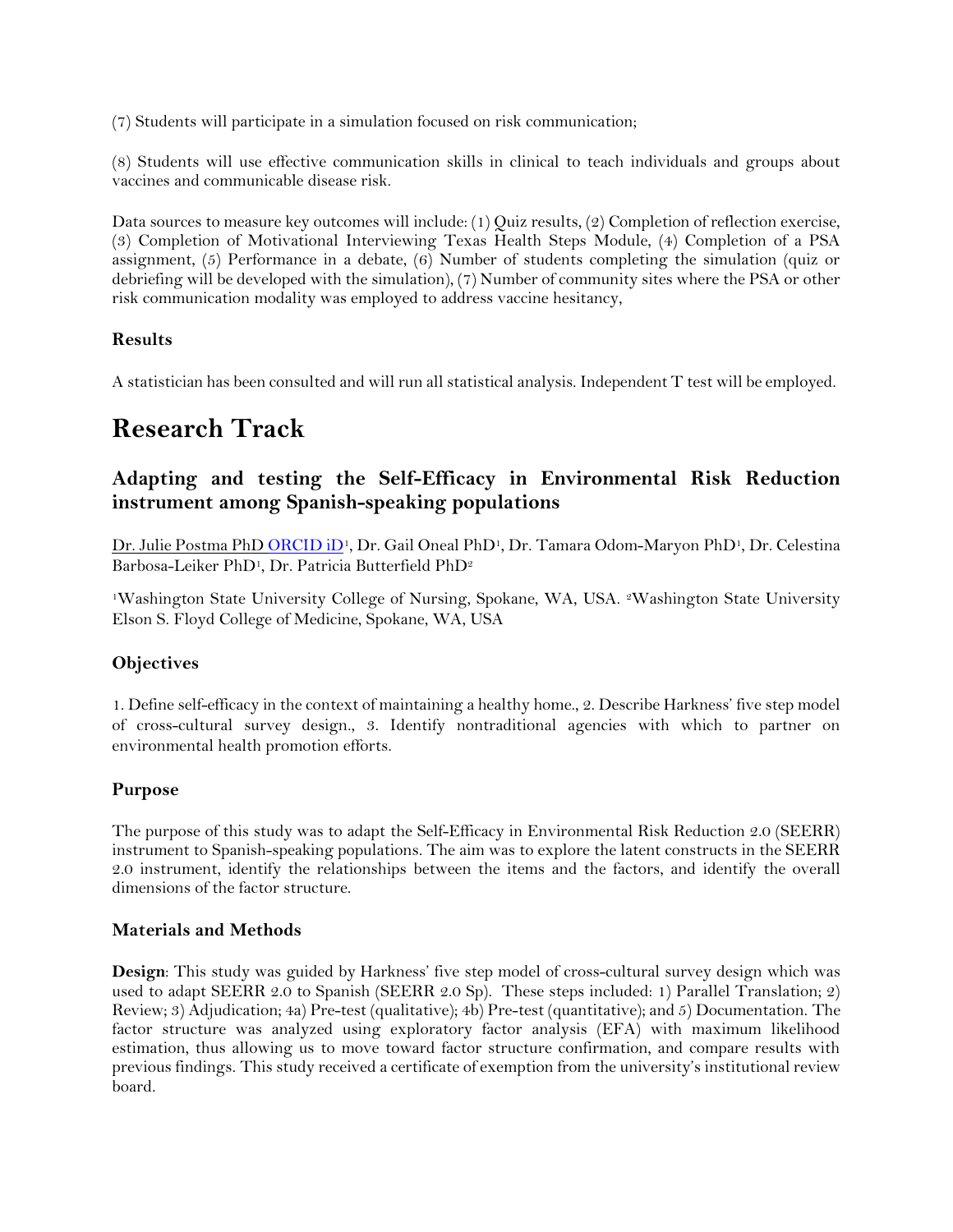(7) Students will participate in a simulation focused on risk communication;

(8) Students will use effective communication skills in clinical to teach individuals and groups about vaccines and communicable disease risk.

Data sources to measure key outcomes will include: (1) Quiz results, (2) Completion of reflection exercise, (3) Completion of Motivational Interviewing Texas Health Steps Module, (4) Completion of a PSA assignment, (5) Performance in a debate, (6) Number of students completing the simulation (quiz or debriefing will be developed with the simulation), (7) Number of community sites where the PSA or other risk communication modality was employed to address vaccine hesitancy,

### Results

A statistician has been consulted and will run all statistical analysis. Independent T test will be employed.

# Research Track

## Adapting and testing the Self-Efficacy in Environmental Risk Reduction instrument among Spanish-speaking populations

Dr. Julie Postma PhD ORCID iD[1], Dr. Gail Oneal PhD[1], Dr. Tamara Odom-Maryon PhD[1], Dr. Celestina Barbosa-Leiker PhD[1], Dr. Patricia Butterfield PhD[2]

[1]Washington State University College of Nursing, Spokane, WA, USA. [2]Washington State University Elson S. Floyd College of Medicine, Spokane, WA, USA

### Objectives

1. Define self-efficacy in the context of maintaining a healthy home., 2. Describe Harkness' five step model of cross-cultural survey design., 3. Identify nontraditional agencies with which to partner on environmental health promotion efforts.

### Purpose

The purpose of this study was to adapt the Self-Efficacy in Environmental Risk Reduction 2.0 (SEERR) instrument to Spanish-speaking populations. The aim was to explore the latent constructs in the SEERR 2.0 instrument, identify the relationships between the items and the factors, and identify the overall dimensions of the factor structure.

### Materials and Methods

**Design**: This study was guided by Harkness' five step model of cross-cultural survey design which was used to adapt SEERR 2.0 to Spanish (SEERR 2.0 Sp). These steps included: 1) Parallel Translation; 2) Review; 3) Adjudication; 4a) Pre-test (qualitative); 4b) Pre-test (quantitative); and 5) Documentation. The factor structure was analyzed using exploratory factor analysis (EFA) with maximum likelihood estimation, thus allowing us to move toward factor structure confirmation, and compare results with previous findings. This study received a certificate of exemption from the university's institutional review board.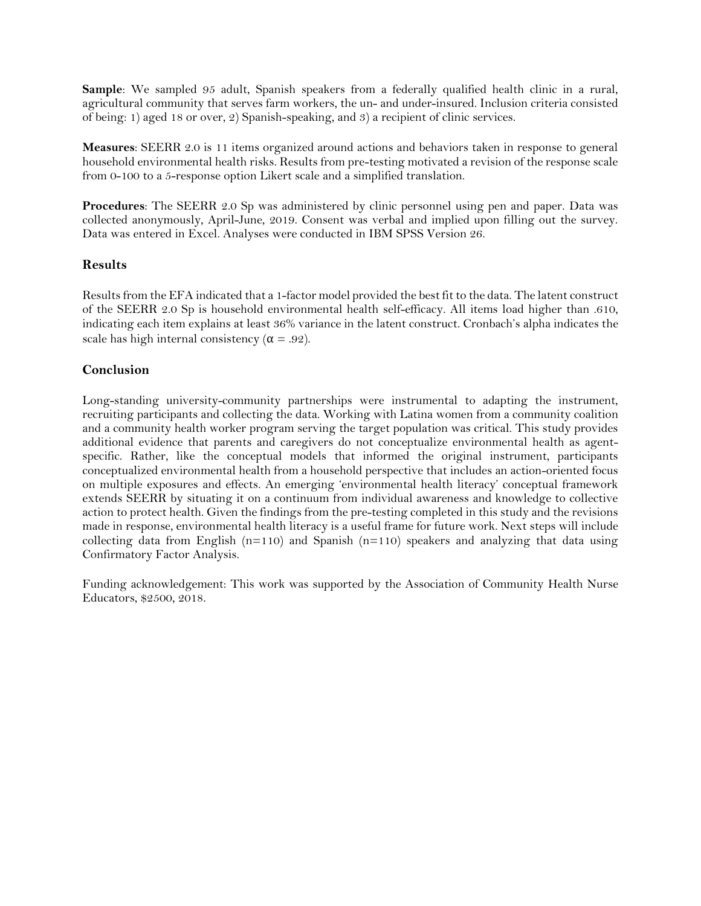**Sample**: We sampled 95 adult, Spanish speakers from a federally qualified health clinic in a rural, agricultural community that serves farm workers, the un- and under-insured. Inclusion criteria consisted of being: 1) aged 18 or over, 2) Spanish-speaking, and 3) a recipient of clinic services.

**Measures**: SEERR 2.0 is 11 items organized around actions and behaviors taken in response to general household environmental health risks. Results from pre-testing motivated a revision of the response scale from 0-100 to a 5-response option Likert scale and a simplified translation.

**Procedures**: The SEERR 2.0 Sp was administered by clinic personnel using pen and paper. Data was collected anonymously, April-June, 2019. Consent was verbal and implied upon filling out the survey. Data was entered in Excel. Analyses were conducted in IBM SPSS Version 26.

## Results

Results from the EFA indicated that a 1-factor model provided the best fit to the data. The latent construct of the SEERR 2.0 Sp is household environmental health self-efficacy. All items load higher than .610, indicating each item explains at least 36% variance in the latent construct. Cronbach's alpha indicates the scale has high internal consistency ($\alpha = .92$).

## Conclusion

Long-standing university-community partnerships were instrumental to adapting the instrument, recruiting participants and collecting the data. Working with Latina women from a community coalition and a community health worker program serving the target population was critical. This study provides additional evidence that parents and caregivers do not conceptualize environmental health as agent-specific. Rather, like the conceptual models that informed the original instrument, participants conceptualized environmental health from a household perspective that includes an action-oriented focus on multiple exposures and effects. An emerging 'environmental health literacy' conceptual framework extends SEERR by situating it on a continuum from individual awareness and knowledge to collective action to protect health. Given the findings from the pre-testing completed in this study and the revisions made in response, environmental health literacy is a useful frame for future work. Next steps will include collecting data from English (n=110) and Spanish (n=110) speakers and analyzing that data using Confirmatory Factor Analysis.

Funding acknowledgement: This work was supported by the Association of Community Health Nurse Educators, $2500, 2018.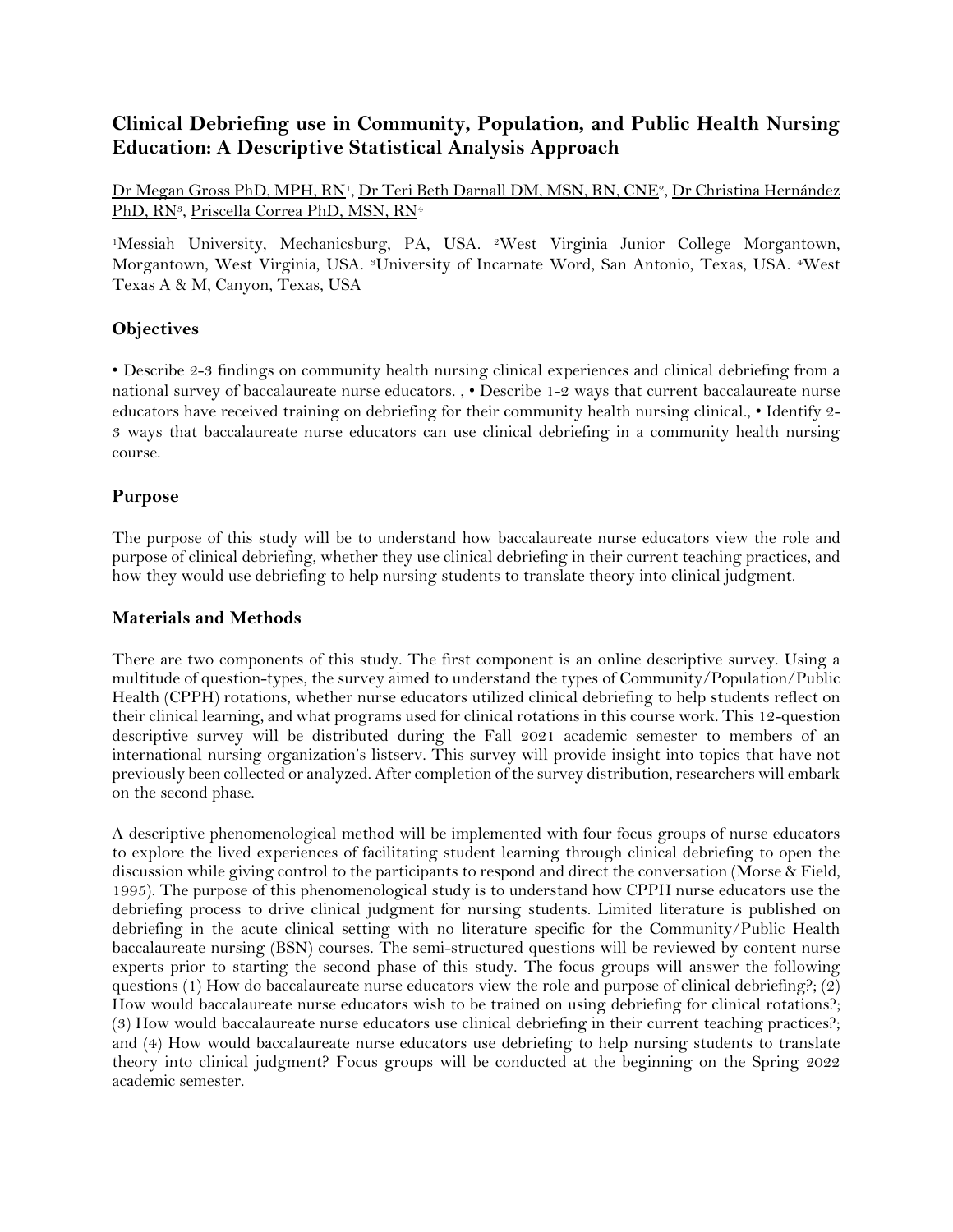## Clinical Debriefing use in Community, Population, and Public Health Nursing Education: A Descriptive Statistical Analysis Approach

Dr Megan Gross PhD, MPH, RN[1], Dr Teri Beth Darnall DM, MSN, RN, CNE[2], Dr Christina Hernández PhD, RN[3], Priscella Correa PhD, MSN, RN[4]

[1]Messiah University, Mechanicsburg, PA, USA. [2]West Virginia Junior College Morgantown, Morgantown, West Virginia, USA. [3]University of Incarnate Word, San Antonio, Texas, USA. [4]West Texas A & M, Canyon, Texas, USA

### Objectives

• Describe 2-3 findings on community health nursing clinical experiences and clinical debriefing from a national survey of baccalaureate nurse educators. , • Describe 1-2 ways that current baccalaureate nurse educators have received training on debriefing for their community health nursing clinical., • Identify 2-3 ways that baccalaureate nurse educators can use clinical debriefing in a community health nursing course.

### Purpose

The purpose of this study will be to understand how baccalaureate nurse educators view the role and purpose of clinical debriefing, whether they use clinical debriefing in their current teaching practices, and how they would use debriefing to help nursing students to translate theory into clinical judgment.

### Materials and Methods

There are two components of this study. The first component is an online descriptive survey. Using a multitude of question-types, the survey aimed to understand the types of Community/Population/Public Health (CPPH) rotations, whether nurse educators utilized clinical debriefing to help students reflect on their clinical learning, and what programs used for clinical rotations in this course work. This 12-question descriptive survey will be distributed during the Fall 2021 academic semester to members of an international nursing organization's listserv. This survey will provide insight into topics that have not previously been collected or analyzed. After completion of the survey distribution, researchers will embark on the second phase.

A descriptive phenomenological method will be implemented with four focus groups of nurse educators to explore the lived experiences of facilitating student learning through clinical debriefing to open the discussion while giving control to the participants to respond and direct the conversation (Morse & Field, 1995). The purpose of this phenomenological study is to understand how CPPH nurse educators use the debriefing process to drive clinical judgment for nursing students. Limited literature is published on debriefing in the acute clinical setting with no literature specific for the Community/Public Health baccalaureate nursing (BSN) courses. The semi-structured questions will be reviewed by content nurse experts prior to starting the second phase of this study. The focus groups will answer the following questions (1) How do baccalaureate nurse educators view the role and purpose of clinical debriefing?; (2) How would baccalaureate nurse educators wish to be trained on using debriefing for clinical rotations?; (3) How would baccalaureate nurse educators use clinical debriefing in their current teaching practices?; and (4) How would baccalaureate nurse educators use debriefing to help nursing students to translate theory into clinical judgment? Focus groups will be conducted at the beginning on the Spring 2022 academic semester.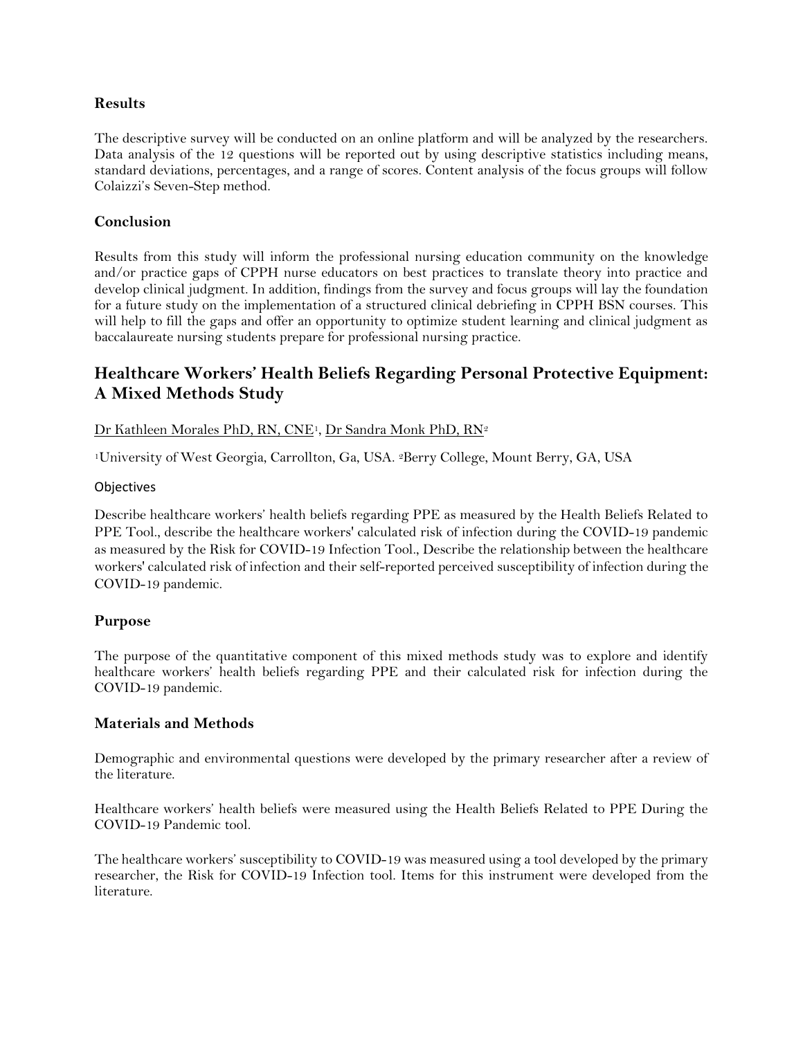### Results

The descriptive survey will be conducted on an online platform and will be analyzed by the researchers. Data analysis of the 12 questions will be reported out by using descriptive statistics including means, standard deviations, percentages, and a range of scores. Content analysis of the focus groups will follow Colaizzi's Seven-Step method.

### Conclusion

Results from this study will inform the professional nursing education community on the knowledge and/or practice gaps of CPPH nurse educators on best practices to translate theory into practice and develop clinical judgment. In addition, findings from the survey and focus groups will lay the foundation for a future study on the implementation of a structured clinical debriefing in CPPH BSN courses. This will help to fill the gaps and offer an opportunity to optimize student learning and clinical judgment as baccalaureate nursing students prepare for professional nursing practice.

## Healthcare Workers' Health Beliefs Regarding Personal Protective Equipment: A Mixed Methods Study

Dr Kathleen Morales PhD, RN, CNE[1], Dr Sandra Monk PhD, RN[2]

[1]University of West Georgia, Carrollton, Ga, USA. [2]Berry College, Mount Berry, GA, USA

#### Objectives

Describe healthcare workers' health beliefs regarding PPE as measured by the Health Beliefs Related to PPE Tool., describe the healthcare workers' calculated risk of infection during the COVID-19 pandemic as measured by the Risk for COVID-19 Infection Tool., Describe the relationship between the healthcare workers' calculated risk of infection and their self-reported perceived susceptibility of infection during the COVID-19 pandemic.

### Purpose

The purpose of the quantitative component of this mixed methods study was to explore and identify healthcare workers' health beliefs regarding PPE and their calculated risk for infection during the COVID-19 pandemic.

### Materials and Methods

Demographic and environmental questions were developed by the primary researcher after a review of the literature.

Healthcare workers' health beliefs were measured using the Health Beliefs Related to PPE During the COVID-19 Pandemic tool.

The healthcare workers' susceptibility to COVID-19 was measured using a tool developed by the primary researcher, the Risk for COVID-19 Infection tool. Items for this instrument were developed from the literature.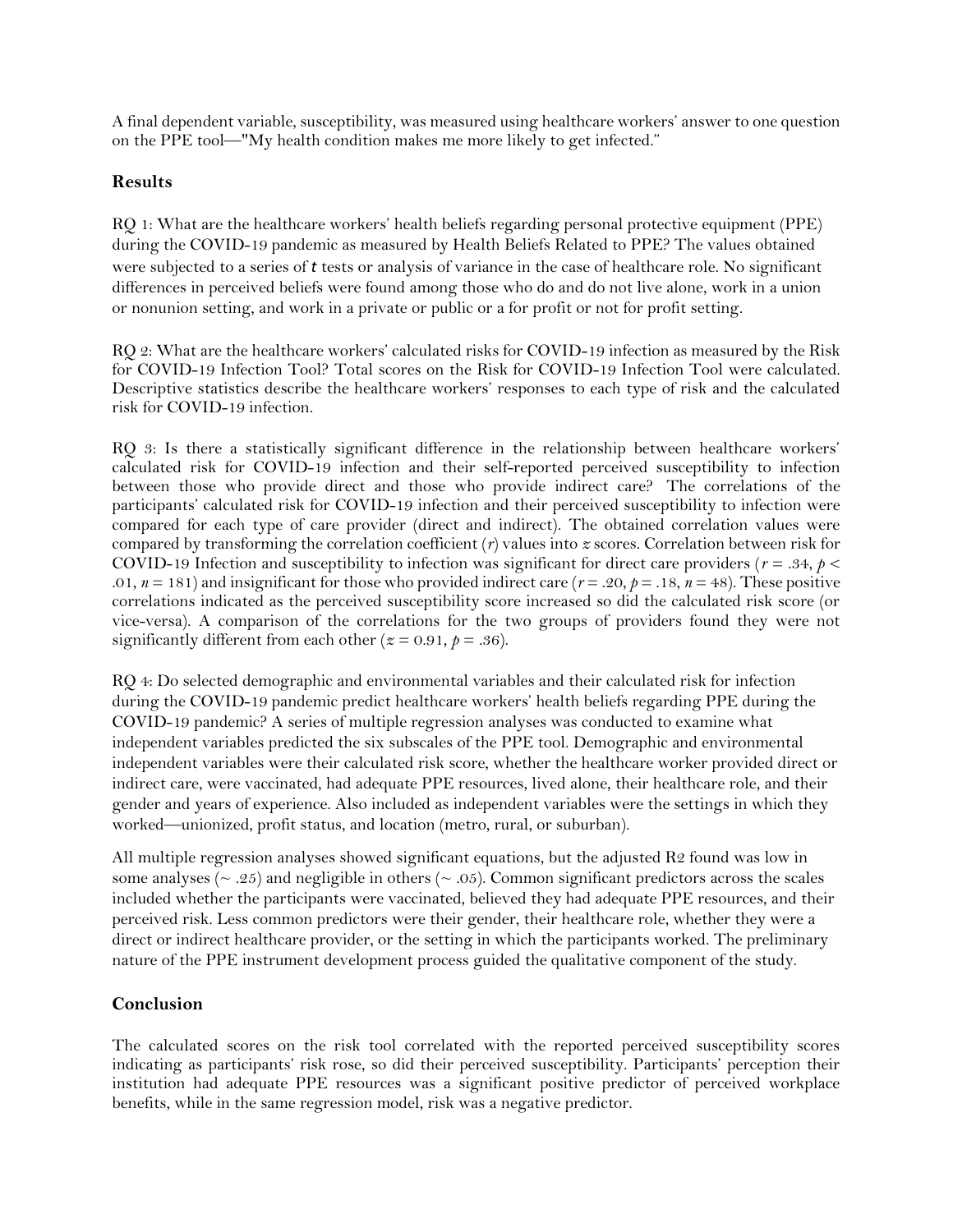A final dependent variable, susceptibility, was measured using healthcare workers' answer to one question on the PPE tool—"My health condition makes me more likely to get infected."

## Results

RQ 1: What are the healthcare workers' health beliefs regarding personal protective equipment (PPE) during the COVID-19 pandemic as measured by Health Beliefs Related to PPE? The values obtained were subjected to a series of *t* tests or analysis of variance in the case of healthcare role. No significant differences in perceived beliefs were found among those who do and do not live alone, work in a union or nonunion setting, and work in a private or public or a for profit or not for profit setting.

RQ 2: What are the healthcare workers' calculated risks for COVID-19 infection as measured by the Risk for COVID-19 Infection Tool? Total scores on the Risk for COVID-19 Infection Tool were calculated. Descriptive statistics describe the healthcare workers' responses to each type of risk and the calculated risk for COVID-19 infection.

RQ 3: Is there a statistically significant difference in the relationship between healthcare workers' calculated risk for COVID-19 infection and their self-reported perceived susceptibility to infection between those who provide direct and those who provide indirect care? The correlations of the participants' calculated risk for COVID-19 infection and their perceived susceptibility to infection were compared for each type of care provider (direct and indirect). The obtained correlation values were compared by transforming the correlation coefficient ($r$) values into $z$ scores. Correlation between risk for COVID-19 Infection and susceptibility to infection was significant for direct care providers ($r = .34$, $p < .01$, $n = 181$) and insignificant for those who provided indirect care ($r = .20$, $p = .18$, $n = 48$). These positive correlations indicated as the perceived susceptibility score increased so did the calculated risk score (or vice-versa). A comparison of the correlations for the two groups of providers found they were not significantly different from each other ($z = 0.91$, $p = .36$).

RQ 4: Do selected demographic and environmental variables and their calculated risk for infection during the COVID-19 pandemic predict healthcare workers' health beliefs regarding PPE during the COVID-19 pandemic? A series of multiple regression analyses was conducted to examine what independent variables predicted the six subscales of the PPE tool. Demographic and environmental independent variables were their calculated risk score, whether the healthcare worker provided direct or indirect care, were vaccinated, had adequate PPE resources, lived alone, their healthcare role, and their gender and years of experience. Also included as independent variables were the settings in which they worked—unionized, profit status, and location (metro, rural, or suburban).

All multiple regression analyses showed significant equations, but the adjusted $R^2$ found was low in some analyses (~ .25) and negligible in others (~ .05). Common significant predictors across the scales included whether the participants were vaccinated, believed they had adequate PPE resources, and their perceived risk. Less common predictors were their gender, their healthcare role, whether they were a direct or indirect healthcare provider, or the setting in which the participants worked. The preliminary nature of the PPE instrument development process guided the qualitative component of the study.

## Conclusion

The calculated scores on the risk tool correlated with the reported perceived susceptibility scores indicating as participants' risk rose, so did their perceived susceptibility. Participants' perception their institution had adequate PPE resources was a significant positive predictor of perceived workplace benefits, while in the same regression model, risk was a negative predictor.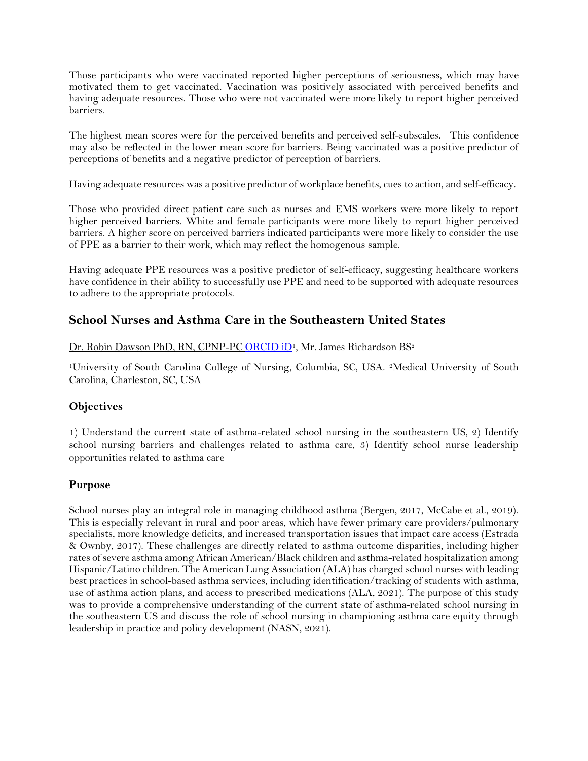Those participants who were vaccinated reported higher perceptions of seriousness, which may have motivated them to get vaccinated. Vaccination was positively associated with perceived benefits and having adequate resources. Those who were not vaccinated were more likely to report higher perceived barriers.

The highest mean scores were for the perceived benefits and perceived self-subscales. This confidence may also be reflected in the lower mean score for barriers. Being vaccinated was a positive predictor of perceptions of benefits and a negative predictor of perception of barriers.

Having adequate resources was a positive predictor of workplace benefits, cues to action, and self-efficacy.

Those who provided direct patient care such as nurses and EMS workers were more likely to report higher perceived barriers. White and female participants were more likely to report higher perceived barriers. A higher score on perceived barriers indicated participants were more likely to consider the use of PPE as a barrier to their work, which may reflect the homogenous sample.

Having adequate PPE resources was a positive predictor of self-efficacy, suggesting healthcare workers have confidence in their ability to successfully use PPE and need to be supported with adequate resources to adhere to the appropriate protocols.

## School Nurses and Asthma Care in the Southeastern United States

Dr. Robin Dawson PhD, RN, CPNP-PC ORCID iD[1], Mr. James Richardson BS[2]

[1]University of South Carolina College of Nursing, Columbia, SC, USA. [2]Medical University of South Carolina, Charleston, SC, USA

### Objectives

1) Understand the current state of asthma-related school nursing in the southeastern US, 2) Identify school nursing barriers and challenges related to asthma care, 3) Identify school nurse leadership opportunities related to asthma care

### Purpose

School nurses play an integral role in managing childhood asthma (Bergen, 2017, McCabe et al., 2019). This is especially relevant in rural and poor areas, which have fewer primary care providers/pulmonary specialists, more knowledge deficits, and increased transportation issues that impact care access (Estrada & Ownby, 2017). These challenges are directly related to asthma outcome disparities, including higher rates of severe asthma among African American/Black children and asthma-related hospitalization among Hispanic/Latino children. The American Lung Association (ALA) has charged school nurses with leading best practices in school-based asthma services, including identification/tracking of students with asthma, use of asthma action plans, and access to prescribed medications (ALA, 2021). The purpose of this study was to provide a comprehensive understanding of the current state of asthma-related school nursing in the southeastern US and discuss the role of school nursing in championing asthma care equity through leadership in practice and policy development (NASN, 2021).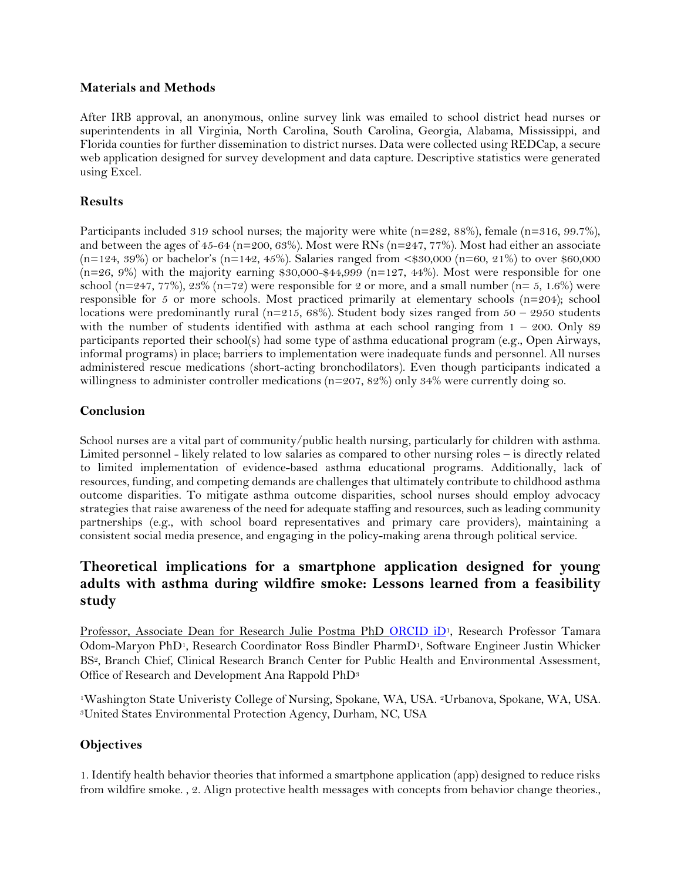### Materials and Methods

After IRB approval, an anonymous, online survey link was emailed to school district head nurses or superintendents in all Virginia, North Carolina, South Carolina, Georgia, Alabama, Mississippi, and Florida counties for further dissemination to district nurses. Data were collected using REDCap, a secure web application designed for survey development and data capture. Descriptive statistics were generated using Excel.

### Results

Participants included 319 school nurses; the majority were white (n=282, 88%), female (n=316, 99.7%), and between the ages of 45-64 (n=200, 63%). Most were RNs (n=247, 77%). Most had either an associate (n=124, 39%) or bachelor's (n=142, 45%). Salaries ranged from <$30,000 (n=60, 21%) to over $60,000 (n=26, 9%) with the majority earning $30,000-$44,999 (n=127, 44%). Most were responsible for one school (n=247, 77%), 23% (n=72) were responsible for 2 or more, and a small number (n= 5, 1.6%) were responsible for 5 or more schools. Most practiced primarily at elementary schools (n=204); school locations were predominantly rural (n=215, 68%). Student body sizes ranged from 50 – 2950 students with the number of students identified with asthma at each school ranging from 1 – 200. Only 89 participants reported their school(s) had some type of asthma educational program (e.g., Open Airways, informal programs) in place; barriers to implementation were inadequate funds and personnel. All nurses administered rescue medications (short-acting bronchodilators). Even though participants indicated a willingness to administer controller medications (n=207, 82%) only 34% were currently doing so.

### Conclusion

School nurses are a vital part of community/public health nursing, particularly for children with asthma. Limited personnel - likely related to low salaries as compared to other nursing roles – is directly related to limited implementation of evidence-based asthma educational programs. Additionally, lack of resources, funding, and competing demands are challenges that ultimately contribute to childhood asthma outcome disparities. To mitigate asthma outcome disparities, school nurses should employ advocacy strategies that raise awareness of the need for adequate staffing and resources, such as leading community partnerships (e.g., with school board representatives and primary care providers), maintaining a consistent social media presence, and engaging in the policy-making arena through political service.

## Theoretical implications for a smartphone application designed for young adults with asthma during wildfire smoke: Lessons learned from a feasibility study

Professor, Associate Dean for Research Julie Postma PhD ORCID iD[1], Research Professor Tamara Odom-Maryon PhD[1], Research Coordinator Ross Bindler PharmD[1], Software Engineer Justin Whicker BS[2], Branch Chief, Clinical Research Branch Center for Public Health and Environmental Assessment, Office of Research and Development Ana Rappold PhD[3]

[1]Washington State Univeristy College of Nursing, Spokane, WA, USA. [2]Urbanova, Spokane, WA, USA. [3]United States Environmental Protection Agency, Durham, NC, USA

### Objectives

1. Identify health behavior theories that informed a smartphone application (app) designed to reduce risks from wildfire smoke. , 2. Align protective health messages with concepts from behavior change theories.,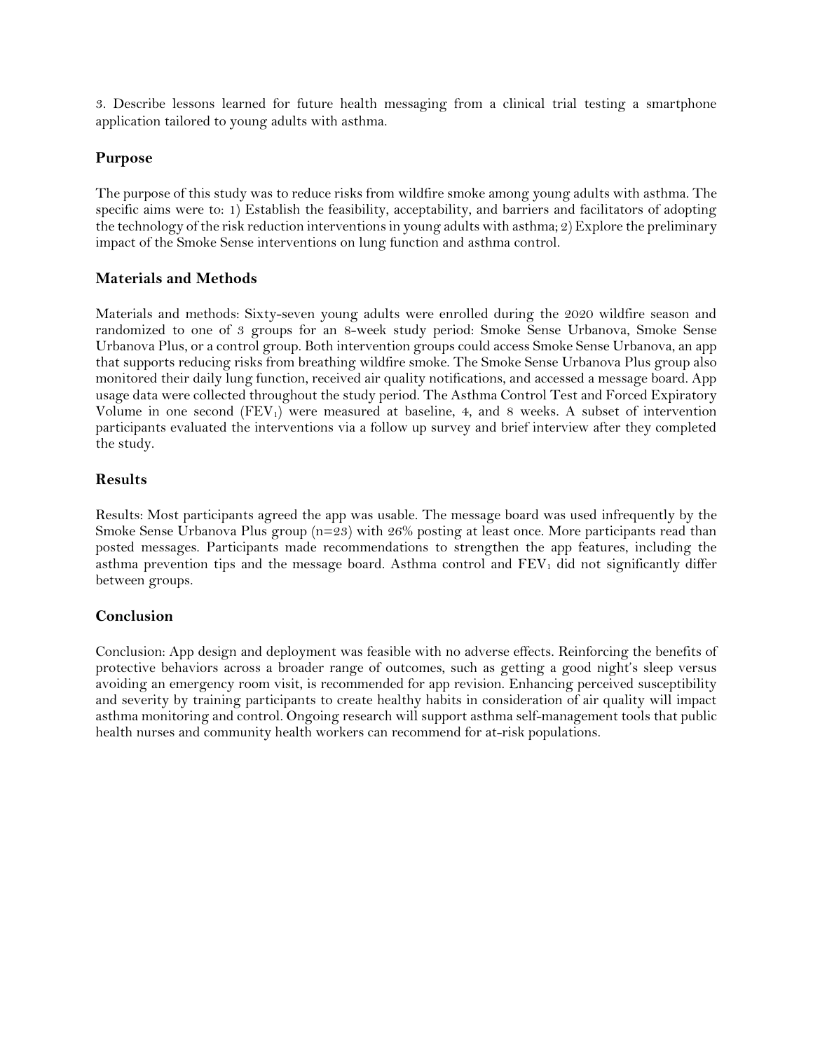3. Describe lessons learned for future health messaging from a clinical trial testing a smartphone application tailored to young adults with asthma.

## Purpose

The purpose of this study was to reduce risks from wildfire smoke among young adults with asthma. The specific aims were to: 1) Establish the feasibility, acceptability, and barriers and facilitators of adopting the technology of the risk reduction interventions in young adults with asthma; 2) Explore the preliminary impact of the Smoke Sense interventions on lung function and asthma control.

## Materials and Methods

Materials and methods: Sixty-seven young adults were enrolled during the 2020 wildfire season and randomized to one of 3 groups for an 8-week study period: Smoke Sense Urbanova, Smoke Sense Urbanova Plus, or a control group. Both intervention groups could access Smoke Sense Urbanova, an app that supports reducing risks from breathing wildfire smoke. The Smoke Sense Urbanova Plus group also monitored their daily lung function, received air quality notifications, and accessed a message board. App usage data were collected throughout the study period. The Asthma Control Test and Forced Expiratory Volume in one second ($FEV_1$) were measured at baseline, 4, and 8 weeks. A subset of intervention participants evaluated the interventions via a follow up survey and brief interview after they completed the study.

## Results

Results: Most participants agreed the app was usable. The message board was used infrequently by the Smoke Sense Urbanova Plus group (n=23) with 26% posting at least once. More participants read than posted messages. Participants made recommendations to strengthen the app features, including the asthma prevention tips and the message board. Asthma control and $FEV_1$ did not significantly differ between groups.

## Conclusion

Conclusion: App design and deployment was feasible with no adverse effects. Reinforcing the benefits of protective behaviors across a broader range of outcomes, such as getting a good night's sleep versus avoiding an emergency room visit, is recommended for app revision. Enhancing perceived susceptibility and severity by training participants to create healthy habits in consideration of air quality will impact asthma monitoring and control. Ongoing research will support asthma self-management tools that public health nurses and community health workers can recommend for at-risk populations.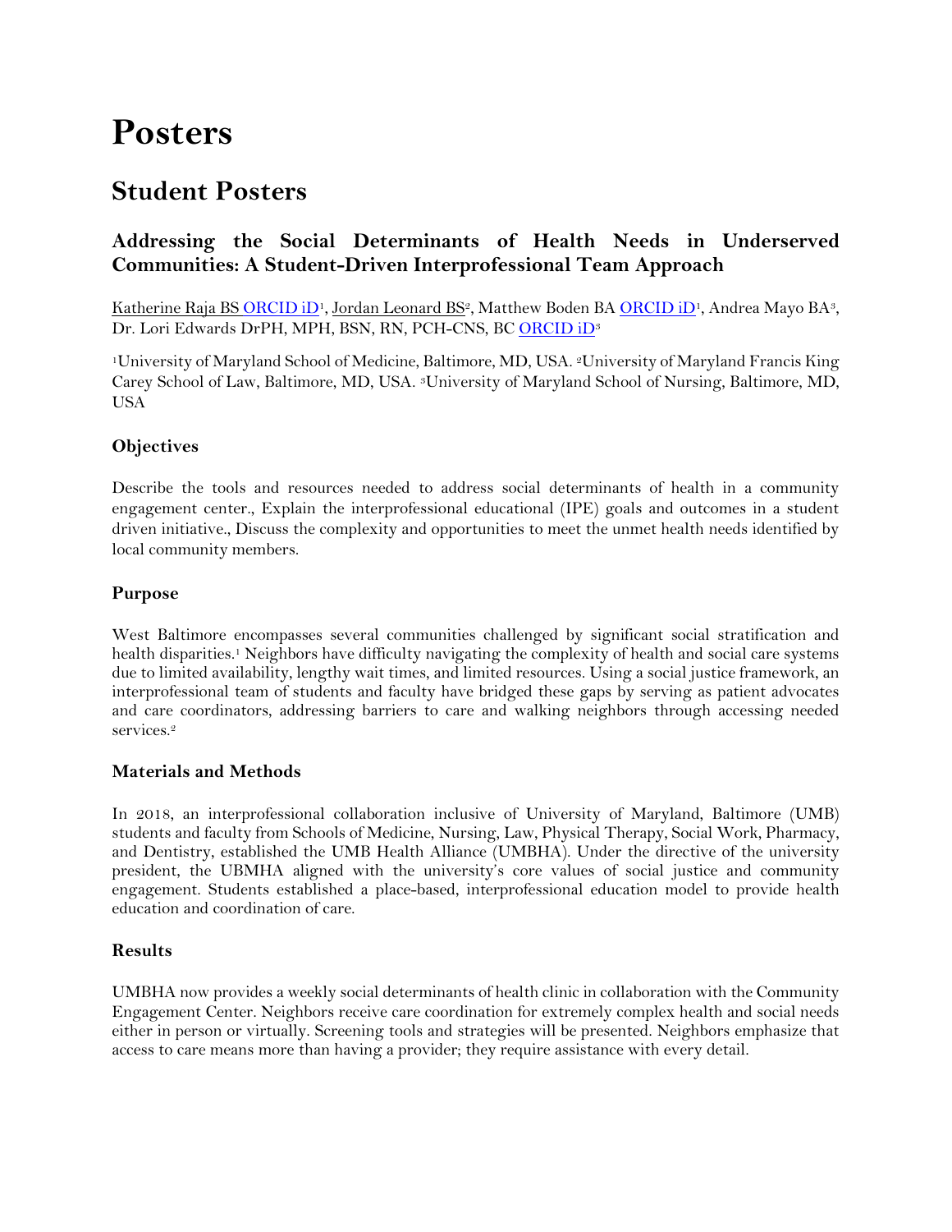# Posters

## Student Posters

### Addressing the Social Determinants of Health Needs in Underserved Communities: A Student-Driven Interprofessional Team Approach

Katherine Raja BS ORCID iD[1], Jordan Leonard BS[2], Matthew Boden BA ORCID iD[1], Andrea Mayo BA[3], Dr. Lori Edwards DrPH, MPH, BSN, RN, PCH-CNS, BC ORCID iD[3]

[1]University of Maryland School of Medicine, Baltimore, MD, USA. [2]University of Maryland Francis King Carey School of Law, Baltimore, MD, USA. [3]University of Maryland School of Nursing, Baltimore, MD, USA

#### Objectives

Describe the tools and resources needed to address social determinants of health in a community engagement center., Explain the interprofessional educational (IPE) goals and outcomes in a student driven initiative., Discuss the complexity and opportunities to meet the unmet health needs identified by local community members.

#### Purpose

West Baltimore encompasses several communities challenged by significant social stratification and health disparities.[1] Neighbors have difficulty navigating the complexity of health and social care systems due to limited availability, lengthy wait times, and limited resources. Using a social justice framework, an interprofessional team of students and faculty have bridged these gaps by serving as patient advocates and care coordinators, addressing barriers to care and walking neighbors through accessing needed services.[2]

#### Materials and Methods

In 2018, an interprofessional collaboration inclusive of University of Maryland, Baltimore (UMB) students and faculty from Schools of Medicine, Nursing, Law, Physical Therapy, Social Work, Pharmacy, and Dentistry, established the UMB Health Alliance (UMBHA). Under the directive of the university president, the UBMHA aligned with the university's core values of social justice and community engagement. Students established a place-based, interprofessional education model to provide health education and coordination of care.

#### Results

UMBHA now provides a weekly social determinants of health clinic in collaboration with the Community Engagement Center. Neighbors receive care coordination for extremely complex health and social needs either in person or virtually. Screening tools and strategies will be presented. Neighbors emphasize that access to care means more than having a provider; they require assistance with every detail.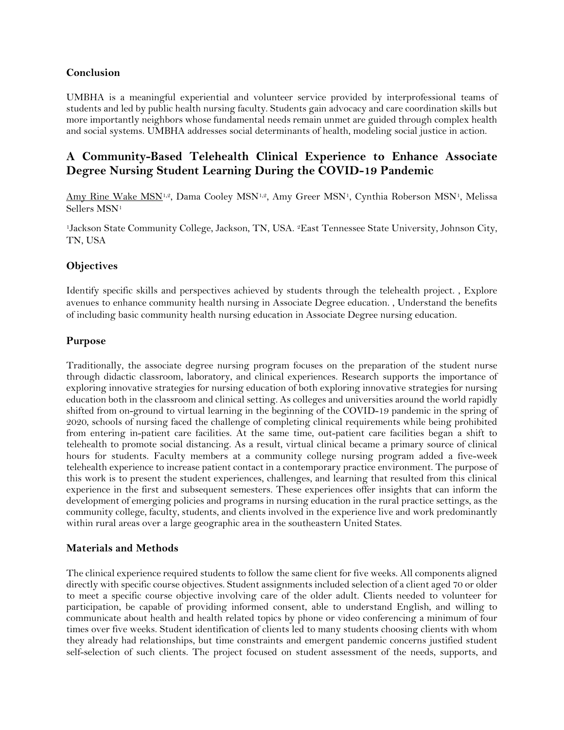### Conclusion

UMBHA is a meaningful experiential and volunteer service provided by interprofessional teams of students and led by public health nursing faculty. Students gain advocacy and care coordination skills but more importantly neighbors whose fundamental needs remain unmet are guided through complex health and social systems. UMBHA addresses social determinants of health, modeling social justice in action.

## A Community-Based Telehealth Clinical Experience to Enhance Associate Degree Nursing Student Learning During the COVID-19 Pandemic

<u>Amy Rine Wake MSN</u>[1,2], Dama Cooley MSN[1,2], Amy Greer MSN[1], Cynthia Roberson MSN[1], Melissa Sellers MSN[1]

[1]Jackson State Community College, Jackson, TN, USA. [2]East Tennessee State University, Johnson City, TN, USA

### Objectives

Identify specific skills and perspectives achieved by students through the telehealth project. , Explore avenues to enhance community health nursing in Associate Degree education. , Understand the benefits of including basic community health nursing education in Associate Degree nursing education.

### Purpose

Traditionally, the associate degree nursing program focuses on the preparation of the student nurse through didactic classroom, laboratory, and clinical experiences. Research supports the importance of exploring innovative strategies for nursing education of both exploring innovative strategies for nursing education both in the classroom and clinical setting. As colleges and universities around the world rapidly shifted from on-ground to virtual learning in the beginning of the COVID-19 pandemic in the spring of 2020, schools of nursing faced the challenge of completing clinical requirements while being prohibited from entering in-patient care facilities. At the same time, out-patient care facilities began a shift to telehealth to promote social distancing. As a result, virtual clinical became a primary source of clinical hours for students. Faculty members at a community college nursing program added a five-week telehealth experience to increase patient contact in a contemporary practice environment. The purpose of this work is to present the student experiences, challenges, and learning that resulted from this clinical experience in the first and subsequent semesters. These experiences offer insights that can inform the development of emerging policies and programs in nursing education in the rural practice settings, as the community college, faculty, students, and clients involved in the experience live and work predominantly within rural areas over a large geographic area in the southeastern United States.

### Materials and Methods

The clinical experience required students to follow the same client for five weeks. All components aligned directly with specific course objectives. Student assignments included selection of a client aged 70 or older to meet a specific course objective involving care of the older adult. Clients needed to volunteer for participation, be capable of providing informed consent, able to understand English, and willing to communicate about health and health related topics by phone or video conferencing a minimum of four times over five weeks. Student identification of clients led to many students choosing clients with whom they already had relationships, but time constraints and emergent pandemic concerns justified student self-selection of such clients. The project focused on student assessment of the needs, supports, and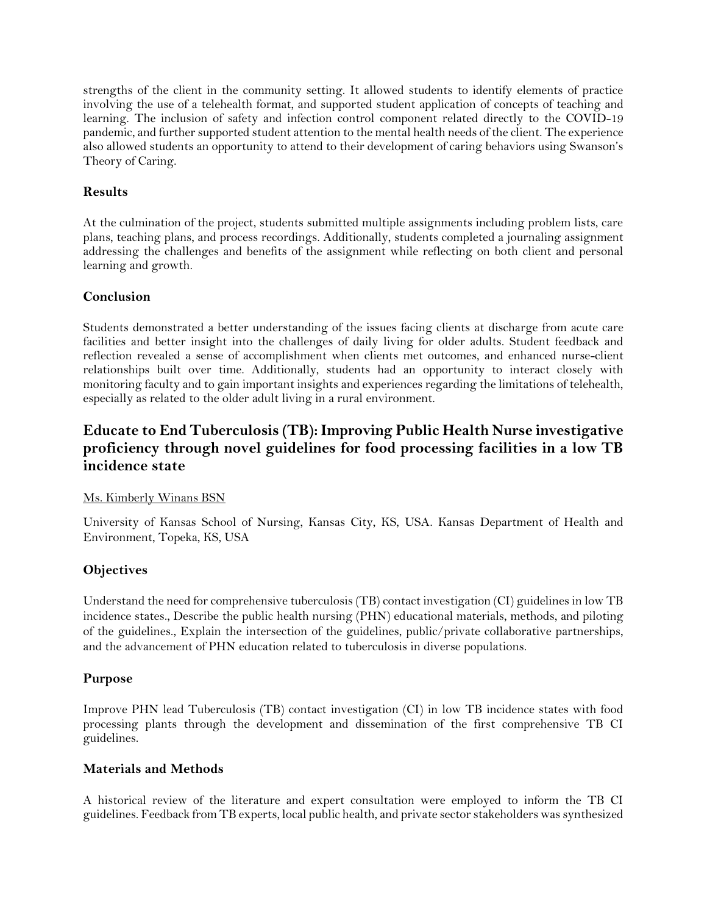strengths of the client in the community setting. It allowed students to identify elements of practice involving the use of a telehealth format, and supported student application of concepts of teaching and learning. The inclusion of safety and infection control component related directly to the COVID-19 pandemic, and further supported student attention to the mental health needs of the client. The experience also allowed students an opportunity to attend to their development of caring behaviors using Swanson's Theory of Caring.

### Results

At the culmination of the project, students submitted multiple assignments including problem lists, care plans, teaching plans, and process recordings. Additionally, students completed a journaling assignment addressing the challenges and benefits of the assignment while reflecting on both client and personal learning and growth.

### Conclusion

Students demonstrated a better understanding of the issues facing clients at discharge from acute care facilities and better insight into the challenges of daily living for older adults. Student feedback and reflection revealed a sense of accomplishment when clients met outcomes, and enhanced nurse-client relationships built over time. Additionally, students had an opportunity to interact closely with monitoring faculty and to gain important insights and experiences regarding the limitations of telehealth, especially as related to the older adult living in a rural environment.

## Educate to End Tuberculosis (TB): Improving Public Health Nurse investigative proficiency through novel guidelines for food processing facilities in a low TB incidence state

Ms. Kimberly Winans BSN

University of Kansas School of Nursing, Kansas City, KS, USA. Kansas Department of Health and Environment, Topeka, KS, USA

### Objectives

Understand the need for comprehensive tuberculosis (TB) contact investigation (CI) guidelines in low TB incidence states., Describe the public health nursing (PHN) educational materials, methods, and piloting of the guidelines., Explain the intersection of the guidelines, public/private collaborative partnerships, and the advancement of PHN education related to tuberculosis in diverse populations.

### Purpose

Improve PHN lead Tuberculosis (TB) contact investigation (CI) in low TB incidence states with food processing plants through the development and dissemination of the first comprehensive TB CI guidelines.

### Materials and Methods

A historical review of the literature and expert consultation were employed to inform the TB CI guidelines. Feedback from TB experts, local public health, and private sector stakeholders was synthesized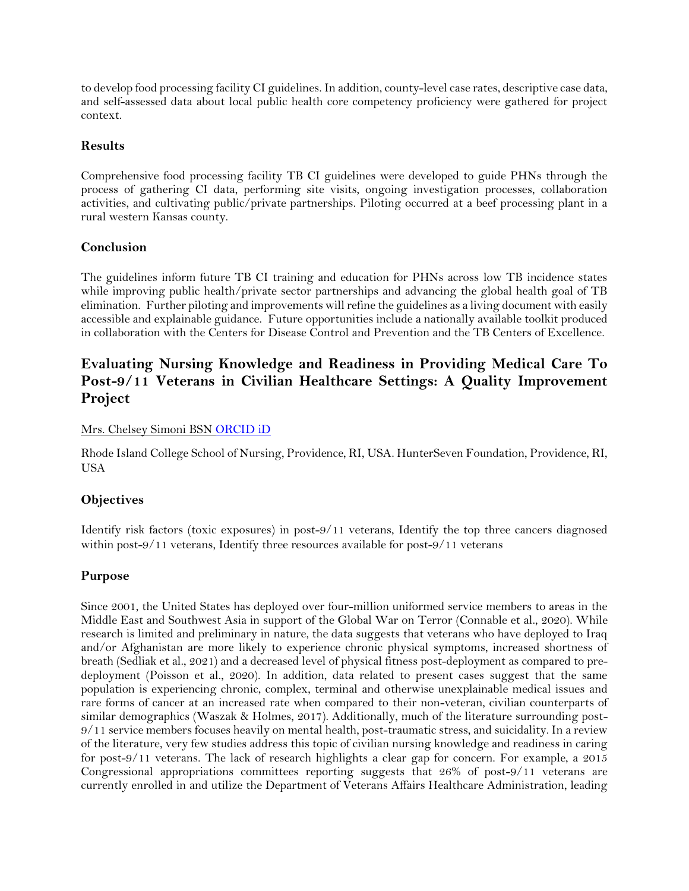to develop food processing facility CI guidelines. In addition, county-level case rates, descriptive case data, and self-assessed data about local public health core competency proficiency were gathered for project context.

### Results

Comprehensive food processing facility TB CI guidelines were developed to guide PHNs through the process of gathering CI data, performing site visits, ongoing investigation processes, collaboration activities, and cultivating public/private partnerships. Piloting occurred at a beef processing plant in a rural western Kansas county.

### Conclusion

The guidelines inform future TB CI training and education for PHNs across low TB incidence states while improving public health/private sector partnerships and advancing the global health goal of TB elimination. Further piloting and improvements will refine the guidelines as a living document with easily accessible and explainable guidance. Future opportunities include a nationally available toolkit produced in collaboration with the Centers for Disease Control and Prevention and the TB Centers of Excellence.

## Evaluating Nursing Knowledge and Readiness in Providing Medical Care To Post-9/11 Veterans in Civilian Healthcare Settings: A Quality Improvement Project

Mrs. Chelsey Simoni BSN ORCID iD

Rhode Island College School of Nursing, Providence, RI, USA. HunterSeven Foundation, Providence, RI, USA

### Objectives

Identify risk factors (toxic exposures) in post-9/11 veterans, Identify the top three cancers diagnosed within post-9/11 veterans, Identify three resources available for post-9/11 veterans

### Purpose

Since 2001, the United States has deployed over four-million uniformed service members to areas in the Middle East and Southwest Asia in support of the Global War on Terror (Connable et al., 2020). While research is limited and preliminary in nature, the data suggests that veterans who have deployed to Iraq and/or Afghanistan are more likely to experience chronic physical symptoms, increased shortness of breath (Sedliak et al., 2021) and a decreased level of physical fitness post-deployment as compared to pre-deployment (Poisson et al., 2020). In addition, data related to present cases suggest that the same population is experiencing chronic, complex, terminal and otherwise unexplainable medical issues and rare forms of cancer at an increased rate when compared to their non-veteran, civilian counterparts of similar demographics (Waszak & Holmes, 2017). Additionally, much of the literature surrounding post-9/11 service members focuses heavily on mental health, post-traumatic stress, and suicidality. In a review of the literature, very few studies address this topic of civilian nursing knowledge and readiness in caring for post-9/11 veterans. The lack of research highlights a clear gap for concern. For example, a 2015 Congressional appropriations committees reporting suggests that 26% of post-9/11 veterans are currently enrolled in and utilize the Department of Veterans Affairs Healthcare Administration, leading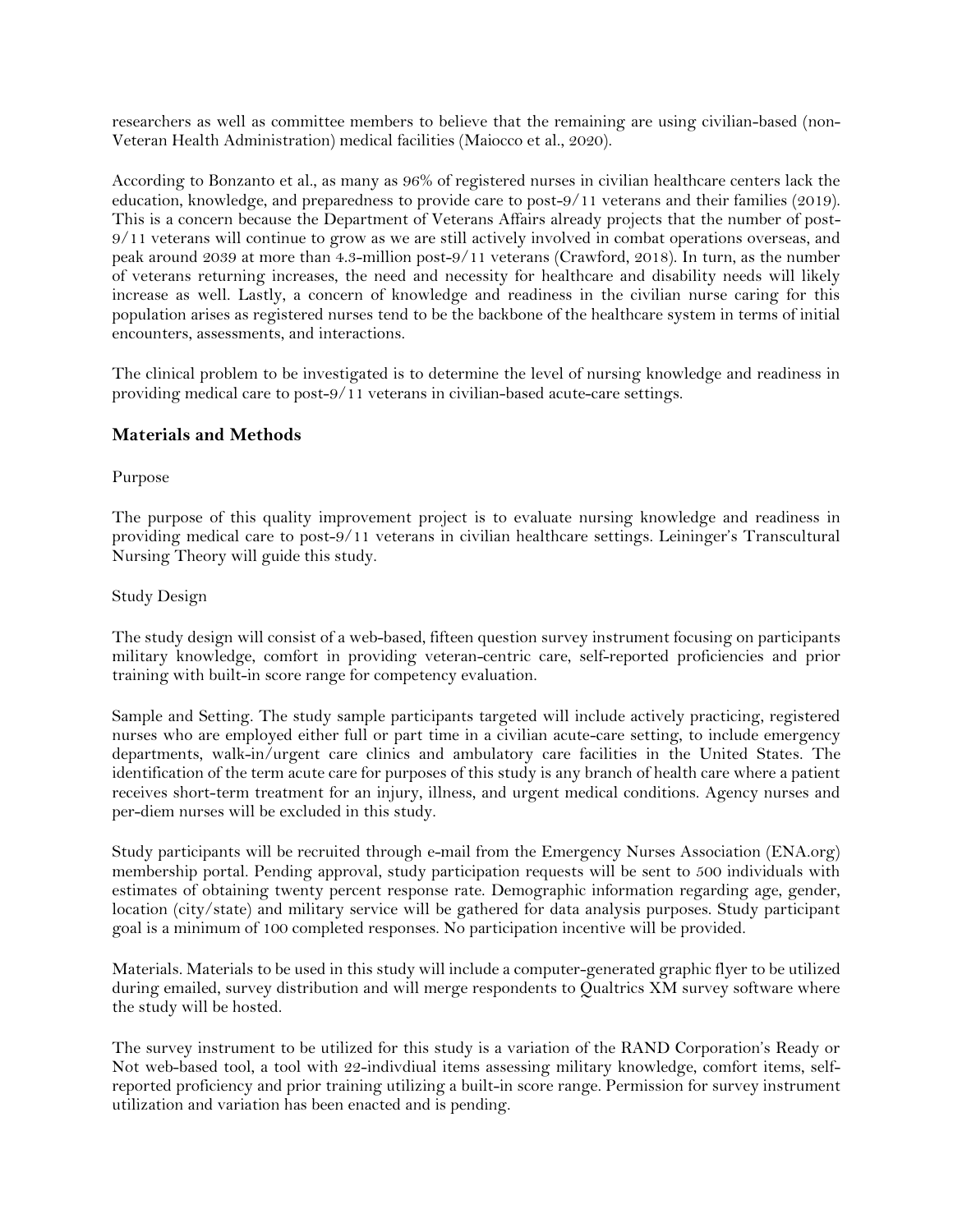researchers as well as committee members to believe that the remaining are using civilian-based (non-Veteran Health Administration) medical facilities (Maiocco et al., 2020).

According to Bonzanto et al., as many as 96% of registered nurses in civilian healthcare centers lack the education, knowledge, and preparedness to provide care to post-9/11 veterans and their families (2019). This is a concern because the Department of Veterans Affairs already projects that the number of post-9/11 veterans will continue to grow as we are still actively involved in combat operations overseas, and peak around 2039 at more than 4.3-million post-9/11 veterans (Crawford, 2018). In turn, as the number of veterans returning increases, the need and necessity for healthcare and disability needs will likely increase as well. Lastly, a concern of knowledge and readiness in the civilian nurse caring for this population arises as registered nurses tend to be the backbone of the healthcare system in terms of initial encounters, assessments, and interactions.

The clinical problem to be investigated is to determine the level of nursing knowledge and readiness in providing medical care to post-9/11 veterans in civilian-based acute-care settings.

## Materials and Methods

Purpose

The purpose of this quality improvement project is to evaluate nursing knowledge and readiness in providing medical care to post-9/11 veterans in civilian healthcare settings. Leininger's Transcultural Nursing Theory will guide this study.

Study Design

The study design will consist of a web-based, fifteen question survey instrument focusing on participants military knowledge, comfort in providing veteran-centric care, self-reported proficiencies and prior training with built-in score range for competency evaluation.

Sample and Setting. The study sample participants targeted will include actively practicing, registered nurses who are employed either full or part time in a civilian acute-care setting, to include emergency departments, walk-in/urgent care clinics and ambulatory care facilities in the United States. The identification of the term acute care for purposes of this study is any branch of health care where a patient receives short-term treatment for an injury, illness, and urgent medical conditions. Agency nurses and per-diem nurses will be excluded in this study.

Study participants will be recruited through e-mail from the Emergency Nurses Association (ENA.org) membership portal. Pending approval, study participation requests will be sent to 500 individuals with estimates of obtaining twenty percent response rate. Demographic information regarding age, gender, location (city/state) and military service will be gathered for data analysis purposes. Study participant goal is a minimum of 100 completed responses. No participation incentive will be provided.

Materials. Materials to be used in this study will include a computer-generated graphic flyer to be utilized during emailed, survey distribution and will merge respondents to Qualtrics XM survey software where the study will be hosted.

The survey instrument to be utilized for this study is a variation of the RAND Corporation's Ready or Not web-based tool, a tool with 22-indivdiual items assessing military knowledge, comfort items, self-reported proficiency and prior training utilizing a built-in score range. Permission for survey instrument utilization and variation has been enacted and is pending.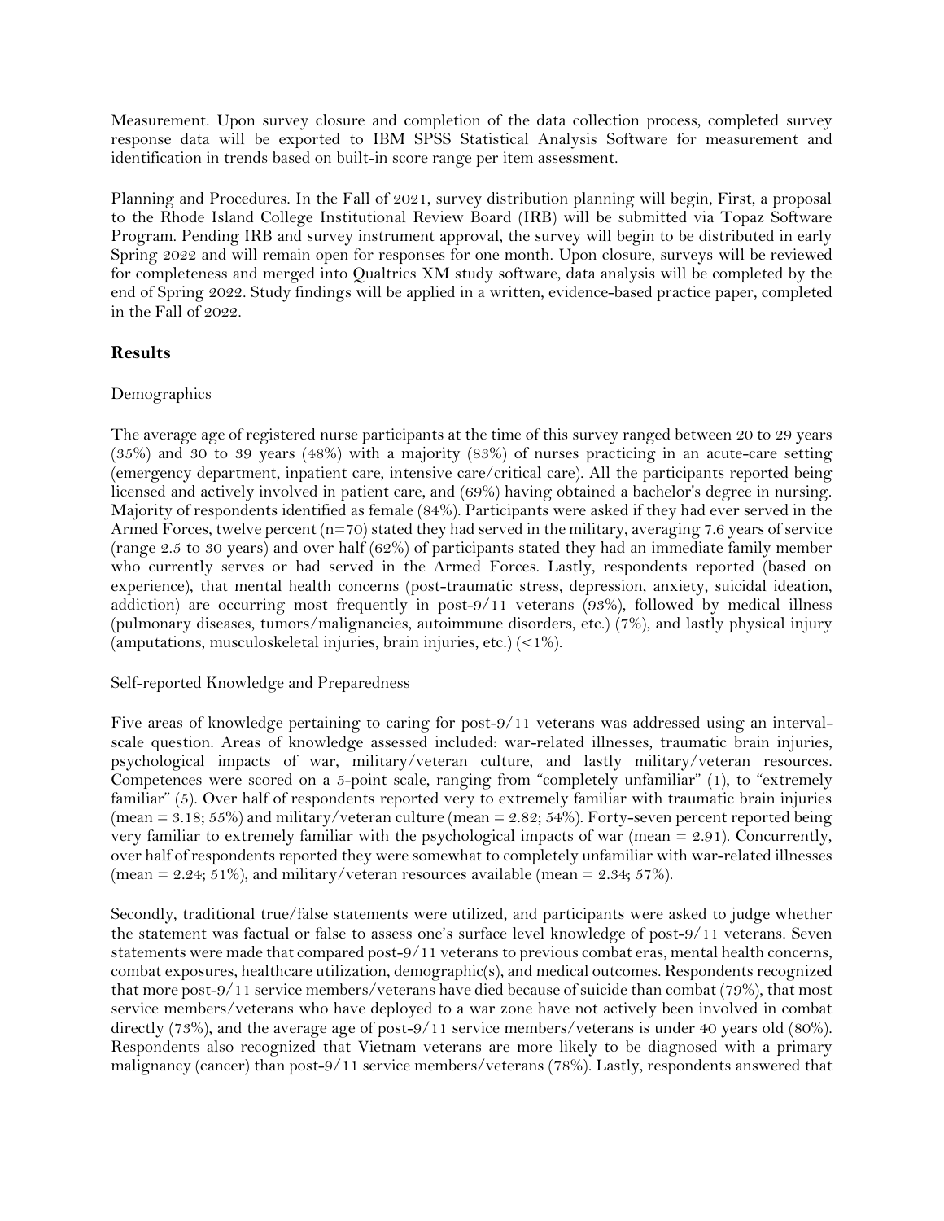Measurement. Upon survey closure and completion of the data collection process, completed survey response data will be exported to IBM SPSS Statistical Analysis Software for measurement and identification in trends based on built-in score range per item assessment.

Planning and Procedures. In the Fall of 2021, survey distribution planning will begin, First, a proposal to the Rhode Island College Institutional Review Board (IRB) will be submitted via Topaz Software Program. Pending IRB and survey instrument approval, the survey will begin to be distributed in early Spring 2022 and will remain open for responses for one month. Upon closure, surveys will be reviewed for completeness and merged into Qualtrics XM study software, data analysis will be completed by the end of Spring 2022. Study findings will be applied in a written, evidence-based practice paper, completed in the Fall of 2022.

## Results

Demographics

The average age of registered nurse participants at the time of this survey ranged between 20 to 29 years (35%) and 30 to 39 years (48%) with a majority (83%) of nurses practicing in an acute-care setting (emergency department, inpatient care, intensive care/critical care). All the participants reported being licensed and actively involved in patient care, and (69%) having obtained a bachelor's degree in nursing. Majority of respondents identified as female (84%). Participants were asked if they had ever served in the Armed Forces, twelve percent (n=70) stated they had served in the military, averaging 7.6 years of service (range 2.5 to 30 years) and over half (62%) of participants stated they had an immediate family member who currently serves or had served in the Armed Forces. Lastly, respondents reported (based on experience), that mental health concerns (post-traumatic stress, depression, anxiety, suicidal ideation, addiction) are occurring most frequently in post-9/11 veterans (93%), followed by medical illness (pulmonary diseases, tumors/malignancies, autoimmune disorders, etc.) (7%), and lastly physical injury (amputations, musculoskeletal injuries, brain injuries, etc.) (<1%).

Self-reported Knowledge and Preparedness

Five areas of knowledge pertaining to caring for post-9/11 veterans was addressed using an interval-scale question. Areas of knowledge assessed included: war-related illnesses, traumatic brain injuries, psychological impacts of war, military/veteran culture, and lastly military/veteran resources. Competences were scored on a 5-point scale, ranging from "completely unfamiliar" (1), to "extremely familiar" (5). Over half of respondents reported very to extremely familiar with traumatic brain injuries (mean = 3.18; 55%) and military/veteran culture (mean = 2.82; 54%). Forty-seven percent reported being very familiar to extremely familiar with the psychological impacts of war (mean = 2.91). Concurrently, over half of respondents reported they were somewhat to completely unfamiliar with war-related illnesses (mean = 2.24; 51%), and military/veteran resources available (mean = 2.34; 57%).

Secondly, traditional true/false statements were utilized, and participants were asked to judge whether the statement was factual or false to assess one's surface level knowledge of post-9/11 veterans. Seven statements were made that compared post-9/11 veterans to previous combat eras, mental health concerns, combat exposures, healthcare utilization, demographic(s), and medical outcomes. Respondents recognized that more post-9/11 service members/veterans have died because of suicide than combat (79%), that most service members/veterans who have deployed to a war zone have not actively been involved in combat directly (73%), and the average age of post-9/11 service members/veterans is under 40 years old (80%). Respondents also recognized that Vietnam veterans are more likely to be diagnosed with a primary malignancy (cancer) than post-9/11 service members/veterans (78%). Lastly, respondents answered that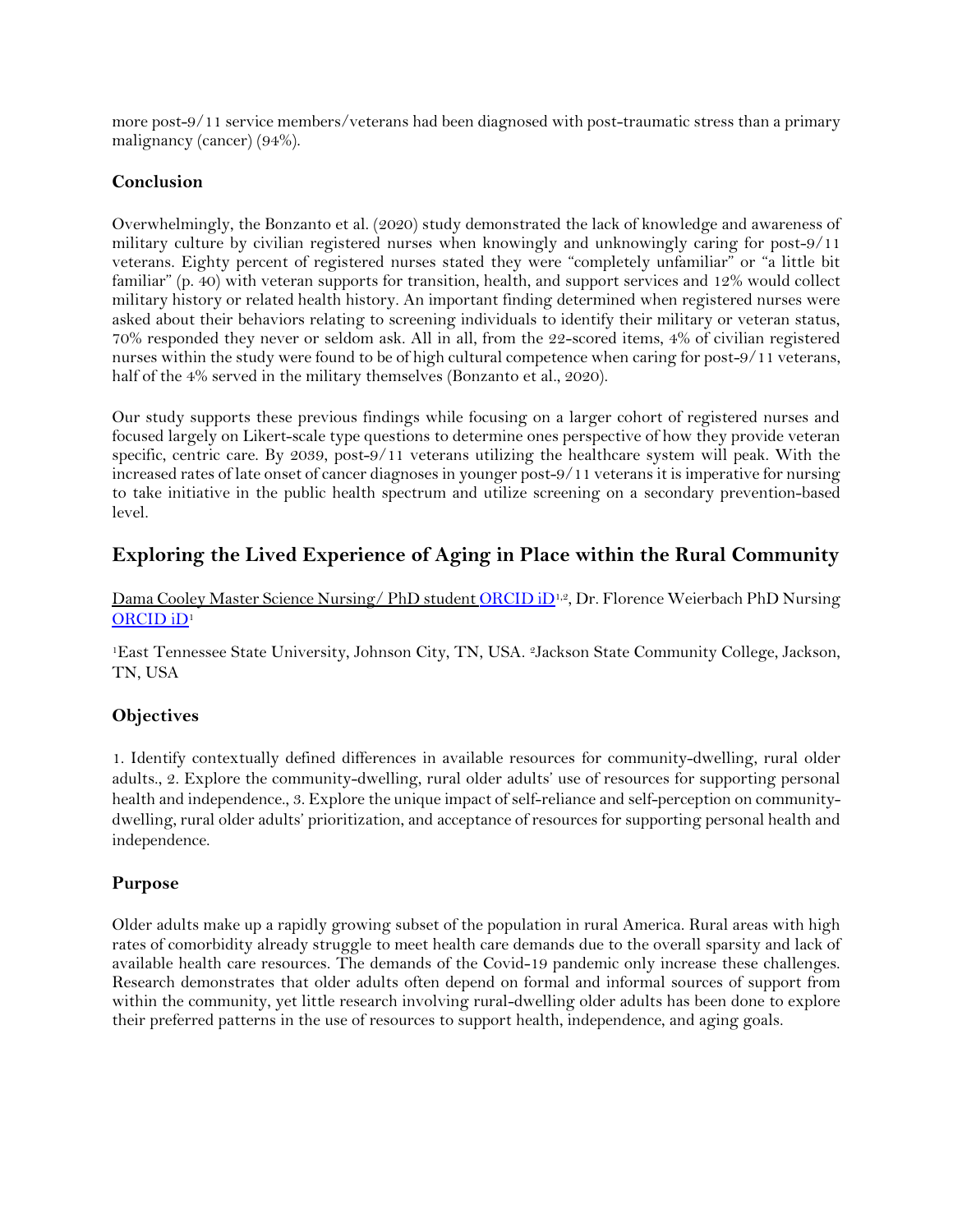more post-9/11 service members/veterans had been diagnosed with post-traumatic stress than a primary malignancy (cancer) (94%).

### Conclusion

Overwhelmingly, the Bonzanto et al. (2020) study demonstrated the lack of knowledge and awareness of military culture by civilian registered nurses when knowingly and unknowingly caring for post-9/11 veterans. Eighty percent of registered nurses stated they were "completely unfamiliar" or "a little bit familiar" (p. 40) with veteran supports for transition, health, and support services and 12% would collect military history or related health history. An important finding determined when registered nurses were asked about their behaviors relating to screening individuals to identify their military or veteran status, 70% responded they never or seldom ask. All in all, from the 22-scored items, 4% of civilian registered nurses within the study were found to be of high cultural competence when caring for post-9/11 veterans, half of the 4% served in the military themselves (Bonzanto et al., 2020).

Our study supports these previous findings while focusing on a larger cohort of registered nurses and focused largely on Likert-scale type questions to determine ones perspective of how they provide veteran specific, centric care. By 2039, post-9/11 veterans utilizing the healthcare system will peak. With the increased rates of late onset of cancer diagnoses in younger post-9/11 veterans it is imperative for nursing to take initiative in the public health spectrum and utilize screening on a secondary prevention-based level.

## Exploring the Lived Experience of Aging in Place within the Rural Community

Dama Cooley Master Science Nursing/ PhD student ORCID iD[1,2], Dr. Florence Weierbach PhD Nursing ORCID iD[1]

[1]East Tennessee State University, Johnson City, TN, USA. [2]Jackson State Community College, Jackson, TN, USA

### Objectives

1. Identify contextually defined differences in available resources for community-dwelling, rural older adults., 2. Explore the community-dwelling, rural older adults' use of resources for supporting personal health and independence., 3. Explore the unique impact of self-reliance and self-perception on community-dwelling, rural older adults' prioritization, and acceptance of resources for supporting personal health and independence.

### Purpose

Older adults make up a rapidly growing subset of the population in rural America. Rural areas with high rates of comorbidity already struggle to meet health care demands due to the overall sparsity and lack of available health care resources. The demands of the Covid-19 pandemic only increase these challenges. Research demonstrates that older adults often depend on formal and informal sources of support from within the community, yet little research involving rural-dwelling older adults has been done to explore their preferred patterns in the use of resources to support health, independence, and aging goals.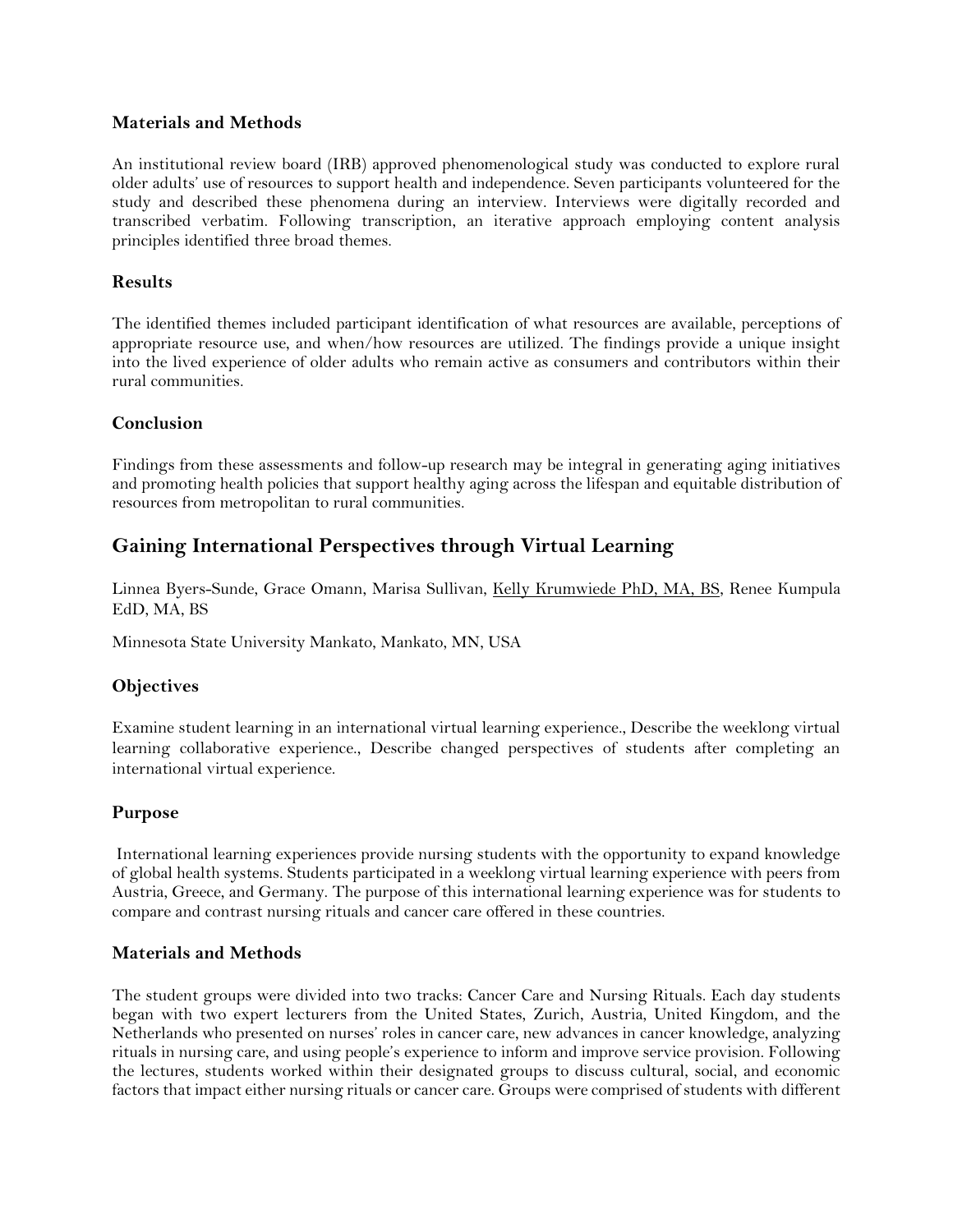### Materials and Methods

An institutional review board (IRB) approved phenomenological study was conducted to explore rural older adults' use of resources to support health and independence. Seven participants volunteered for the study and described these phenomena during an interview. Interviews were digitally recorded and transcribed verbatim. Following transcription, an iterative approach employing content analysis principles identified three broad themes.

### Results

The identified themes included participant identification of what resources are available, perceptions of appropriate resource use, and when/how resources are utilized. The findings provide a unique insight into the lived experience of older adults who remain active as consumers and contributors within their rural communities.

### Conclusion

Findings from these assessments and follow-up research may be integral in generating aging initiatives and promoting health policies that support healthy aging across the lifespan and equitable distribution of resources from metropolitan to rural communities.

## Gaining International Perspectives through Virtual Learning

Linnea Byers-Sunde, Grace Omann, Marisa Sullivan, Kelly Krumwiede PhD, MA, BS, Renee Kumpula EdD, MA, BS

Minnesota State University Mankato, Mankato, MN, USA

### Objectives

Examine student learning in an international virtual learning experience., Describe the weeklong virtual learning collaborative experience., Describe changed perspectives of students after completing an international virtual experience.

### Purpose

International learning experiences provide nursing students with the opportunity to expand knowledge of global health systems. Students participated in a weeklong virtual learning experience with peers from Austria, Greece, and Germany. The purpose of this international learning experience was for students to compare and contrast nursing rituals and cancer care offered in these countries.

### Materials and Methods

The student groups were divided into two tracks: Cancer Care and Nursing Rituals. Each day students began with two expert lecturers from the United States, Zurich, Austria, United Kingdom, and the Netherlands who presented on nurses' roles in cancer care, new advances in cancer knowledge, analyzing rituals in nursing care, and using people's experience to inform and improve service provision. Following the lectures, students worked within their designated groups to discuss cultural, social, and economic factors that impact either nursing rituals or cancer care. Groups were comprised of students with different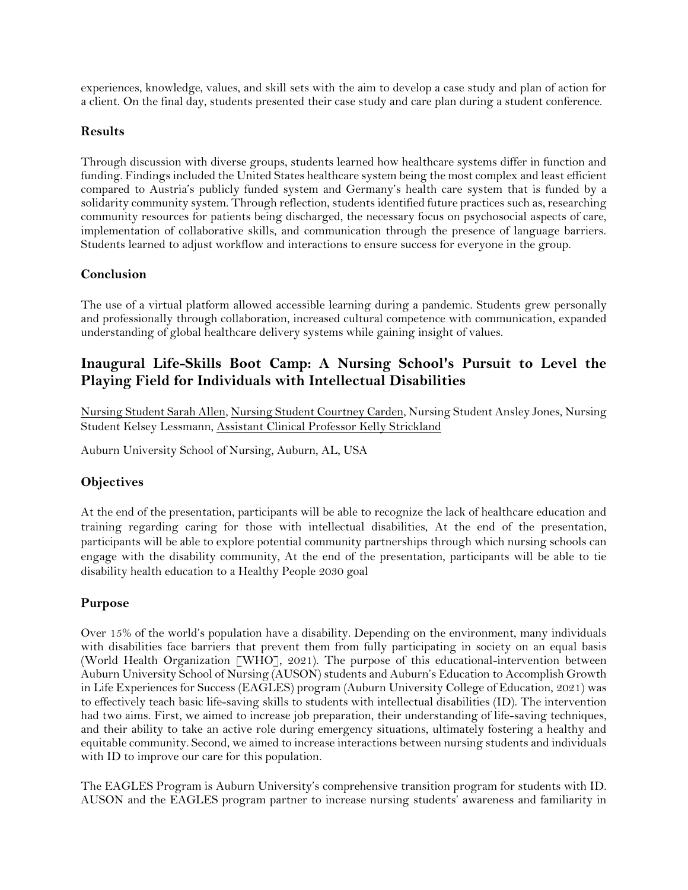experiences, knowledge, values, and skill sets with the aim to develop a case study and plan of action for a client. On the final day, students presented their case study and care plan during a student conference.

### Results

Through discussion with diverse groups, students learned how healthcare systems differ in function and funding. Findings included the United States healthcare system being the most complex and least efficient compared to Austria's publicly funded system and Germany's health care system that is funded by a solidarity community system. Through reflection, students identified future practices such as, researching community resources for patients being discharged, the necessary focus on psychosocial aspects of care, implementation of collaborative skills, and communication through the presence of language barriers. Students learned to adjust workflow and interactions to ensure success for everyone in the group.

### Conclusion

The use of a virtual platform allowed accessible learning during a pandemic. Students grew personally and professionally through collaboration, increased cultural competence with communication, expanded understanding of global healthcare delivery systems while gaining insight of values.

## Inaugural Life-Skills Boot Camp: A Nursing School's Pursuit to Level the Playing Field for Individuals with Intellectual Disabilities

Nursing Student Sarah Allen, Nursing Student Courtney Carden, Nursing Student Ansley Jones, Nursing Student Kelsey Lessmann, Assistant Clinical Professor Kelly Strickland

Auburn University School of Nursing, Auburn, AL, USA

### Objectives

At the end of the presentation, participants will be able to recognize the lack of healthcare education and training regarding caring for those with intellectual disabilities, At the end of the presentation, participants will be able to explore potential community partnerships through which nursing schools can engage with the disability community, At the end of the presentation, participants will be able to tie disability health education to a Healthy People 2030 goal

### Purpose

Over 15% of the world's population have a disability. Depending on the environment, many individuals with disabilities face barriers that prevent them from fully participating in society on an equal basis (World Health Organization [WHO], 2021). The purpose of this educational-intervention between Auburn University School of Nursing (AUSON) students and Auburn's Education to Accomplish Growth in Life Experiences for Success (EAGLES) program (Auburn University College of Education, 2021) was to effectively teach basic life-saving skills to students with intellectual disabilities (ID). The intervention had two aims. First, we aimed to increase job preparation, their understanding of life-saving techniques, and their ability to take an active role during emergency situations, ultimately fostering a healthy and equitable community. Second, we aimed to increase interactions between nursing students and individuals with ID to improve our care for this population.

The EAGLES Program is Auburn University's comprehensive transition program for students with ID. AUSON and the EAGLES program partner to increase nursing students' awareness and familiarity in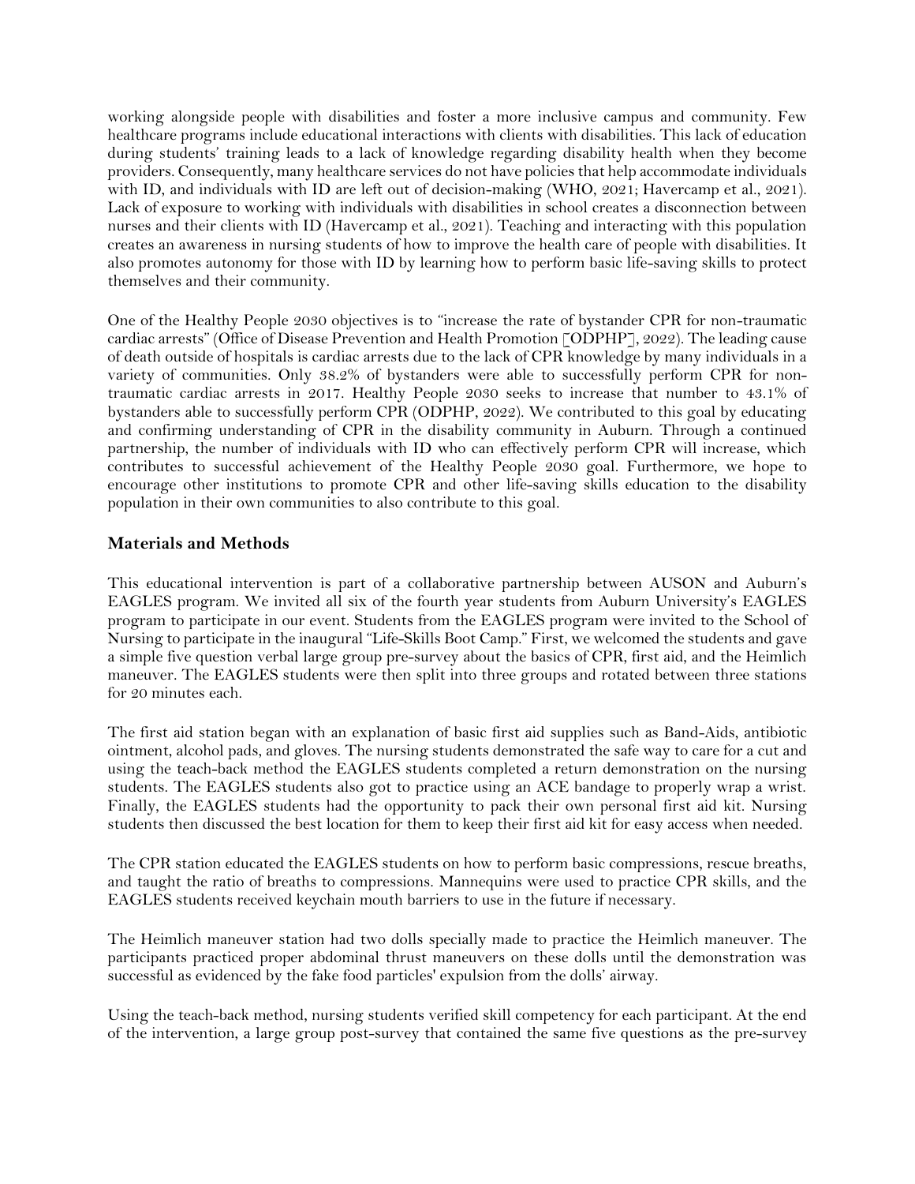working alongside people with disabilities and foster a more inclusive campus and community. Few healthcare programs include educational interactions with clients with disabilities. This lack of education during students' training leads to a lack of knowledge regarding disability health when they become providers. Consequently, many healthcare services do not have policies that help accommodate individuals with ID, and individuals with ID are left out of decision-making (WHO, 2021; Havercamp et al., 2021). Lack of exposure to working with individuals with disabilities in school creates a disconnection between nurses and their clients with ID (Havercamp et al., 2021). Teaching and interacting with this population creates an awareness in nursing students of how to improve the health care of people with disabilities. It also promotes autonomy for those with ID by learning how to perform basic life-saving skills to protect themselves and their community.

One of the Healthy People 2030 objectives is to "increase the rate of bystander CPR for non-traumatic cardiac arrests" (Office of Disease Prevention and Health Promotion [ODPHP], 2022). The leading cause of death outside of hospitals is cardiac arrests due to the lack of CPR knowledge by many individuals in a variety of communities. Only 38.2% of bystanders were able to successfully perform CPR for non-traumatic cardiac arrests in 2017. Healthy People 2030 seeks to increase that number to 43.1% of bystanders able to successfully perform CPR (ODPHP, 2022). We contributed to this goal by educating and confirming understanding of CPR in the disability community in Auburn. Through a continued partnership, the number of individuals with ID who can effectively perform CPR will increase, which contributes to successful achievement of the Healthy People 2030 goal. Furthermore, we hope to encourage other institutions to promote CPR and other life-saving skills education to the disability population in their own communities to also contribute to this goal.

## Materials and Methods

This educational intervention is part of a collaborative partnership between AUSON and Auburn's EAGLES program. We invited all six of the fourth year students from Auburn University's EAGLES program to participate in our event. Students from the EAGLES program were invited to the School of Nursing to participate in the inaugural "Life-Skills Boot Camp." First, we welcomed the students and gave a simple five question verbal large group pre-survey about the basics of CPR, first aid, and the Heimlich maneuver. The EAGLES students were then split into three groups and rotated between three stations for 20 minutes each.

The first aid station began with an explanation of basic first aid supplies such as Band-Aids, antibiotic ointment, alcohol pads, and gloves. The nursing students demonstrated the safe way to care for a cut and using the teach-back method the EAGLES students completed a return demonstration on the nursing students. The EAGLES students also got to practice using an ACE bandage to properly wrap a wrist. Finally, the EAGLES students had the opportunity to pack their own personal first aid kit. Nursing students then discussed the best location for them to keep their first aid kit for easy access when needed.

The CPR station educated the EAGLES students on how to perform basic compressions, rescue breaths, and taught the ratio of breaths to compressions. Mannequins were used to practice CPR skills, and the EAGLES students received keychain mouth barriers to use in the future if necessary.

The Heimlich maneuver station had two dolls specially made to practice the Heimlich maneuver. The participants practiced proper abdominal thrust maneuvers on these dolls until the demonstration was successful as evidenced by the fake food particles' expulsion from the dolls' airway.

Using the teach-back method, nursing students verified skill competency for each participant. At the end of the intervention, a large group post-survey that contained the same five questions as the pre-survey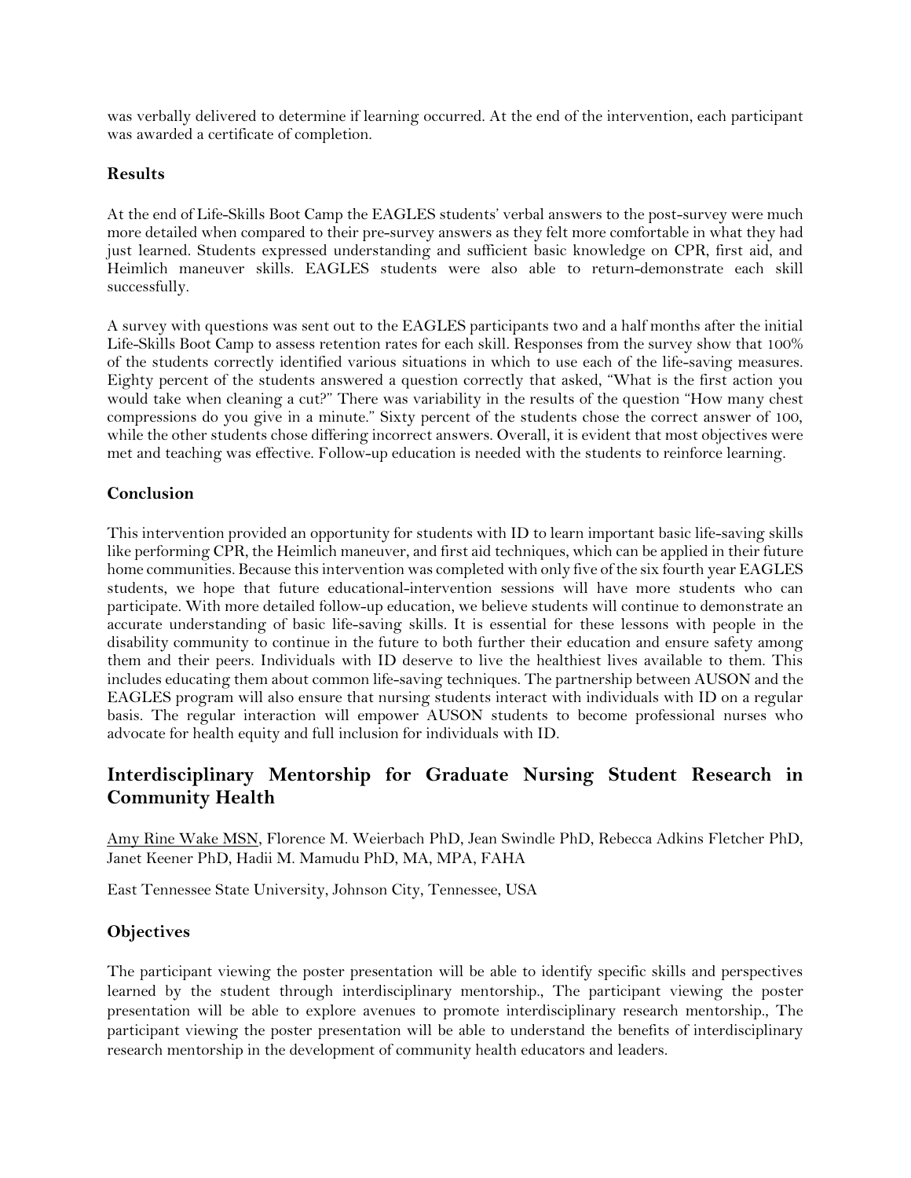was verbally delivered to determine if learning occurred. At the end of the intervention, each participant was awarded a certificate of completion.

### Results

At the end of Life-Skills Boot Camp the EAGLES students' verbal answers to the post-survey were much more detailed when compared to their pre-survey answers as they felt more comfortable in what they had just learned. Students expressed understanding and sufficient basic knowledge on CPR, first aid, and Heimlich maneuver skills. EAGLES students were also able to return-demonstrate each skill successfully.

A survey with questions was sent out to the EAGLES participants two and a half months after the initial Life-Skills Boot Camp to assess retention rates for each skill. Responses from the survey show that 100% of the students correctly identified various situations in which to use each of the life-saving measures. Eighty percent of the students answered a question correctly that asked, "What is the first action you would take when cleaning a cut?" There was variability in the results of the question "How many chest compressions do you give in a minute." Sixty percent of the students chose the correct answer of 100, while the other students chose differing incorrect answers. Overall, it is evident that most objectives were met and teaching was effective. Follow-up education is needed with the students to reinforce learning.

### Conclusion

This intervention provided an opportunity for students with ID to learn important basic life-saving skills like performing CPR, the Heimlich maneuver, and first aid techniques, which can be applied in their future home communities. Because this intervention was completed with only five of the six fourth year EAGLES students, we hope that future educational-intervention sessions will have more students who can participate. With more detailed follow-up education, we believe students will continue to demonstrate an accurate understanding of basic life-saving skills. It is essential for these lessons with people in the disability community to continue in the future to both further their education and ensure safety among them and their peers. Individuals with ID deserve to live the healthiest lives available to them. This includes educating them about common life-saving techniques. The partnership between AUSON and the EAGLES program will also ensure that nursing students interact with individuals with ID on a regular basis. The regular interaction will empower AUSON students to become professional nurses who advocate for health equity and full inclusion for individuals with ID.

## Interdisciplinary Mentorship for Graduate Nursing Student Research in Community Health

Amy Rine Wake MSN, Florence M. Weierbach PhD, Jean Swindle PhD, Rebecca Adkins Fletcher PhD, Janet Keener PhD, Hadii M. Mamudu PhD, MA, MPA, FAHA

East Tennessee State University, Johnson City, Tennessee, USA

### Objectives

The participant viewing the poster presentation will be able to identify specific skills and perspectives learned by the student through interdisciplinary mentorship., The participant viewing the poster presentation will be able to explore avenues to promote interdisciplinary research mentorship., The participant viewing the poster presentation will be able to understand the benefits of interdisciplinary research mentorship in the development of community health educators and leaders.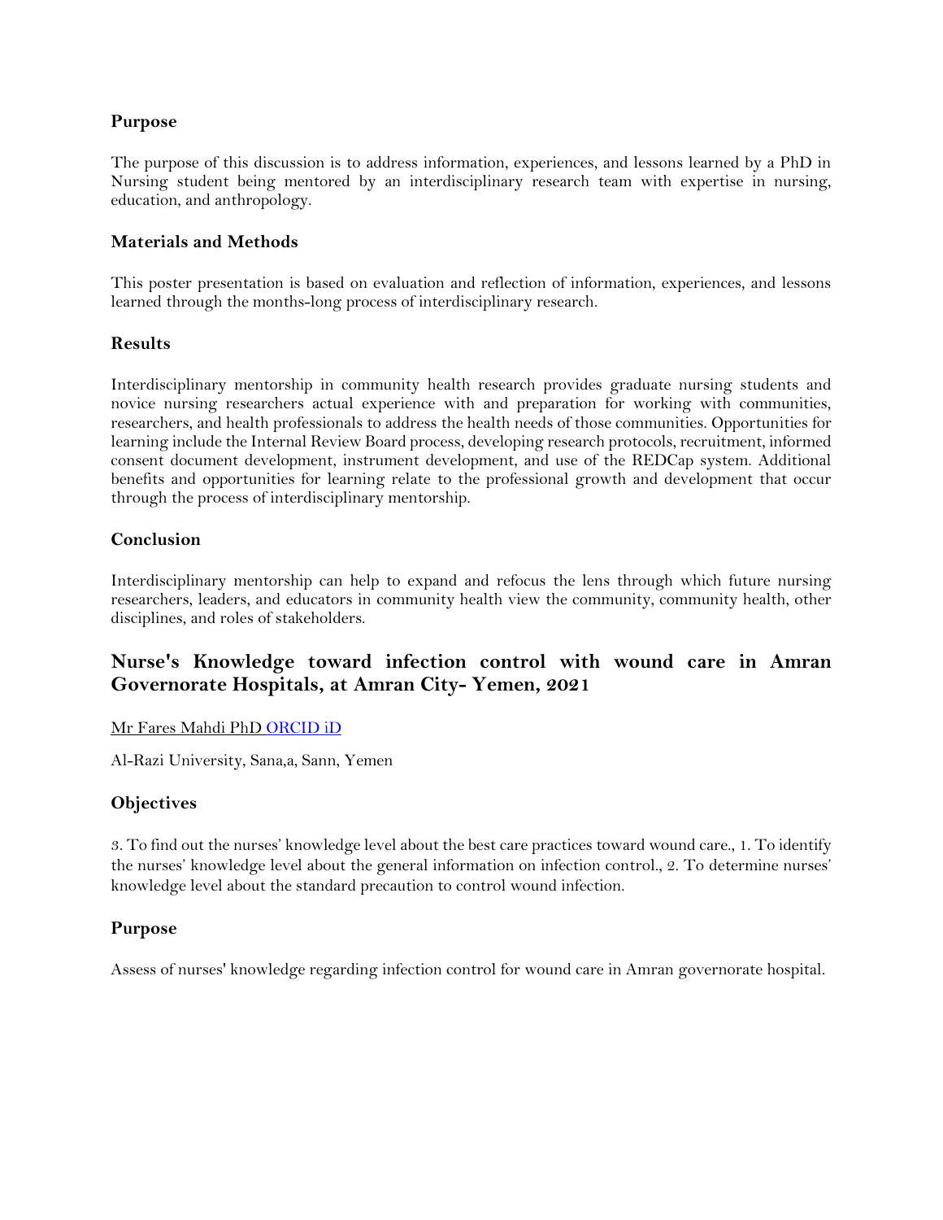### Purpose

The purpose of this discussion is to address information, experiences, and lessons learned by a PhD in Nursing student being mentored by an interdisciplinary research team with expertise in nursing, education, and anthropology.

### Materials and Methods

This poster presentation is based on evaluation and reflection of information, experiences, and lessons learned through the months-long process of interdisciplinary research.

### Results

Interdisciplinary mentorship in community health research provides graduate nursing students and novice nursing researchers actual experience with and preparation for working with communities, researchers, and health professionals to address the health needs of those communities. Opportunities for learning include the Internal Review Board process, developing research protocols, recruitment, informed consent document development, instrument development, and use of the REDCap system. Additional benefits and opportunities for learning relate to the professional growth and development that occur through the process of interdisciplinary mentorship.

### Conclusion

Interdisciplinary mentorship can help to expand and refocus the lens through which future nursing researchers, leaders, and educators in community health view the community, community health, other disciplines, and roles of stakeholders.

## Nurse's Knowledge toward infection control with wound care in Amran Governorate Hospitals, at Amran City- Yemen, 2021

Mr Fares Mahdi PhD ORCID iD

Al-Razi University, Sana,a, Sann, Yemen

### Objectives

3. To find out the nurses' knowledge level about the best care practices toward wound care., 1. To identify the nurses' knowledge level about the general information on infection control., 2. To determine nurses' knowledge level about the standard precaution to control wound infection.

### Purpose

Assess of nurses' knowledge regarding infection control for wound care in Amran governorate hospital.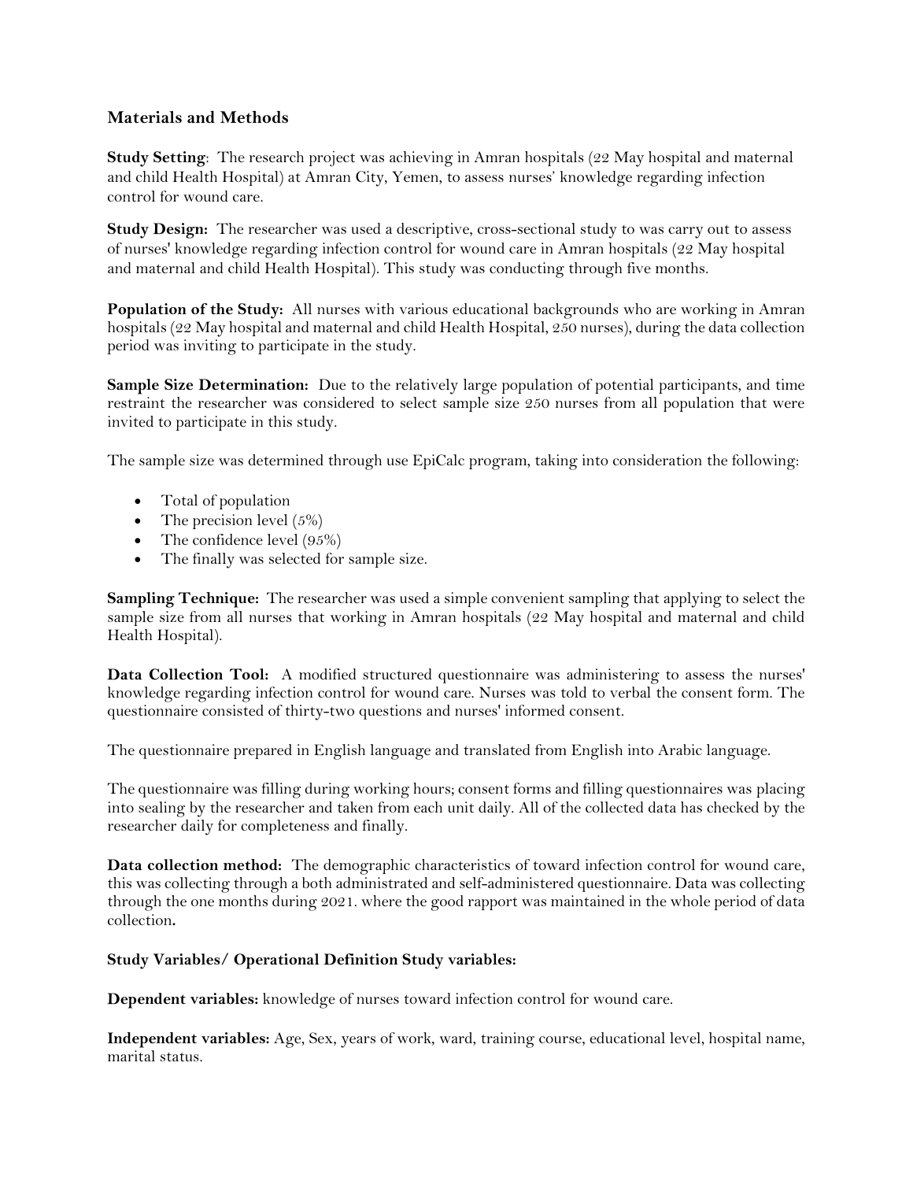## Materials and Methods

**Study Setting**: The research project was achieving in Amran hospitals (22 May hospital and maternal and child Health Hospital) at Amran City, Yemen, to assess nurses' knowledge regarding infection control for wound care.

**Study Design:** The researcher was used a descriptive, cross-sectional study to was carry out to assess of nurses' knowledge regarding infection control for wound care in Amran hospitals (22 May hospital and maternal and child Health Hospital). This study was conducting through five months.

**Population of the Study:** All nurses with various educational backgrounds who are working in Amran hospitals (22 May hospital and maternal and child Health Hospital, 250 nurses), during the data collection period was inviting to participate in the study.

**Sample Size Determination:** Due to the relatively large population of potential participants, and time restraint the researcher was considered to select sample size 250 nurses from all population that were invited to participate in this study.

The sample size was determined through use EpiCalc program, taking into consideration the following:

- Total of population
- The precision level (5%)
- The confidence level (95%)
- The finally was selected for sample size.

**Sampling Technique:** The researcher was used a simple convenient sampling that applying to select the sample size from all nurses that working in Amran hospitals (22 May hospital and maternal and child Health Hospital).

**Data Collection Tool:** A modified structured questionnaire was administering to assess the nurses' knowledge regarding infection control for wound care. Nurses was told to verbal the consent form. The questionnaire consisted of thirty-two questions and nurses' informed consent.

The questionnaire prepared in English language and translated from English into Arabic language.

The questionnaire was filling during working hours; consent forms and filling questionnaires was placing into sealing by the researcher and taken from each unit daily. All of the collected data has checked by the researcher daily for completeness and finally.

**Data collection method:** The demographic characteristics of toward infection control for wound care, this was collecting through a both administrated and self-administered questionnaire. Data was collecting through the one months during 2021. where the good rapport was maintained in the whole period of data collection**.**

**Study Variables/ Operational Definition Study variables:**

**Dependent variables:** knowledge of nurses toward infection control for wound care.

**Independent variables:** Age, Sex, years of work, ward, training course, educational level, hospital name, marital status.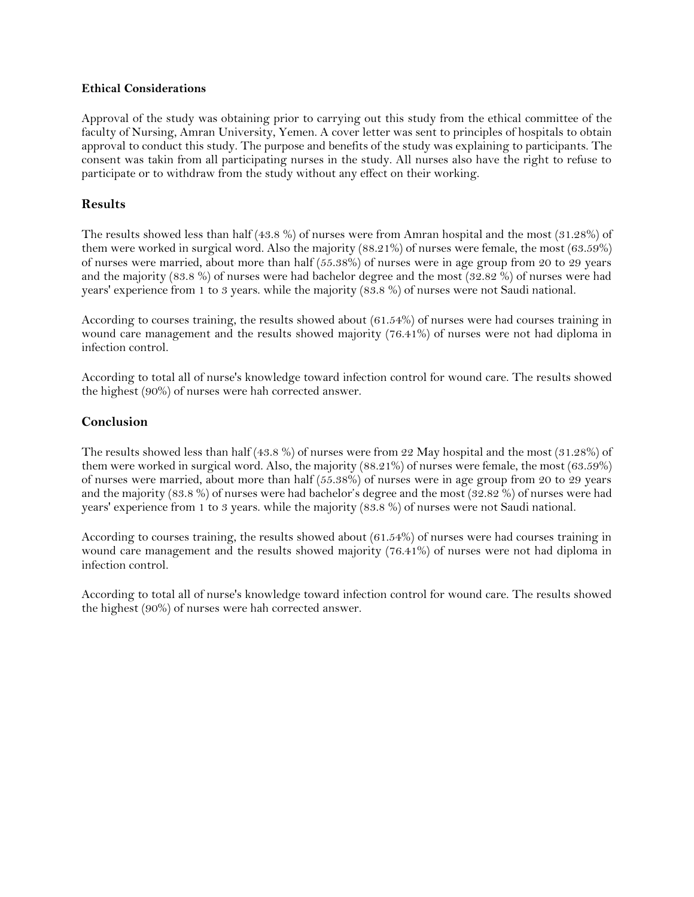### Ethical Considerations

Approval of the study was obtaining prior to carrying out this study from the ethical committee of the faculty of Nursing, Amran University, Yemen. A cover letter was sent to principles of hospitals to obtain approval to conduct this study. The purpose and benefits of the study was explaining to participants. The consent was takin from all participating nurses in the study. All nurses also have the right to refuse to participate or to withdraw from the study without any effect on their working.

## Results

The results showed less than half (43.8 %) of nurses were from Amran hospital and the most (31.28%) of them were worked in surgical word. Also the majority (88.21%) of nurses were female, the most (63.59%) of nurses were married, about more than half (55.38%) of nurses were in age group from 20 to 29 years and the majority (83.8 %) of nurses were had bachelor degree and the most (32.82 %) of nurses were had years' experience from 1 to 3 years. while the majority (83.8 %) of nurses were not Saudi national.

According to courses training, the results showed about (61.54%) of nurses were had courses training in wound care management and the results showed majority (76.41%) of nurses were not had diploma in infection control.

According to total all of nurse's knowledge toward infection control for wound care. The results showed the highest (90%) of nurses were hah corrected answer.

## Conclusion

The results showed less than half (43.8 %) of nurses were from 22 May hospital and the most (31.28%) of them were worked in surgical word. Also, the majority (88.21%) of nurses were female, the most (63.59%) of nurses were married, about more than half (55.38%) of nurses were in age group from 20 to 29 years and the majority (83.8 %) of nurses were had bachelor's degree and the most (32.82 %) of nurses were had years' experience from 1 to 3 years. while the majority (83.8 %) of nurses were not Saudi national.

According to courses training, the results showed about (61.54%) of nurses were had courses training in wound care management and the results showed majority (76.41%) of nurses were not had diploma in infection control.

According to total all of nurse's knowledge toward infection control for wound care. The results showed the highest (90%) of nurses were hah corrected answer.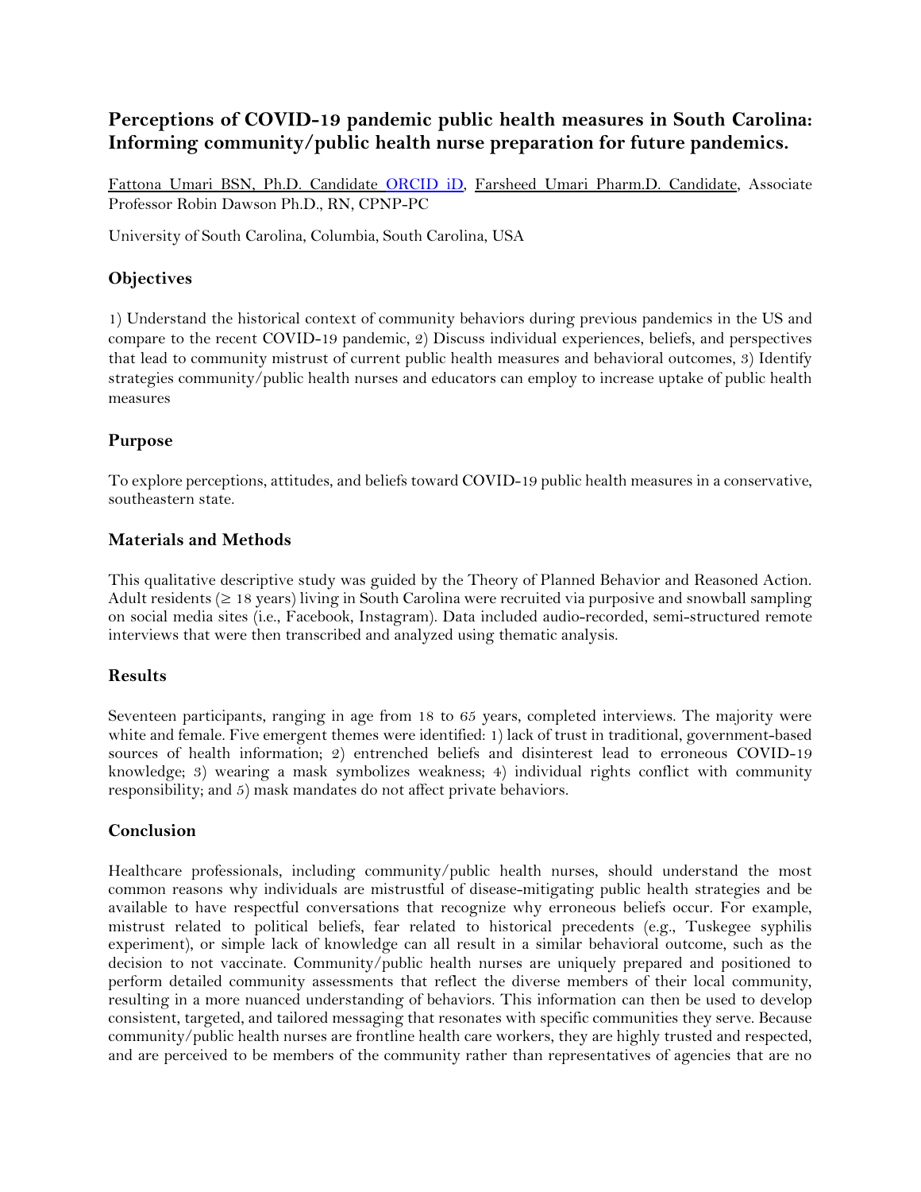## Perceptions of COVID-19 pandemic public health measures in South Carolina: Informing community/public health nurse preparation for future pandemics.

Fattona Umari BSN, Ph.D. Candidate ORCID iD, Farsheed Umari Pharm.D. Candidate, Associate Professor Robin Dawson Ph.D., RN, CPNP-PC

University of South Carolina, Columbia, South Carolina, USA

### Objectives

1) Understand the historical context of community behaviors during previous pandemics in the US and compare to the recent COVID-19 pandemic, 2) Discuss individual experiences, beliefs, and perspectives that lead to community mistrust of current public health measures and behavioral outcomes, 3) Identify strategies community/public health nurses and educators can employ to increase uptake of public health measures

### Purpose

To explore perceptions, attitudes, and beliefs toward COVID-19 public health measures in a conservative, southeastern state.

### Materials and Methods

This qualitative descriptive study was guided by the Theory of Planned Behavior and Reasoned Action. Adult residents (≥ 18 years) living in South Carolina were recruited via purposive and snowball sampling on social media sites (i.e., Facebook, Instagram). Data included audio-recorded, semi-structured remote interviews that were then transcribed and analyzed using thematic analysis.

### Results

Seventeen participants, ranging in age from 18 to 65 years, completed interviews. The majority were white and female. Five emergent themes were identified: 1) lack of trust in traditional, government-based sources of health information; 2) entrenched beliefs and disinterest lead to erroneous COVID-19 knowledge; 3) wearing a mask symbolizes weakness; 4) individual rights conflict with community responsibility; and 5) mask mandates do not affect private behaviors.

### Conclusion

Healthcare professionals, including community/public health nurses, should understand the most common reasons why individuals are mistrustful of disease-mitigating public health strategies and be available to have respectful conversations that recognize why erroneous beliefs occur. For example, mistrust related to political beliefs, fear related to historical precedents (e.g., Tuskegee syphilis experiment), or simple lack of knowledge can all result in a similar behavioral outcome, such as the decision to not vaccinate. Community/public health nurses are uniquely prepared and positioned to perform detailed community assessments that reflect the diverse members of their local community, resulting in a more nuanced understanding of behaviors. This information can then be used to develop consistent, targeted, and tailored messaging that resonates with specific communities they serve. Because community/public health nurses are frontline health care workers, they are highly trusted and respected, and are perceived to be members of the community rather than representatives of agencies that are no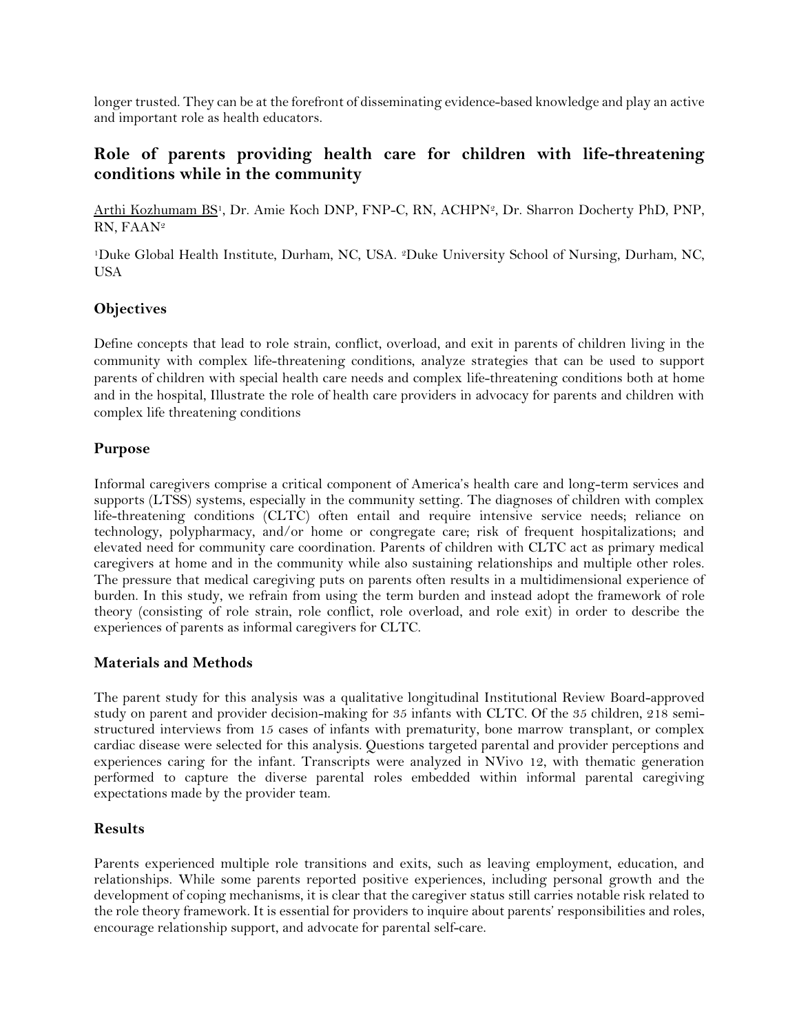longer trusted. They can be at the forefront of disseminating evidence-based knowledge and play an active and important role as health educators.

## Role of parents providing health care for children with life-threatening conditions while in the community

Arthi Kozhumam BS[1], Dr. Amie Koch DNP, FNP-C, RN, ACHPN[2], Dr. Sharron Docherty PhD, PNP, RN, FAAN[2]

[1]Duke Global Health Institute, Durham, NC, USA. [2]Duke University School of Nursing, Durham, NC, USA

### Objectives

Define concepts that lead to role strain, conflict, overload, and exit in parents of children living in the community with complex life-threatening conditions, analyze strategies that can be used to support parents of children with special health care needs and complex life-threatening conditions both at home and in the hospital, Illustrate the role of health care providers in advocacy for parents and children with complex life threatening conditions

### Purpose

Informal caregivers comprise a critical component of America's health care and long-term services and supports (LTSS) systems, especially in the community setting. The diagnoses of children with complex life-threatening conditions (CLTC) often entail and require intensive service needs; reliance on technology, polypharmacy, and/or home or congregate care; risk of frequent hospitalizations; and elevated need for community care coordination. Parents of children with CLTC act as primary medical caregivers at home and in the community while also sustaining relationships and multiple other roles. The pressure that medical caregiving puts on parents often results in a multidimensional experience of burden. In this study, we refrain from using the term burden and instead adopt the framework of role theory (consisting of role strain, role conflict, role overload, and role exit) in order to describe the experiences of parents as informal caregivers for CLTC.

### Materials and Methods

The parent study for this analysis was a qualitative longitudinal Institutional Review Board-approved study on parent and provider decision-making for 35 infants with CLTC. Of the 35 children, 218 semi-structured interviews from 15 cases of infants with prematurity, bone marrow transplant, or complex cardiac disease were selected for this analysis. Questions targeted parental and provider perceptions and experiences caring for the infant. Transcripts were analyzed in NVivo 12, with thematic generation performed to capture the diverse parental roles embedded within informal parental caregiving expectations made by the provider team.

### Results

Parents experienced multiple role transitions and exits, such as leaving employment, education, and relationships. While some parents reported positive experiences, including personal growth and the development of coping mechanisms, it is clear that the caregiver status still carries notable risk related to the role theory framework. It is essential for providers to inquire about parents' responsibilities and roles, encourage relationship support, and advocate for parental self-care.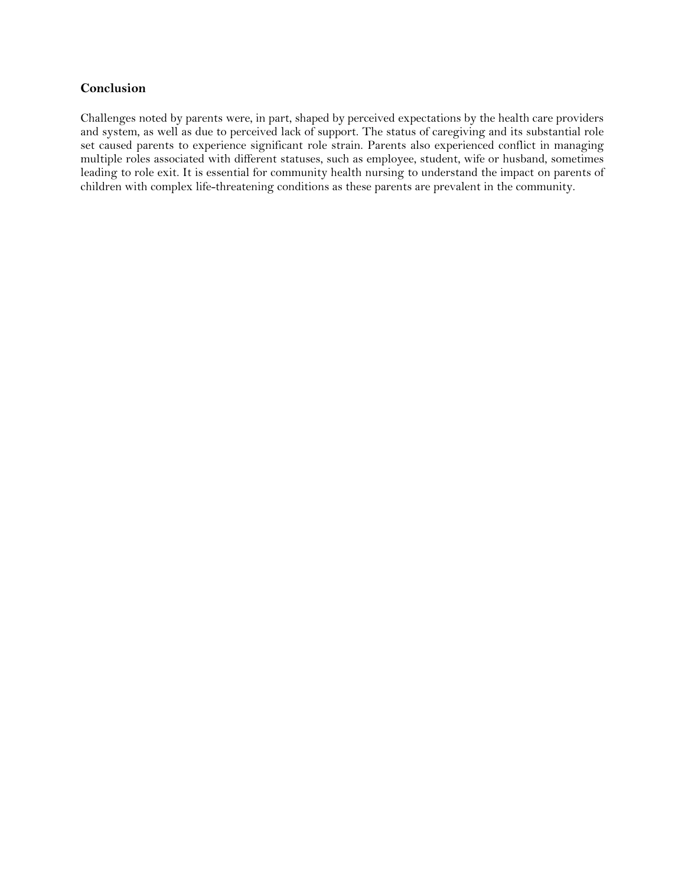## Conclusion

Challenges noted by parents were, in part, shaped by perceived expectations by the health care providers and system, as well as due to perceived lack of support. The status of caregiving and its substantial role set caused parents to experience significant role strain. Parents also experienced conflict in managing multiple roles associated with different statuses, such as employee, student, wife or husband, sometimes leading to role exit. It is essential for community health nursing to understand the impact on parents of children with complex life-threatening conditions as these parents are prevalent in the community.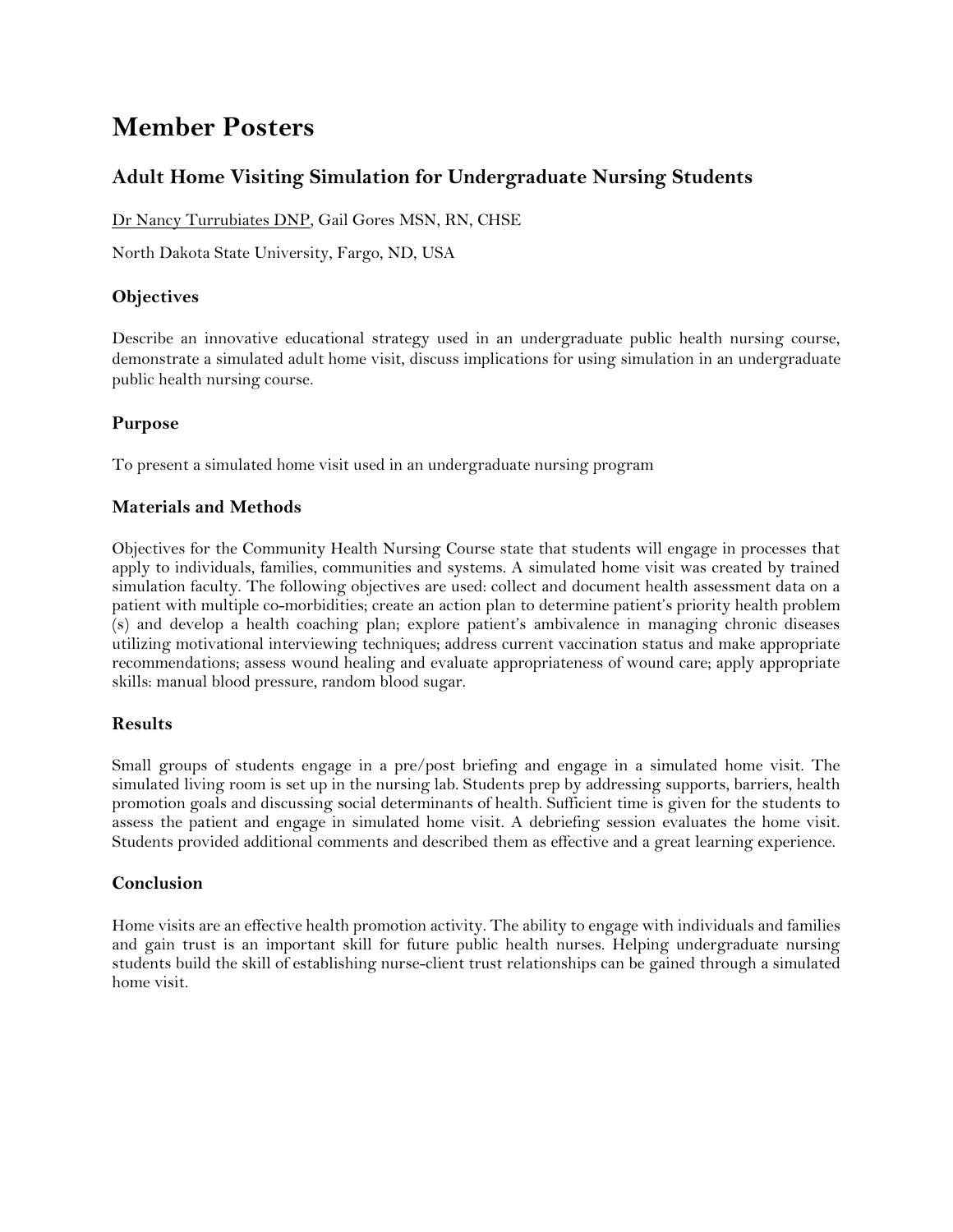# Member Posters

## Adult Home Visiting Simulation for Undergraduate Nursing Students

Dr Nancy Turrubiates DNP, Gail Gores MSN, RN, CHSE

North Dakota State University, Fargo, ND, USA

### Objectives

Describe an innovative educational strategy used in an undergraduate public health nursing course, demonstrate a simulated adult home visit, discuss implications for using simulation in an undergraduate public health nursing course.

### Purpose

To present a simulated home visit used in an undergraduate nursing program

### Materials and Methods

Objectives for the Community Health Nursing Course state that students will engage in processes that apply to individuals, families, communities and systems. A simulated home visit was created by trained simulation faculty. The following objectives are used: collect and document health assessment data on a patient with multiple co-morbidities; create an action plan to determine patient's priority health problem (s) and develop a health coaching plan; explore patient's ambivalence in managing chronic diseases utilizing motivational interviewing techniques; address current vaccination status and make appropriate recommendations; assess wound healing and evaluate appropriateness of wound care; apply appropriate skills: manual blood pressure, random blood sugar.

### Results

Small groups of students engage in a pre/post briefing and engage in a simulated home visit. The simulated living room is set up in the nursing lab. Students prep by addressing supports, barriers, health promotion goals and discussing social determinants of health. Sufficient time is given for the students to assess the patient and engage in simulated home visit. A debriefing session evaluates the home visit. Students provided additional comments and described them as effective and a great learning experience.

### Conclusion

Home visits are an effective health promotion activity. The ability to engage with individuals and families and gain trust is an important skill for future public health nurses. Helping undergraduate nursing students build the skill of establishing nurse-client trust relationships can be gained through a simulated home visit.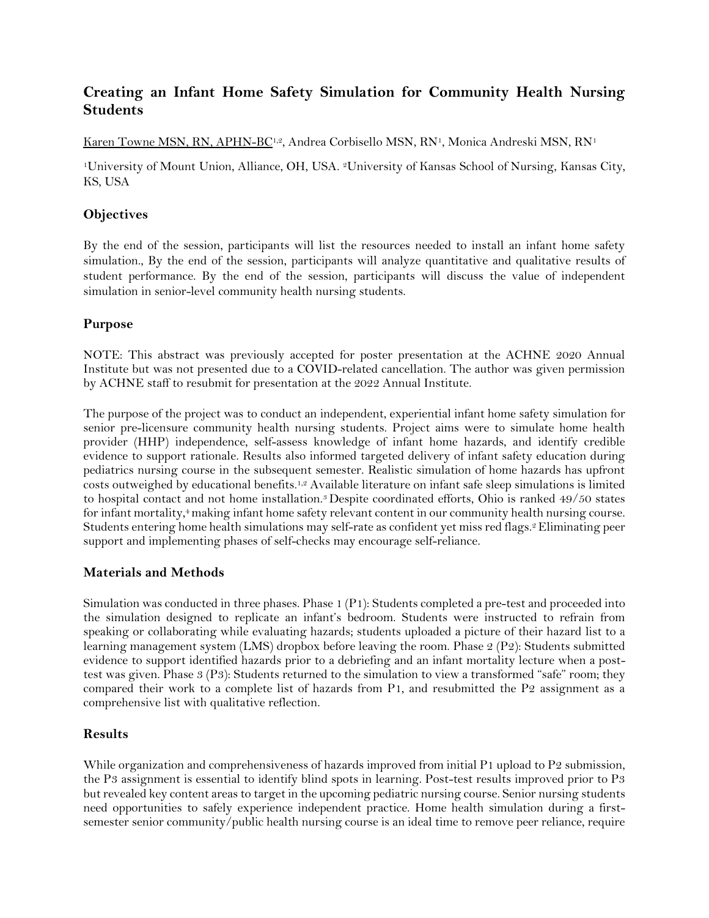## Creating an Infant Home Safety Simulation for Community Health Nursing Students

Karen Towne MSN, RN, APHN-BC[1,2], Andrea Corbisello MSN, RN[1], Monica Andreski MSN, RN[1]

[1]University of Mount Union, Alliance, OH, USA. [2]University of Kansas School of Nursing, Kansas City, KS, USA

### Objectives

By the end of the session, participants will list the resources needed to install an infant home safety simulation., By the end of the session, participants will analyze quantitative and qualitative results of student performance. By the end of the session, participants will discuss the value of independent simulation in senior-level community health nursing students.

### Purpose

NOTE: This abstract was previously accepted for poster presentation at the ACHNE 2020 Annual Institute but was not presented due to a COVID-related cancellation. The author was given permission by ACHNE staff to resubmit for presentation at the 2022 Annual Institute.

The purpose of the project was to conduct an independent, experiential infant home safety simulation for senior pre-licensure community health nursing students. Project aims were to simulate home health provider (HHP) independence, self-assess knowledge of infant home hazards, and identify credible evidence to support rationale. Results also informed targeted delivery of infant safety education during pediatrics nursing course in the subsequent semester. Realistic simulation of home hazards has upfront costs outweighed by educational benefits.[1,2] Available literature on infant safe sleep simulations is limited to hospital contact and not home installation.[3] Despite coordinated efforts, Ohio is ranked 49/50 states for infant mortality,[4] making infant home safety relevant content in our community health nursing course. Students entering home health simulations may self-rate as confident yet miss red flags.[2] Eliminating peer support and implementing phases of self-checks may encourage self-reliance.

### Materials and Methods

Simulation was conducted in three phases. Phase 1 (P1): Students completed a pre-test and proceeded into the simulation designed to replicate an infant's bedroom. Students were instructed to refrain from speaking or collaborating while evaluating hazards; students uploaded a picture of their hazard list to a learning management system (LMS) dropbox before leaving the room. Phase 2 (P2): Students submitted evidence to support identified hazards prior to a debriefing and an infant mortality lecture when a post-test was given. Phase 3 (P3): Students returned to the simulation to view a transformed "safe" room; they compared their work to a complete list of hazards from P1, and resubmitted the P2 assignment as a comprehensive list with qualitative reflection.

### Results

While organization and comprehensiveness of hazards improved from initial P1 upload to P2 submission, the P3 assignment is essential to identify blind spots in learning. Post-test results improved prior to P3 but revealed key content areas to target in the upcoming pediatric nursing course. Senior nursing students need opportunities to safely experience independent practice. Home health simulation during a first-semester senior community/public health nursing course is an ideal time to remove peer reliance, require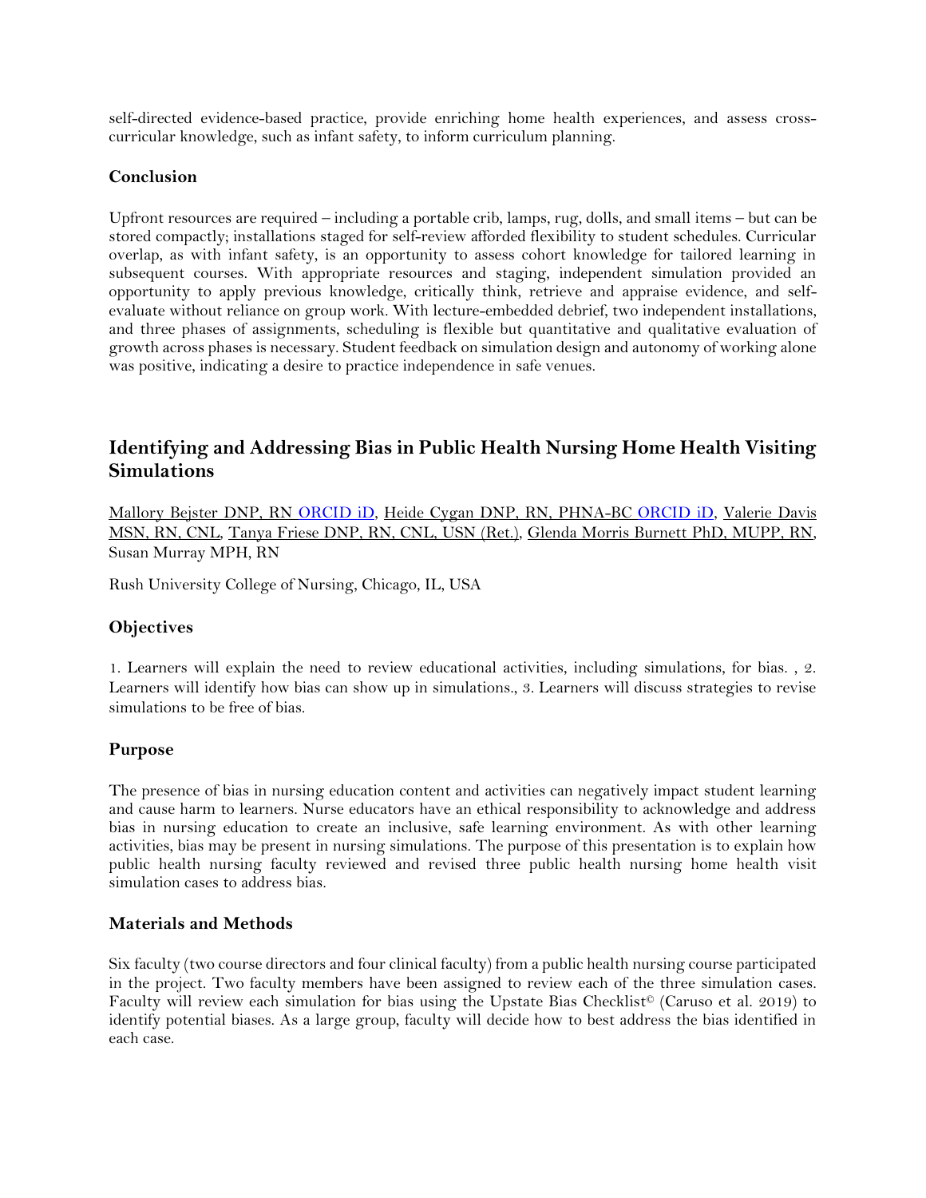self-directed evidence-based practice, provide enriching home health experiences, and assess cross-curricular knowledge, such as infant safety, to inform curriculum planning.

### Conclusion

Upfront resources are required – including a portable crib, lamps, rug, dolls, and small items – but can be stored compactly; installations staged for self-review afforded flexibility to student schedules. Curricular overlap, as with infant safety, is an opportunity to assess cohort knowledge for tailored learning in subsequent courses. With appropriate resources and staging, independent simulation provided an opportunity to apply previous knowledge, critically think, retrieve and appraise evidence, and self-evaluate without reliance on group work. With lecture-embedded debrief, two independent installations, and three phases of assignments, scheduling is flexible but quantitative and qualitative evaluation of growth across phases is necessary. Student feedback on simulation design and autonomy of working alone was positive, indicating a desire to practice independence in safe venues.

## Identifying and Addressing Bias in Public Health Nursing Home Health Visiting Simulations

Mallory Bejster DNP, RN ORCID iD, Heide Cygan DNP, RN, PHNA-BC ORCID iD, Valerie Davis MSN, RN, CNL, Tanya Friese DNP, RN, CNL, USN (Ret.), Glenda Morris Burnett PhD, MUPP, RN, Susan Murray MPH, RN

Rush University College of Nursing, Chicago, IL, USA

### Objectives

1. Learners will explain the need to review educational activities, including simulations, for bias. , 2. Learners will identify how bias can show up in simulations., 3. Learners will discuss strategies to revise simulations to be free of bias.

### Purpose

The presence of bias in nursing education content and activities can negatively impact student learning and cause harm to learners. Nurse educators have an ethical responsibility to acknowledge and address bias in nursing education to create an inclusive, safe learning environment. As with other learning activities, bias may be present in nursing simulations. The purpose of this presentation is to explain how public health nursing faculty reviewed and revised three public health nursing home health visit simulation cases to address bias.

### Materials and Methods

Six faculty (two course directors and four clinical faculty) from a public health nursing course participated in the project. Two faculty members have been assigned to review each of the three simulation cases. Faculty will review each simulation for bias using the Upstate Bias Checklist© (Caruso et al. 2019) to identify potential biases. As a large group, faculty will decide how to best address the bias identified in each case.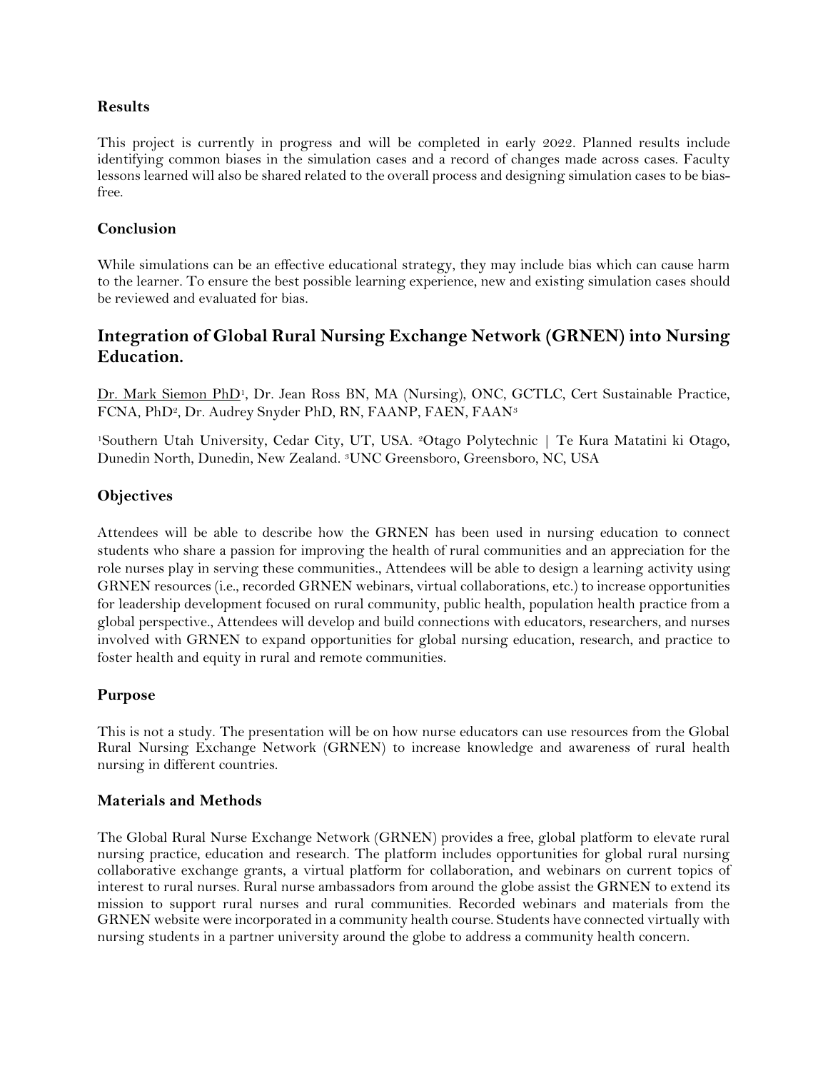### Results

This project is currently in progress and will be completed in early 2022. Planned results include identifying common biases in the simulation cases and a record of changes made across cases. Faculty lessons learned will also be shared related to the overall process and designing simulation cases to be bias-free.

### Conclusion

While simulations can be an effective educational strategy, they may include bias which can cause harm to the learner. To ensure the best possible learning experience, new and existing simulation cases should be reviewed and evaluated for bias.

## Integration of Global Rural Nursing Exchange Network (GRNEN) into Nursing Education.

Dr. Mark Siemon PhD[1], Dr. Jean Ross BN, MA (Nursing), ONC, GCTLC, Cert Sustainable Practice, FCNA, PhD[2], Dr. Audrey Snyder PhD, RN, FAANP, FAEN, FAAN[3]

[1]Southern Utah University, Cedar City, UT, USA. [2]Otago Polytechnic | Te Kura Matatini ki Otago, Dunedin North, Dunedin, New Zealand. [3]UNC Greensboro, Greensboro, NC, USA

### Objectives

Attendees will be able to describe how the GRNEN has been used in nursing education to connect students who share a passion for improving the health of rural communities and an appreciation for the role nurses play in serving these communities., Attendees will be able to design a learning activity using GRNEN resources (i.e., recorded GRNEN webinars, virtual collaborations, etc.) to increase opportunities for leadership development focused on rural community, public health, population health practice from a global perspective., Attendees will develop and build connections with educators, researchers, and nurses involved with GRNEN to expand opportunities for global nursing education, research, and practice to foster health and equity in rural and remote communities.

### Purpose

This is not a study. The presentation will be on how nurse educators can use resources from the Global Rural Nursing Exchange Network (GRNEN) to increase knowledge and awareness of rural health nursing in different countries.

### Materials and Methods

The Global Rural Nurse Exchange Network (GRNEN) provides a free, global platform to elevate rural nursing practice, education and research. The platform includes opportunities for global rural nursing collaborative exchange grants, a virtual platform for collaboration, and webinars on current topics of interest to rural nurses. Rural nurse ambassadors from around the globe assist the GRNEN to extend its mission to support rural nurses and rural communities. Recorded webinars and materials from the GRNEN website were incorporated in a community health course. Students have connected virtually with nursing students in a partner university around the globe to address a community health concern.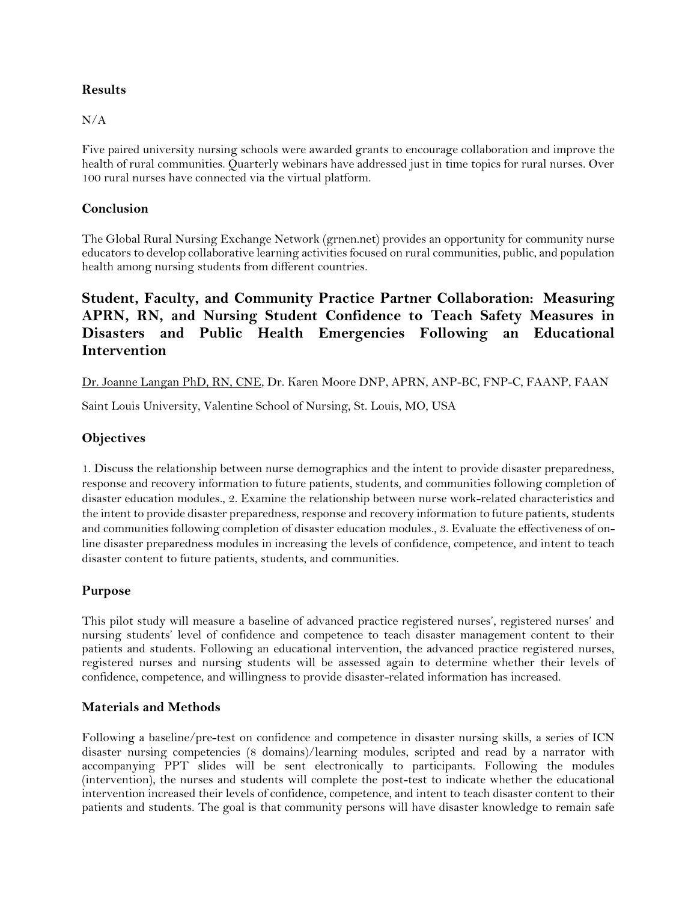### Results

N/A

Five paired university nursing schools were awarded grants to encourage collaboration and improve the health of rural communities. Quarterly webinars have addressed just in time topics for rural nurses. Over 100 rural nurses have connected via the virtual platform.

### Conclusion

The Global Rural Nursing Exchange Network (grnen.net) provides an opportunity for community nurse educators to develop collaborative learning activities focused on rural communities, public, and population health among nursing students from different countries.

## Student, Faculty, and Community Practice Partner Collaboration: Measuring APRN, RN, and Nursing Student Confidence to Teach Safety Measures in Disasters and Public Health Emergencies Following an Educational Intervention

Dr. Joanne Langan PhD, RN, CNE, Dr. Karen Moore DNP, APRN, ANP-BC, FNP-C, FAANP, FAAN

Saint Louis University, Valentine School of Nursing, St. Louis, MO, USA

### Objectives

1. Discuss the relationship between nurse demographics and the intent to provide disaster preparedness, response and recovery information to future patients, students, and communities following completion of disaster education modules., 2. Examine the relationship between nurse work-related characteristics and the intent to provide disaster preparedness, response and recovery information to future patients, students and communities following completion of disaster education modules., 3. Evaluate the effectiveness of on-line disaster preparedness modules in increasing the levels of confidence, competence, and intent to teach disaster content to future patients, students, and communities.

### Purpose

This pilot study will measure a baseline of advanced practice registered nurses', registered nurses' and nursing students' level of confidence and competence to teach disaster management content to their patients and students. Following an educational intervention, the advanced practice registered nurses, registered nurses and nursing students will be assessed again to determine whether their levels of confidence, competence, and willingness to provide disaster-related information has increased.

### Materials and Methods

Following a baseline/pre-test on confidence and competence in disaster nursing skills, a series of ICN disaster nursing competencies (8 domains)/learning modules, scripted and read by a narrator with accompanying PPT slides will be sent electronically to participants. Following the modules (intervention), the nurses and students will complete the post-test to indicate whether the educational intervention increased their levels of confidence, competence, and intent to teach disaster content to their patients and students. The goal is that community persons will have disaster knowledge to remain safe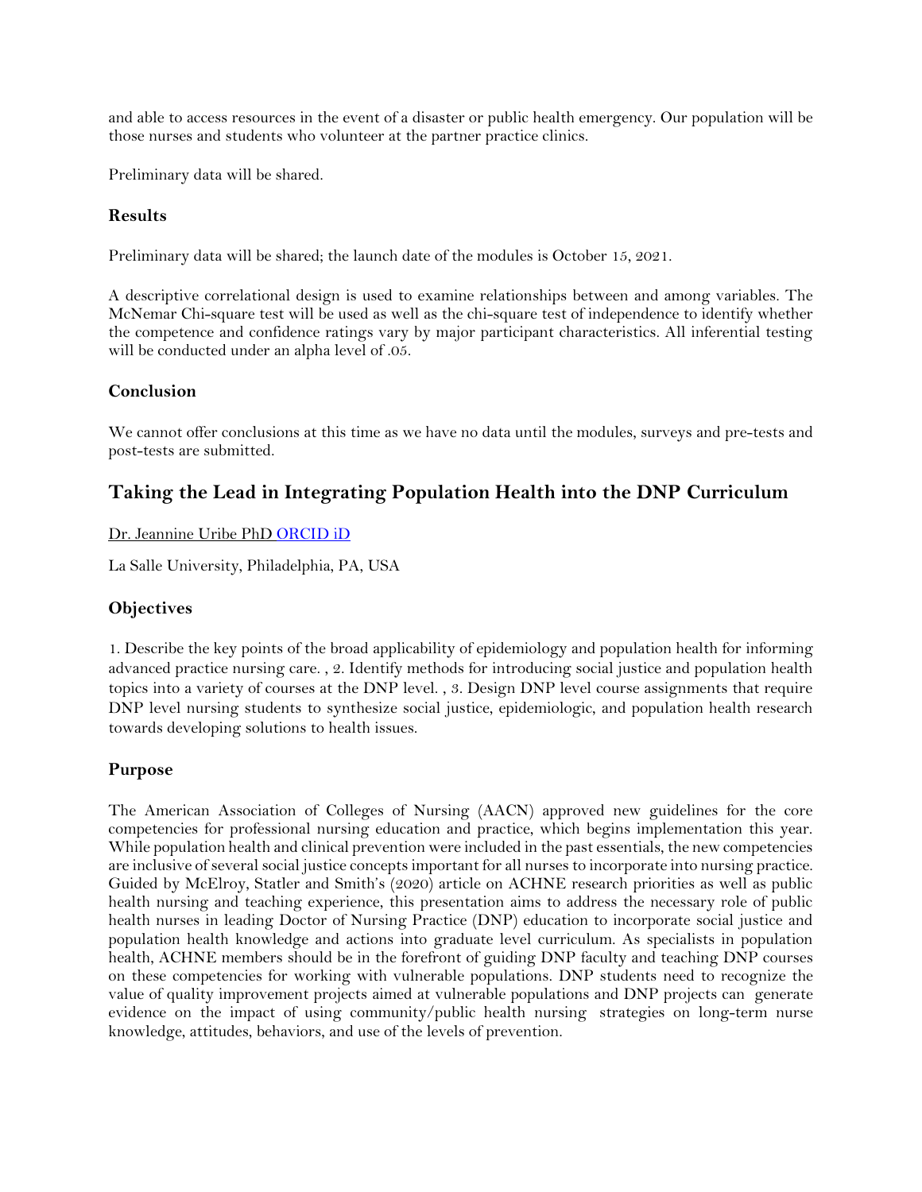and able to access resources in the event of a disaster or public health emergency. Our population will be those nurses and students who volunteer at the partner practice clinics.

Preliminary data will be shared.

### Results

Preliminary data will be shared; the launch date of the modules is October 15, 2021.

A descriptive correlational design is used to examine relationships between and among variables. The McNemar Chi-square test will be used as well as the chi-square test of independence to identify whether the competence and confidence ratings vary by major participant characteristics. All inferential testing will be conducted under an alpha level of .05.

### Conclusion

We cannot offer conclusions at this time as we have no data until the modules, surveys and pre-tests and post-tests are submitted.

## Taking the Lead in Integrating Population Health into the DNP Curriculum

Dr. Jeannine Uribe PhD ORCID iD

La Salle University, Philadelphia, PA, USA

### Objectives

1. Describe the key points of the broad applicability of epidemiology and population health for informing advanced practice nursing care. , 2. Identify methods for introducing social justice and population health topics into a variety of courses at the DNP level. , 3. Design DNP level course assignments that require DNP level nursing students to synthesize social justice, epidemiologic, and population health research towards developing solutions to health issues.

### Purpose

The American Association of Colleges of Nursing (AACN) approved new guidelines for the core competencies for professional nursing education and practice, which begins implementation this year. While population health and clinical prevention were included in the past essentials, the new competencies are inclusive of several social justice concepts important for all nurses to incorporate into nursing practice. Guided by McElroy, Statler and Smith's (2020) article on ACHNE research priorities as well as public health nursing and teaching experience, this presentation aims to address the necessary role of public health nurses in leading Doctor of Nursing Practice (DNP) education to incorporate social justice and population health knowledge and actions into graduate level curriculum. As specialists in population health, ACHNE members should be in the forefront of guiding DNP faculty and teaching DNP courses on these competencies for working with vulnerable populations. DNP students need to recognize the value of quality improvement projects aimed at vulnerable populations and DNP projects can generate evidence on the impact of using community/public health nursing strategies on long-term nurse knowledge, attitudes, behaviors, and use of the levels of prevention.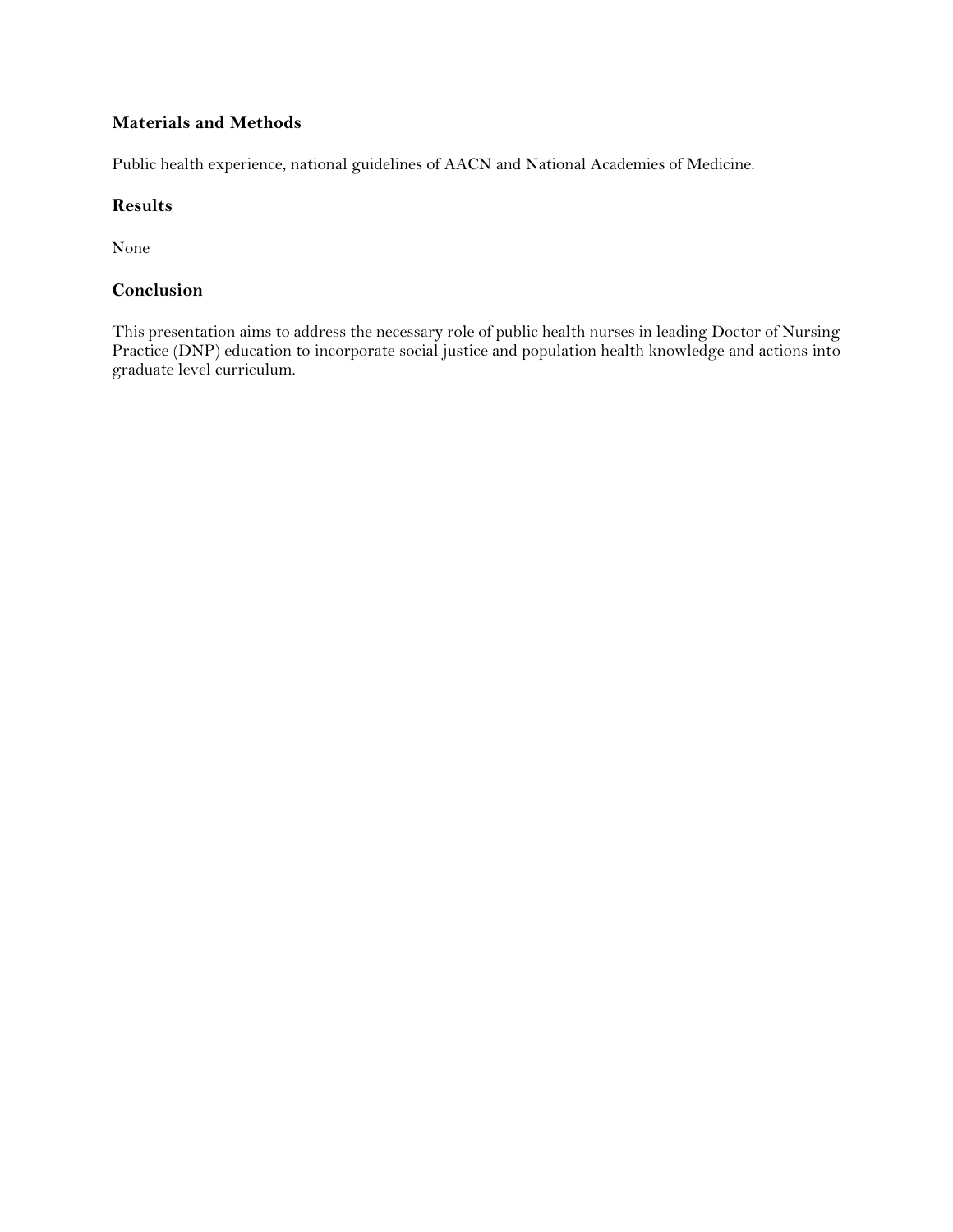### Materials and Methods

Public health experience, national guidelines of AACN and National Academies of Medicine.

### Results

None

### Conclusion

This presentation aims to address the necessary role of public health nurses in leading Doctor of Nursing Practice (DNP) education to incorporate social justice and population health knowledge and actions into graduate level curriculum.